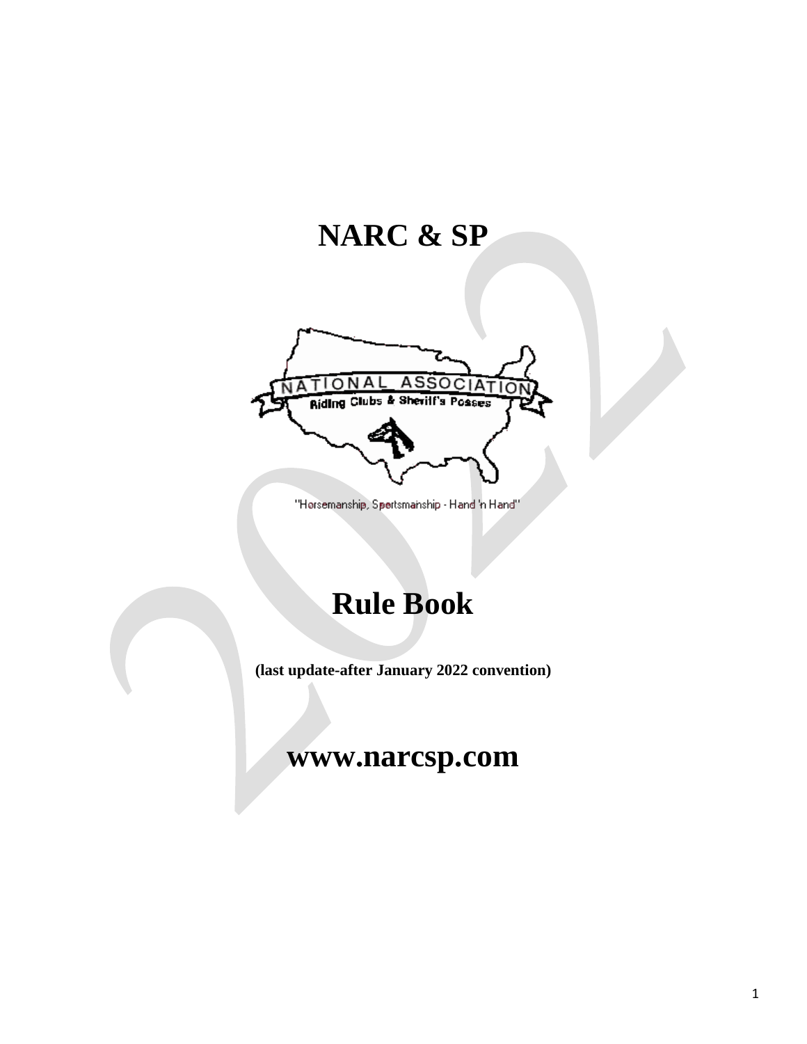# NARC & SP

NATIONAL ASSOCIATION
Riding Clubs & Sheriff's Posses

"Horsemanship, Sportsmanship - Hand 'n Hand"

# Rule Book

**(last update-after January 2022 convention)**

## www.narcsp.com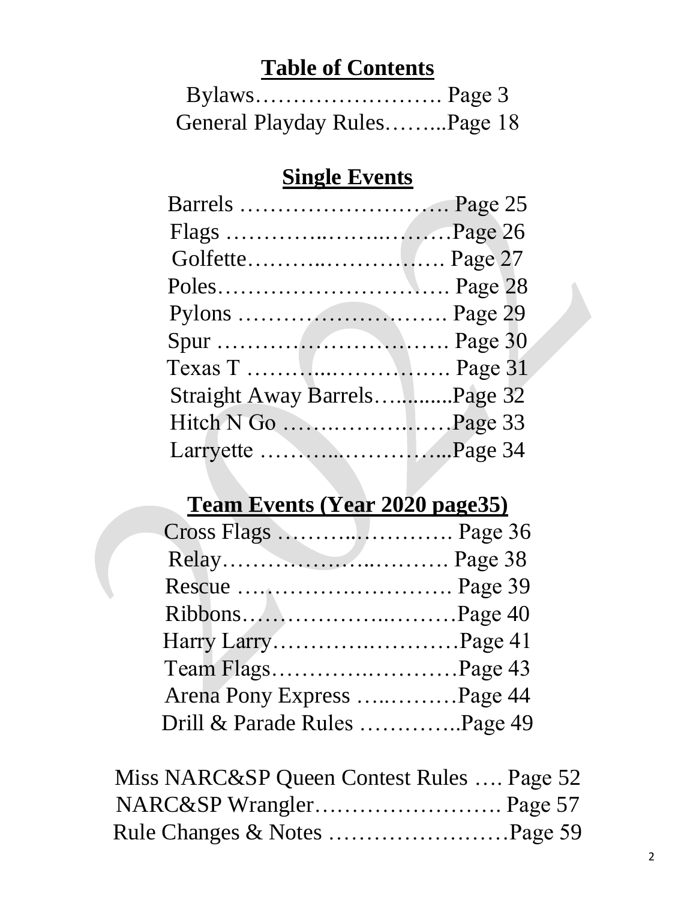## Table of Contents

Bylaws……………………. Page 3
General Playday Rules……..Page 18

## Single Events

Barrels ………………………. Page 25
Flags …………..……..………Page 26
Golfette………..……………. Page 27
Poles…………………………. Page 28
Pylons ………………………. Page 29
Spur …………………………. Page 30
Texas T ………...……………. Page 31
Straight Away Barrels…..........Page 32
Hitch N Go ……..………..……Page 33
Larryette ………...…………...Page 34

## Team Events (Year 2020 page35)

Cross Flags ………..…………. Page 36
Relay……………….……….. Page 38
Rescue ……………….………. Page 39
Ribbons……………..………Page 40
Harry Larry……….…………Page 41
Team Flags……….…………Page 43
Arena Pony Express …..………Page 44
Drill & Parade Rules …………..Page 49

Miss NARC&SP Queen Contest Rules …. Page 52
NARC&SP Wrangler……………………. Page 57
Rule Changes & Notes ……………….……Page 59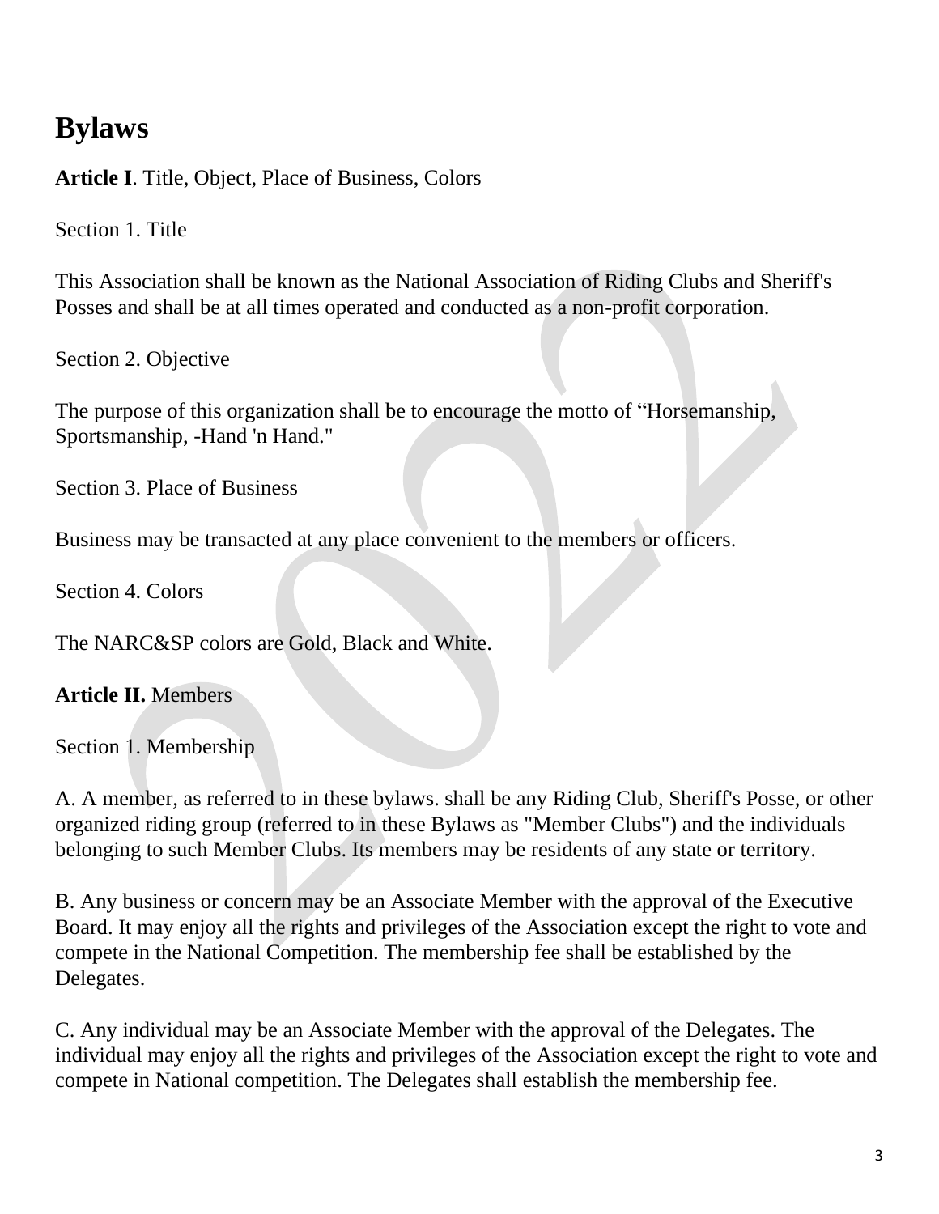# Bylaws

**Article I**. Title, Object, Place of Business, Colors

Section 1. Title

This Association shall be known as the National Association of Riding Clubs and Sheriff's Posses and shall be at all times operated and conducted as a non-profit corporation.

Section 2. Objective

The purpose of this organization shall be to encourage the motto of "Horsemanship, Sportsmanship, -Hand 'n Hand."

Section 3. Place of Business

Business may be transacted at any place convenient to the members or officers.

Section 4. Colors

The NARC&SP colors are Gold, Black and White.

**Article II.** Members

Section 1. Membership

A. A member, as referred to in these bylaws. shall be any Riding Club, Sheriff's Posse, or other organized riding group (referred to in these Bylaws as "Member Clubs") and the individuals belonging to such Member Clubs. Its members may be residents of any state or territory.

B. Any business or concern may be an Associate Member with the approval of the Executive Board. It may enjoy all the rights and privileges of the Association except the right to vote and compete in the National Competition. The membership fee shall be established by the Delegates.

C. Any individual may be an Associate Member with the approval of the Delegates. The individual may enjoy all the rights and privileges of the Association except the right to vote and compete in National competition. The Delegates shall establish the membership fee.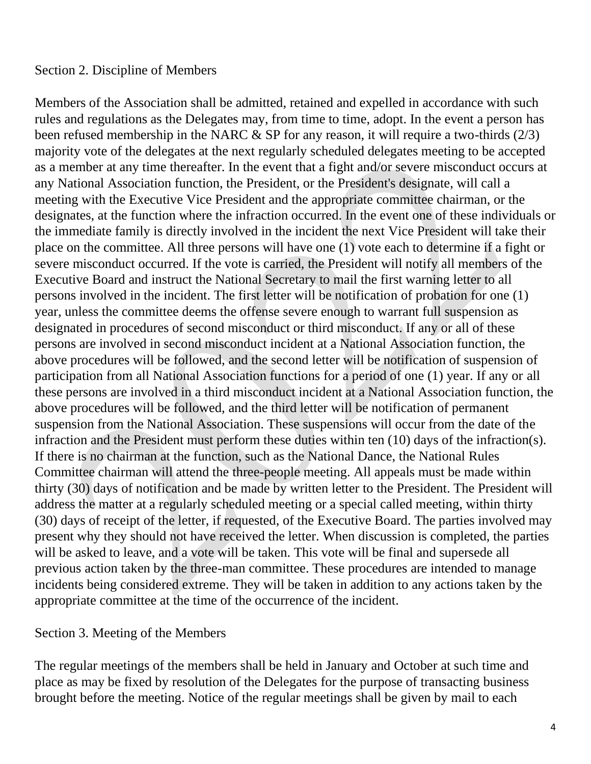## Section 2. Discipline of Members

Members of the Association shall be admitted, retained and expelled in accordance with such rules and regulations as the Delegates may, from time to time, adopt. In the event a person has been refused membership in the NARC & SP for any reason, it will require a two-thirds (2/3) majority vote of the delegates at the next regularly scheduled delegates meeting to be accepted as a member at any time thereafter. In the event that a fight and/or severe misconduct occurs at any National Association function, the President, or the President's designate, will call a meeting with the Executive Vice President and the appropriate committee chairman, or the designates, at the function where the infraction occurred. In the event one of these individuals or the immediate family is directly involved in the incident the next Vice President will take their place on the committee. All three persons will have one (1) vote each to determine if a fight or severe misconduct occurred. If the vote is carried, the President will notify all members of the Executive Board and instruct the National Secretary to mail the first warning letter to all persons involved in the incident. The first letter will be notification of probation for one (1) year, unless the committee deems the offense severe enough to warrant full suspension as designated in procedures of second misconduct or third misconduct. If any or all of these persons are involved in second misconduct incident at a National Association function, the above procedures will be followed, and the second letter will be notification of suspension of participation from all National Association functions for a period of one (1) year. If any or all these persons are involved in a third misconduct incident at a National Association function, the above procedures will be followed, and the third letter will be notification of permanent suspension from the National Association. These suspensions will occur from the date of the infraction and the President must perform these duties within ten (10) days of the infraction(s). If there is no chairman at the function, such as the National Dance, the National Rules Committee chairman will attend the three-people meeting. All appeals must be made within thirty (30) days of notification and be made by written letter to the President. The President will address the matter at a regularly scheduled meeting or a special called meeting, within thirty (30) days of receipt of the letter, if requested, of the Executive Board. The parties involved may present why they should not have received the letter. When discussion is completed, the parties will be asked to leave, and a vote will be taken. This vote will be final and supersede all previous action taken by the three-man committee. These procedures are intended to manage incidents being considered extreme. They will be taken in addition to any actions taken by the appropriate committee at the time of the occurrence of the incident.

## Section 3. Meeting of the Members

The regular meetings of the members shall be held in January and October at such time and place as may be fixed by resolution of the Delegates for the purpose of transacting business brought before the meeting. Notice of the regular meetings shall be given by mail to each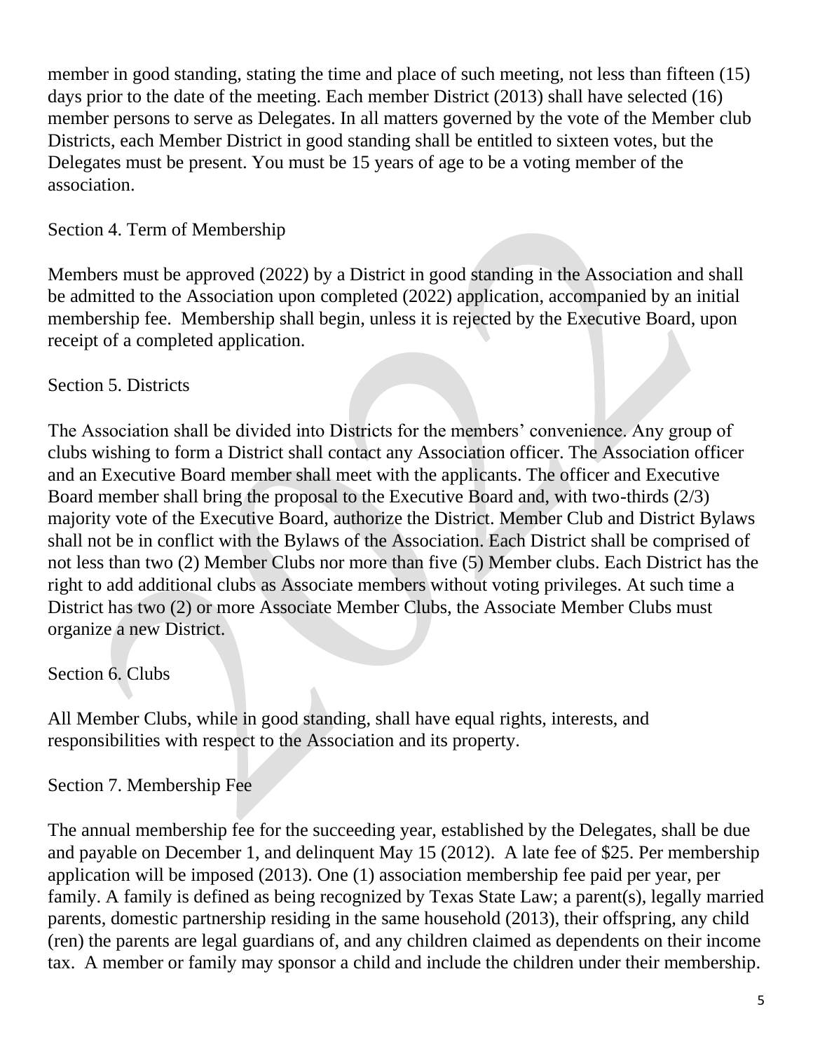member in good standing, stating the time and place of such meeting, not less than fifteen (15) days prior to the date of the meeting. Each member District (2013) shall have selected (16) member persons to serve as Delegates. In all matters governed by the vote of the Member club Districts, each Member District in good standing shall be entitled to sixteen votes, but the Delegates must be present. You must be 15 years of age to be a voting member of the association.

Section 4. Term of Membership

Members must be approved (2022) by a District in good standing in the Association and shall be admitted to the Association upon completed (2022) application, accompanied by an initial membership fee. Membership shall begin, unless it is rejected by the Executive Board, upon receipt of a completed application.

Section 5. Districts

The Association shall be divided into Districts for the members' convenience. Any group of clubs wishing to form a District shall contact any Association officer. The Association officer and an Executive Board member shall meet with the applicants. The officer and Executive Board member shall bring the proposal to the Executive Board and, with two-thirds (2/3) majority vote of the Executive Board, authorize the District. Member Club and District Bylaws shall not be in conflict with the Bylaws of the Association. Each District shall be comprised of not less than two (2) Member Clubs nor more than five (5) Member clubs. Each District has the right to add additional clubs as Associate members without voting privileges. At such time a District has two (2) or more Associate Member Clubs, the Associate Member Clubs must organize a new District.

Section 6. Clubs

All Member Clubs, while in good standing, shall have equal rights, interests, and responsibilities with respect to the Association and its property.

Section 7. Membership Fee

The annual membership fee for the succeeding year, established by the Delegates, shall be due and payable on December 1, and delinquent May 15 (2012). A late fee of $25. Per membership application will be imposed (2013). One (1) association membership fee paid per year, per family. A family is defined as being recognized by Texas State Law; a parent(s), legally married parents, domestic partnership residing in the same household (2013), their offspring, any child (ren) the parents are legal guardians of, and any children claimed as dependents on their income tax. A member or family may sponsor a child and include the children under their membership.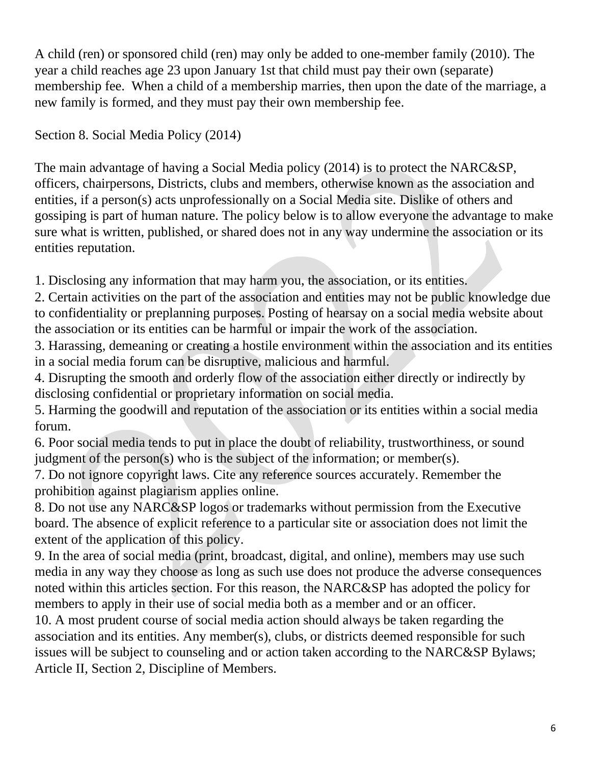A child (ren) or sponsored child (ren) may only be added to one-member family (2010). The year a child reaches age 23 upon January 1st that child must pay their own (separate) membership fee. When a child of a membership marries, then upon the date of the marriage, a new family is formed, and they must pay their own membership fee.

Section 8. Social Media Policy (2014)

The main advantage of having a Social Media policy (2014) is to protect the NARC&SP, officers, chairpersons, Districts, clubs and members, otherwise known as the association and entities, if a person(s) acts unprofessionally on a Social Media site. Dislike of others and gossiping is part of human nature. The policy below is to allow everyone the advantage to make sure what is written, published, or shared does not in any way undermine the association or its entities reputation.

1. Disclosing any information that may harm you, the association, or its entities.
2. Certain activities on the part of the association and entities may not be public knowledge due to confidentiality or preplanning purposes. Posting of hearsay on a social media website about the association or its entities can be harmful or impair the work of the association.
3. Harassing, demeaning or creating a hostile environment within the association and its entities in a social media forum can be disruptive, malicious and harmful.
4. Disrupting the smooth and orderly flow of the association either directly or indirectly by disclosing confidential or proprietary information on social media.
5. Harming the goodwill and reputation of the association or its entities within a social media forum.
6. Poor social media tends to put in place the doubt of reliability, trustworthiness, or sound judgment of the person(s) who is the subject of the information; or member(s).
7. Do not ignore copyright laws. Cite any reference sources accurately. Remember the prohibition against plagiarism applies online.
8. Do not use any NARC&SP logos or trademarks without permission from the Executive board. The absence of explicit reference to a particular site or association does not limit the extent of the application of this policy.
9. In the area of social media (print, broadcast, digital, and online), members may use such media in any way they choose as long as such use does not produce the adverse consequences noted within this articles section. For this reason, the NARC&SP has adopted the policy for members to apply in their use of social media both as a member and or an officer.
10. A most prudent course of social media action should always be taken regarding the association and its entities. Any member(s), clubs, or districts deemed responsible for such issues will be subject to counseling and or action taken according to the NARC&SP Bylaws; Article II, Section 2, Discipline of Members.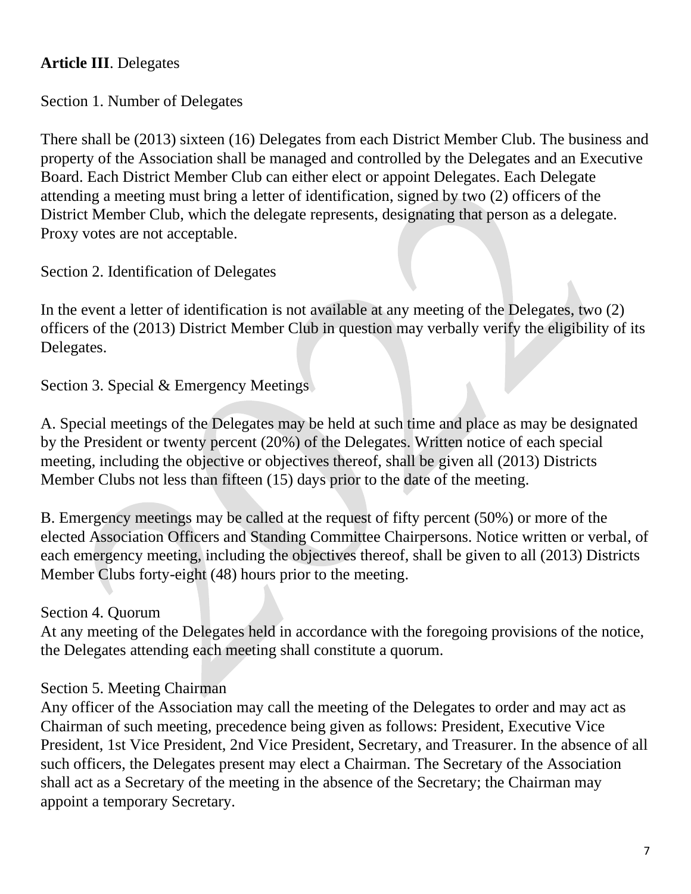**Article III**. Delegates

Section 1. Number of Delegates

There shall be (2013) sixteen (16) Delegates from each District Member Club. The business and property of the Association shall be managed and controlled by the Delegates and an Executive Board. Each District Member Club can either elect or appoint Delegates. Each Delegate attending a meeting must bring a letter of identification, signed by two (2) officers of the District Member Club, which the delegate represents, designating that person as a delegate. Proxy votes are not acceptable.

Section 2. Identification of Delegates

In the event a letter of identification is not available at any meeting of the Delegates, two (2) officers of the (2013) District Member Club in question may verbally verify the eligibility of its Delegates.

Section 3. Special & Emergency Meetings

A. Special meetings of the Delegates may be held at such time and place as may be designated by the President or twenty percent (20%) of the Delegates. Written notice of each special meeting, including the objective or objectives thereof, shall be given all (2013) Districts Member Clubs not less than fifteen (15) days prior to the date of the meeting.

B. Emergency meetings may be called at the request of fifty percent (50%) or more of the elected Association Officers and Standing Committee Chairpersons. Notice written or verbal, of each emergency meeting, including the objectives thereof, shall be given to all (2013) Districts Member Clubs forty-eight (48) hours prior to the meeting.

Section 4. Quorum
At any meeting of the Delegates held in accordance with the foregoing provisions of the notice, the Delegates attending each meeting shall constitute a quorum.

Section 5. Meeting Chairman
Any officer of the Association may call the meeting of the Delegates to order and may act as Chairman of such meeting, precedence being given as follows: President, Executive Vice President, 1st Vice President, 2nd Vice President, Secretary, and Treasurer. In the absence of all such officers, the Delegates present may elect a Chairman. The Secretary of the Association shall act as a Secretary of the meeting in the absence of the Secretary; the Chairman may appoint a temporary Secretary.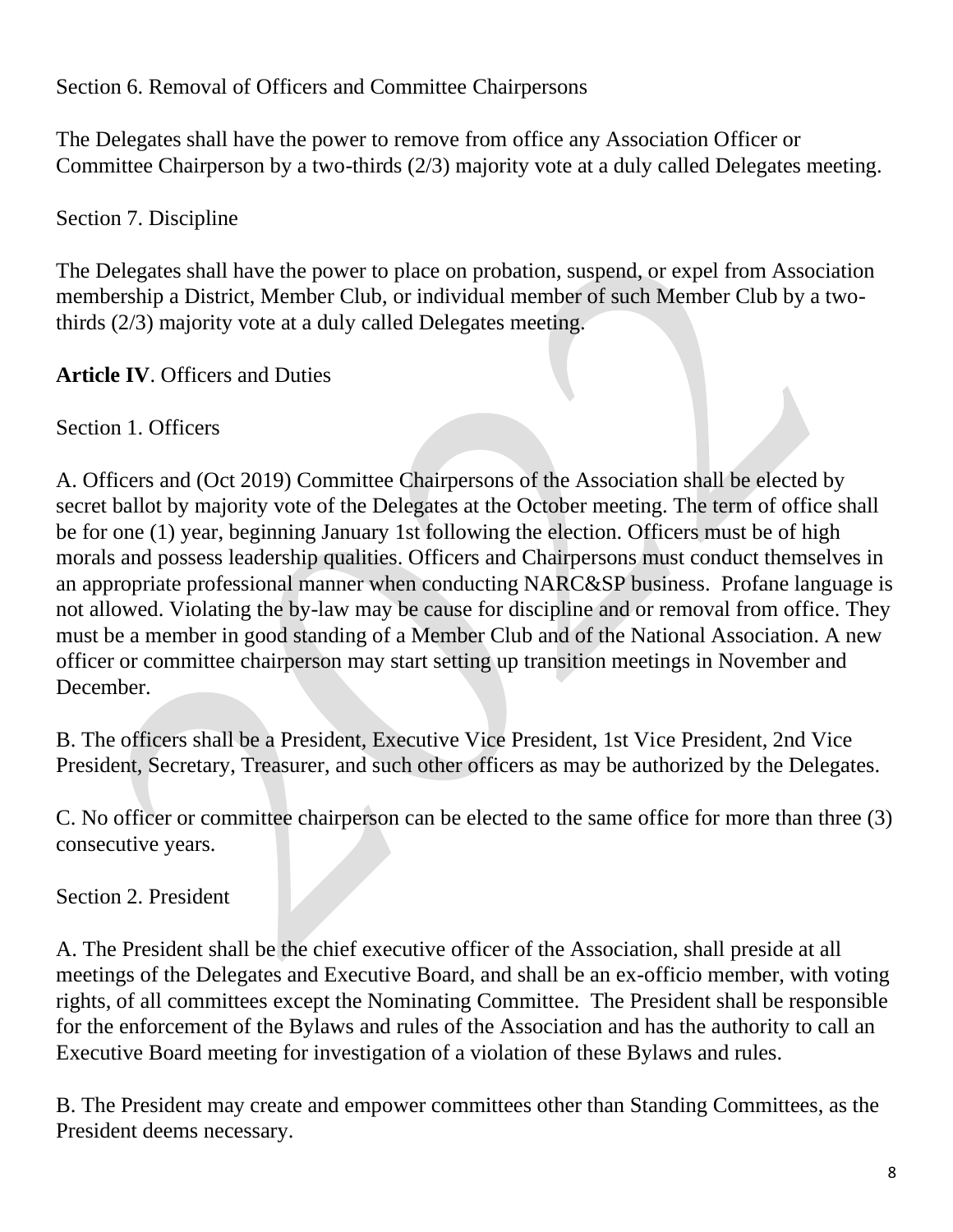Section 6. Removal of Officers and Committee Chairpersons

The Delegates shall have the power to remove from office any Association Officer or Committee Chairperson by a two-thirds (2/3) majority vote at a duly called Delegates meeting.

Section 7. Discipline

The Delegates shall have the power to place on probation, suspend, or expel from Association membership a District, Member Club, or individual member of such Member Club by a two-thirds (2/3) majority vote at a duly called Delegates meeting.

**Article IV**. Officers and Duties

Section 1. Officers

A. Officers and (Oct 2019) Committee Chairpersons of the Association shall be elected by secret ballot by majority vote of the Delegates at the October meeting. The term of office shall be for one (1) year, beginning January 1st following the election. Officers must be of high morals and possess leadership qualities. Officers and Chairpersons must conduct themselves in an appropriate professional manner when conducting NARC&SP business. Profane language is not allowed. Violating the by-law may be cause for discipline and or removal from office. They must be a member in good standing of a Member Club and of the National Association. A new officer or committee chairperson may start setting up transition meetings in November and December.

B. The officers shall be a President, Executive Vice President, 1st Vice President, 2nd Vice President, Secretary, Treasurer, and such other officers as may be authorized by the Delegates.

C. No officer or committee chairperson can be elected to the same office for more than three (3) consecutive years.

Section 2. President

A. The President shall be the chief executive officer of the Association, shall preside at all meetings of the Delegates and Executive Board, and shall be an ex-officio member, with voting rights, of all committees except the Nominating Committee. The President shall be responsible for the enforcement of the Bylaws and rules of the Association and has the authority to call an Executive Board meeting for investigation of a violation of these Bylaws and rules.

B. The President may create and empower committees other than Standing Committees, as the President deems necessary.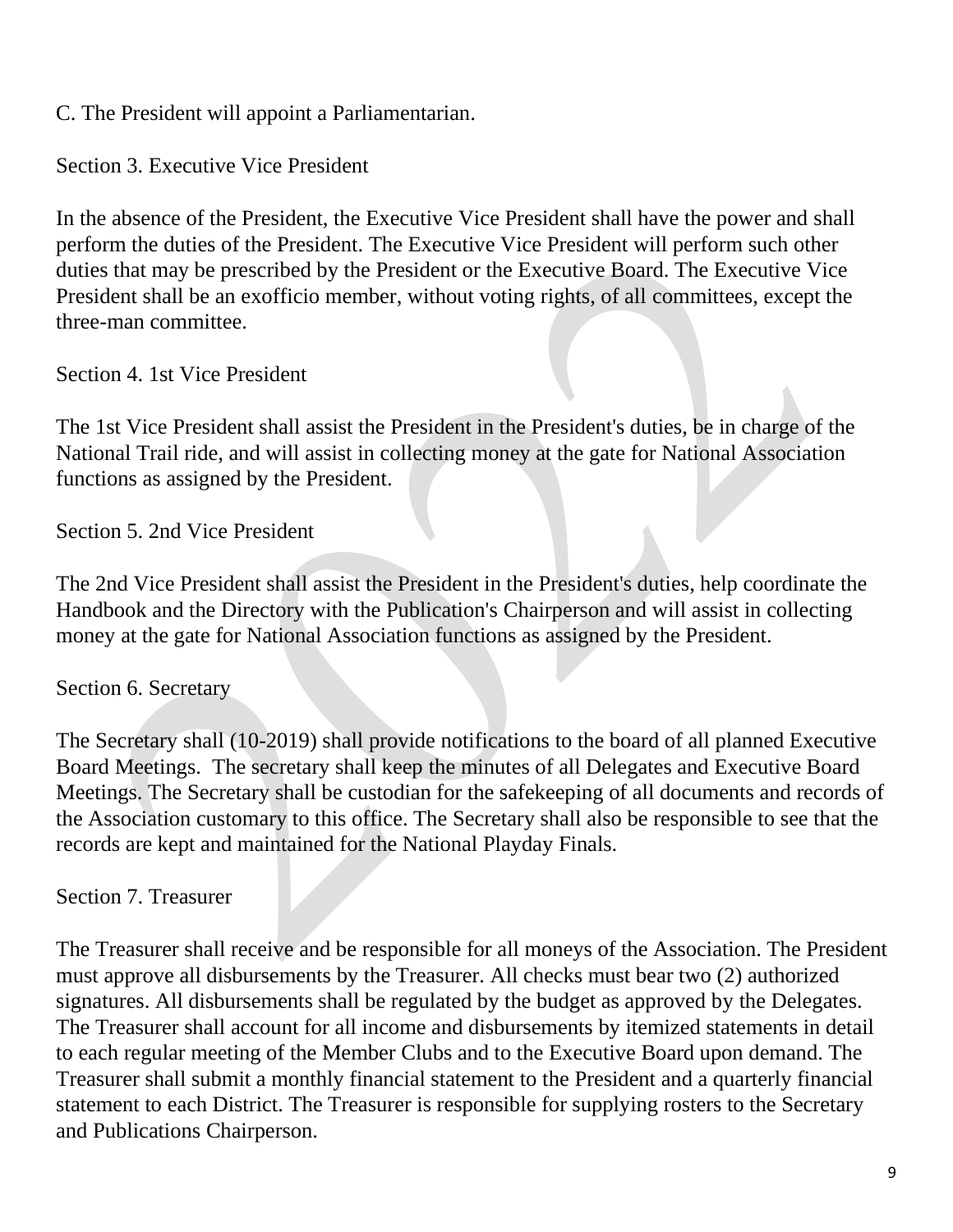C. The President will appoint a Parliamentarian.

Section 3. Executive Vice President

In the absence of the President, the Executive Vice President shall have the power and shall perform the duties of the President. The Executive Vice President will perform such other duties that may be prescribed by the President or the Executive Board. The Executive Vice President shall be an exofficio member, without voting rights, of all committees, except the three-man committee.

Section 4. 1st Vice President

The 1st Vice President shall assist the President in the President's duties, be in charge of the National Trail ride, and will assist in collecting money at the gate for National Association functions as assigned by the President.

Section 5. 2nd Vice President

The 2nd Vice President shall assist the President in the President's duties, help coordinate the Handbook and the Directory with the Publication's Chairperson and will assist in collecting money at the gate for National Association functions as assigned by the President.

Section 6. Secretary

The Secretary shall (10-2019) shall provide notifications to the board of all planned Executive Board Meetings. The secretary shall keep the minutes of all Delegates and Executive Board Meetings. The Secretary shall be custodian for the safekeeping of all documents and records of the Association customary to this office. The Secretary shall also be responsible to see that the records are kept and maintained for the National Playday Finals.

Section 7. Treasurer

The Treasurer shall receive and be responsible for all moneys of the Association. The President must approve all disbursements by the Treasurer. All checks must bear two (2) authorized signatures. All disbursements shall be regulated by the budget as approved by the Delegates. The Treasurer shall account for all income and disbursements by itemized statements in detail to each regular meeting of the Member Clubs and to the Executive Board upon demand. The Treasurer shall submit a monthly financial statement to the President and a quarterly financial statement to each District. The Treasurer is responsible for supplying rosters to the Secretary and Publications Chairperson.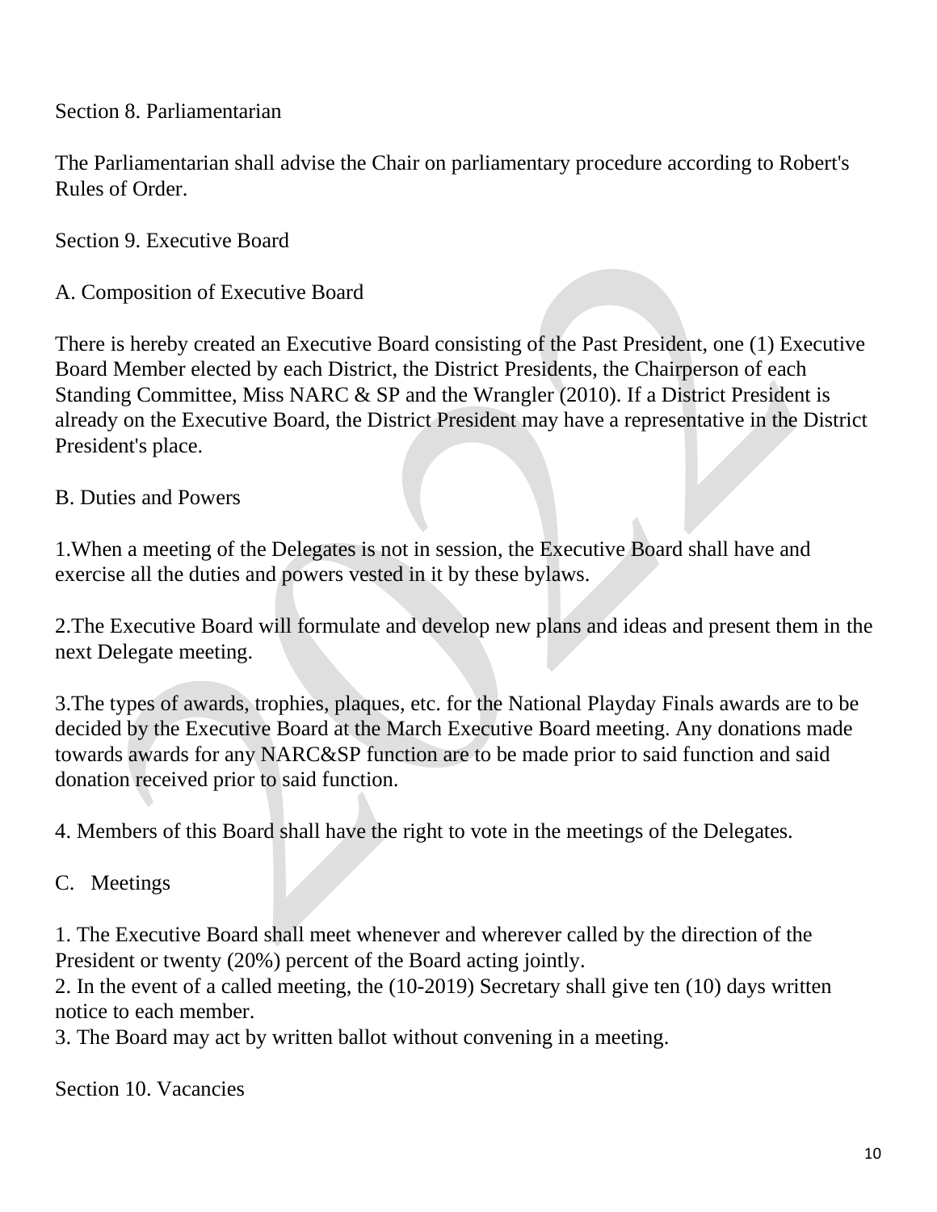## Section 8. Parliamentarian

The Parliamentarian shall advise the Chair on parliamentary procedure according to Robert's Rules of Order.

## Section 9. Executive Board

### A. Composition of Executive Board

There is hereby created an Executive Board consisting of the Past President, one (1) Executive Board Member elected by each District, the District Presidents, the Chairperson of each Standing Committee, Miss NARC & SP and the Wrangler (2010). If a District President is already on the Executive Board, the District President may have a representative in the District President's place.

### B. Duties and Powers

1.When a meeting of the Delegates is not in session, the Executive Board shall have and exercise all the duties and powers vested in it by these bylaws.

2.The Executive Board will formulate and develop new plans and ideas and present them in the next Delegate meeting.

3.The types of awards, trophies, plaques, etc. for the National Playday Finals awards are to be decided by the Executive Board at the March Executive Board meeting. Any donations made towards awards for any NARC&SP function are to be made prior to said function and said donation received prior to said function.

4. Members of this Board shall have the right to vote in the meetings of the Delegates.

### C. Meetings

1. The Executive Board shall meet whenever and wherever called by the direction of the President or twenty (20%) percent of the Board acting jointly.
2. In the event of a called meeting, the (10-2019) Secretary shall give ten (10) days written notice to each member.
3. The Board may act by written ballot without convening in a meeting.

## Section 10. Vacancies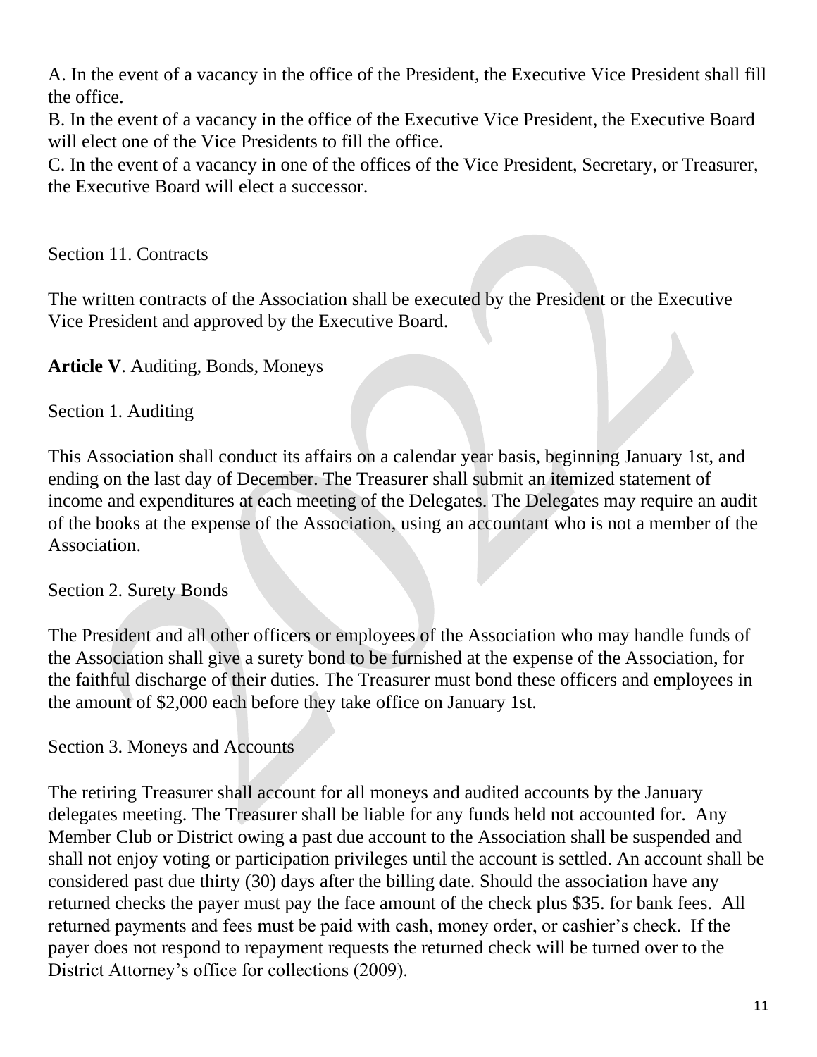A. In the event of a vacancy in the office of the President, the Executive Vice President shall fill the office.
B. In the event of a vacancy in the office of the Executive Vice President, the Executive Board will elect one of the Vice Presidents to fill the office.
C. In the event of a vacancy in one of the offices of the Vice President, Secretary, or Treasurer, the Executive Board will elect a successor.

Section 11. Contracts

The written contracts of the Association shall be executed by the President or the Executive Vice President and approved by the Executive Board.

**Article V**. Auditing, Bonds, Moneys

Section 1. Auditing

This Association shall conduct its affairs on a calendar year basis, beginning January 1st, and ending on the last day of December. The Treasurer shall submit an itemized statement of income and expenditures at each meeting of the Delegates. The Delegates may require an audit of the books at the expense of the Association, using an accountant who is not a member of the Association.

Section 2. Surety Bonds

The President and all other officers or employees of the Association who may handle funds of the Association shall give a surety bond to be furnished at the expense of the Association, for the faithful discharge of their duties. The Treasurer must bond these officers and employees in the amount of $2,000 each before they take office on January 1st.

Section 3. Moneys and Accounts

The retiring Treasurer shall account for all moneys and audited accounts by the January delegates meeting. The Treasurer shall be liable for any funds held not accounted for. Any Member Club or District owing a past due account to the Association shall be suspended and shall not enjoy voting or participation privileges until the account is settled. An account shall be considered past due thirty (30) days after the billing date. Should the association have any returned checks the payer must pay the face amount of the check plus $35. for bank fees. All returned payments and fees must be paid with cash, money order, or cashier's check. If the payer does not respond to repayment requests the returned check will be turned over to the District Attorney's office for collections (2009).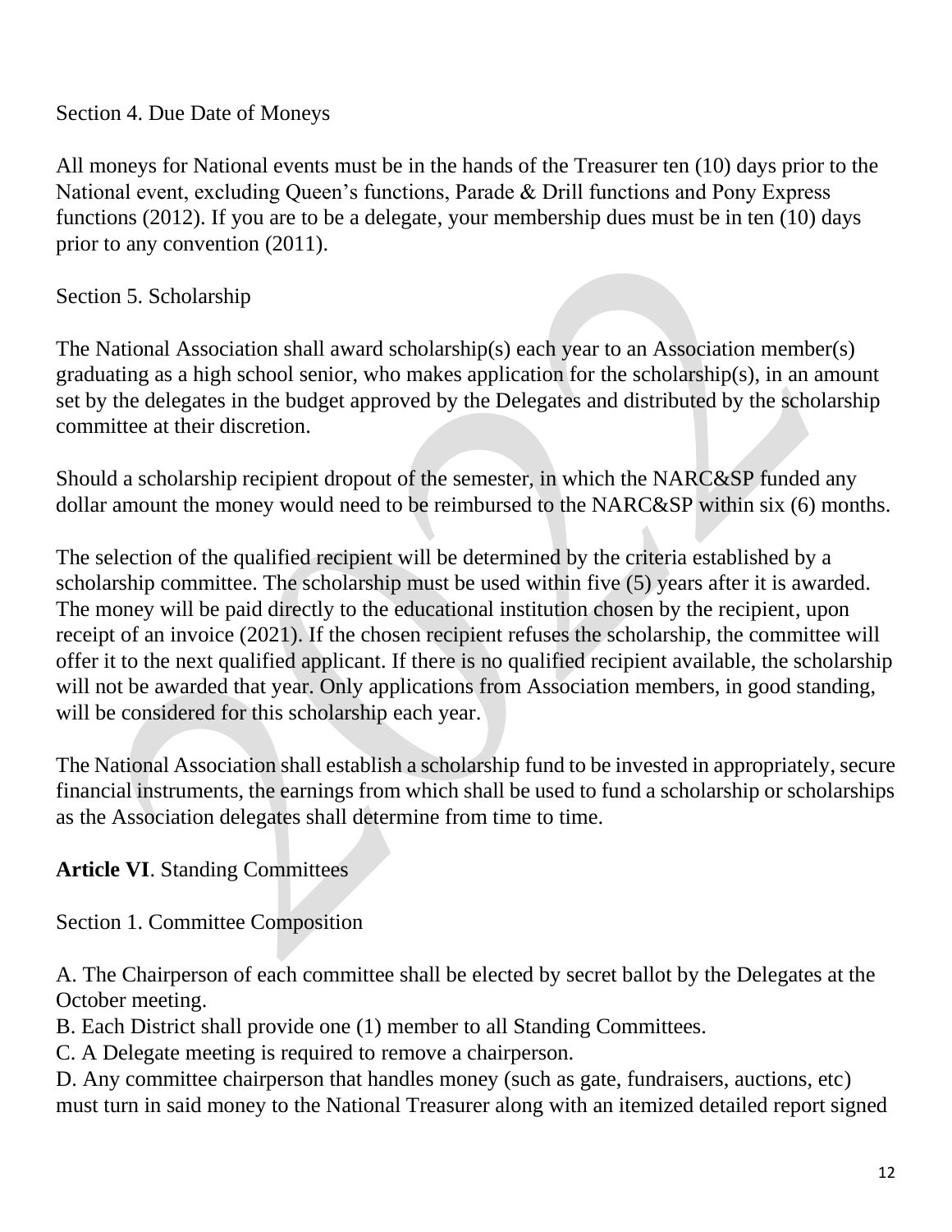Section 4. Due Date of Moneys

All moneys for National events must be in the hands of the Treasurer ten (10) days prior to the National event, excluding Queen's functions, Parade & Drill functions and Pony Express functions (2012). If you are to be a delegate, your membership dues must be in ten (10) days prior to any convention (2011).

Section 5. Scholarship

The National Association shall award scholarship(s) each year to an Association member(s) graduating as a high school senior, who makes application for the scholarship(s), in an amount set by the delegates in the budget approved by the Delegates and distributed by the scholarship committee at their discretion.

Should a scholarship recipient dropout of the semester, in which the NARC&SP funded any dollar amount the money would need to be reimbursed to the NARC&SP within six (6) months.

The selection of the qualified recipient will be determined by the criteria established by a scholarship committee. The scholarship must be used within five (5) years after it is awarded. The money will be paid directly to the educational institution chosen by the recipient, upon receipt of an invoice (2021). If the chosen recipient refuses the scholarship, the committee will offer it to the next qualified applicant. If there is no qualified recipient available, the scholarship will not be awarded that year. Only applications from Association members, in good standing, will be considered for this scholarship each year.

The National Association shall establish a scholarship fund to be invested in appropriately, secure financial instruments, the earnings from which shall be used to fund a scholarship or scholarships as the Association delegates shall determine from time to time.

**Article VI**. Standing Committees

Section 1. Committee Composition

A. The Chairperson of each committee shall be elected by secret ballot by the Delegates at the October meeting.
B. Each District shall provide one (1) member to all Standing Committees.
C. A Delegate meeting is required to remove a chairperson.
D. Any committee chairperson that handles money (such as gate, fundraisers, auctions, etc) must turn in said money to the National Treasurer along with an itemized detailed report signed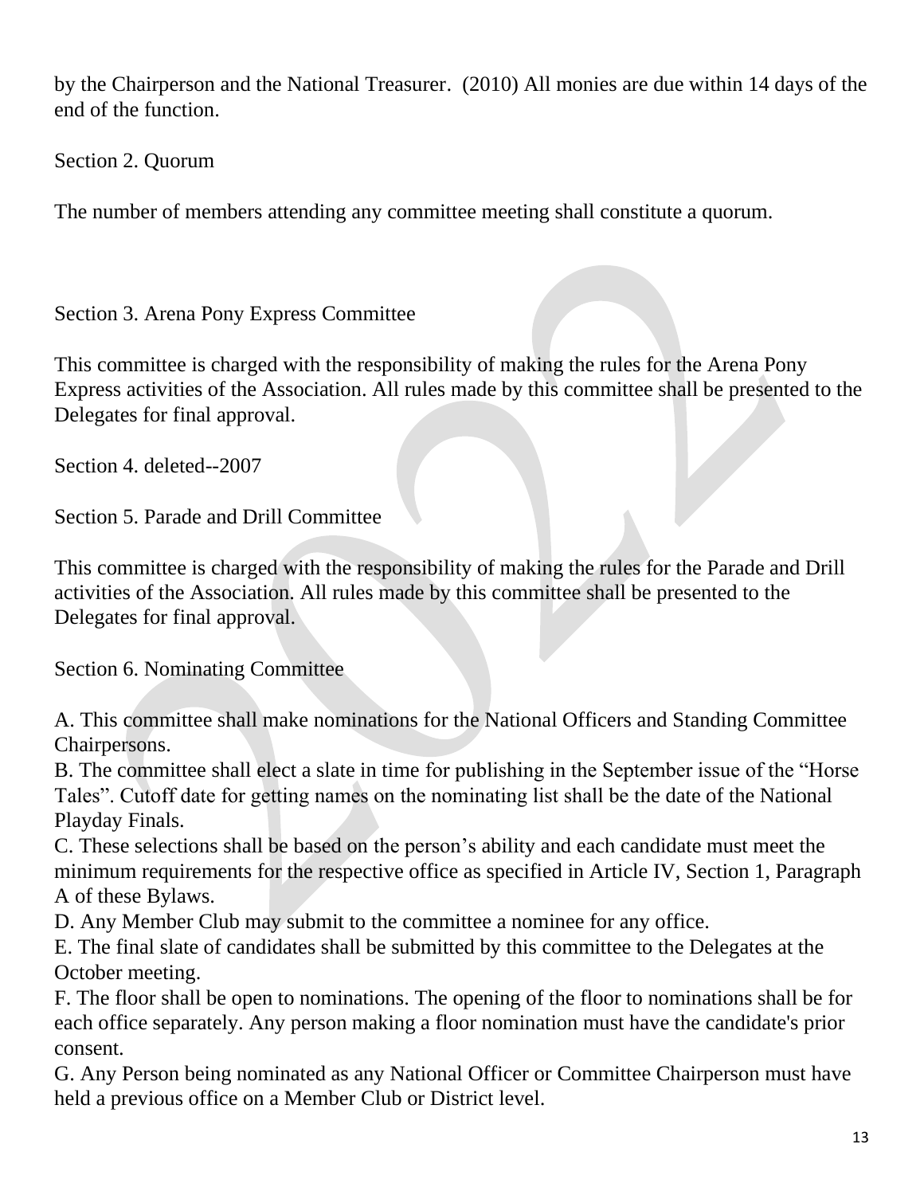by the Chairperson and the National Treasurer. (2010) All monies are due within 14 days of the end of the function.

Section 2. Quorum

The number of members attending any committee meeting shall constitute a quorum.

Section 3. Arena Pony Express Committee

This committee is charged with the responsibility of making the rules for the Arena Pony Express activities of the Association. All rules made by this committee shall be presented to the Delegates for final approval.

Section 4. deleted--2007

Section 5. Parade and Drill Committee

This committee is charged with the responsibility of making the rules for the Parade and Drill activities of the Association. All rules made by this committee shall be presented to the Delegates for final approval.

Section 6. Nominating Committee

A. This committee shall make nominations for the National Officers and Standing Committee Chairpersons.
B. The committee shall elect a slate in time for publishing in the September issue of the "Horse Tales". Cutoff date for getting names on the nominating list shall be the date of the National Playday Finals.
C. These selections shall be based on the person's ability and each candidate must meet the minimum requirements for the respective office as specified in Article IV, Section 1, Paragraph A of these Bylaws.
D. Any Member Club may submit to the committee a nominee for any office.
E. The final slate of candidates shall be submitted by this committee to the Delegates at the October meeting.
F. The floor shall be open to nominations. The opening of the floor to nominations shall be for each office separately. Any person making a floor nomination must have the candidate's prior consent.
G. Any Person being nominated as any National Officer or Committee Chairperson must have held a previous office on a Member Club or District level.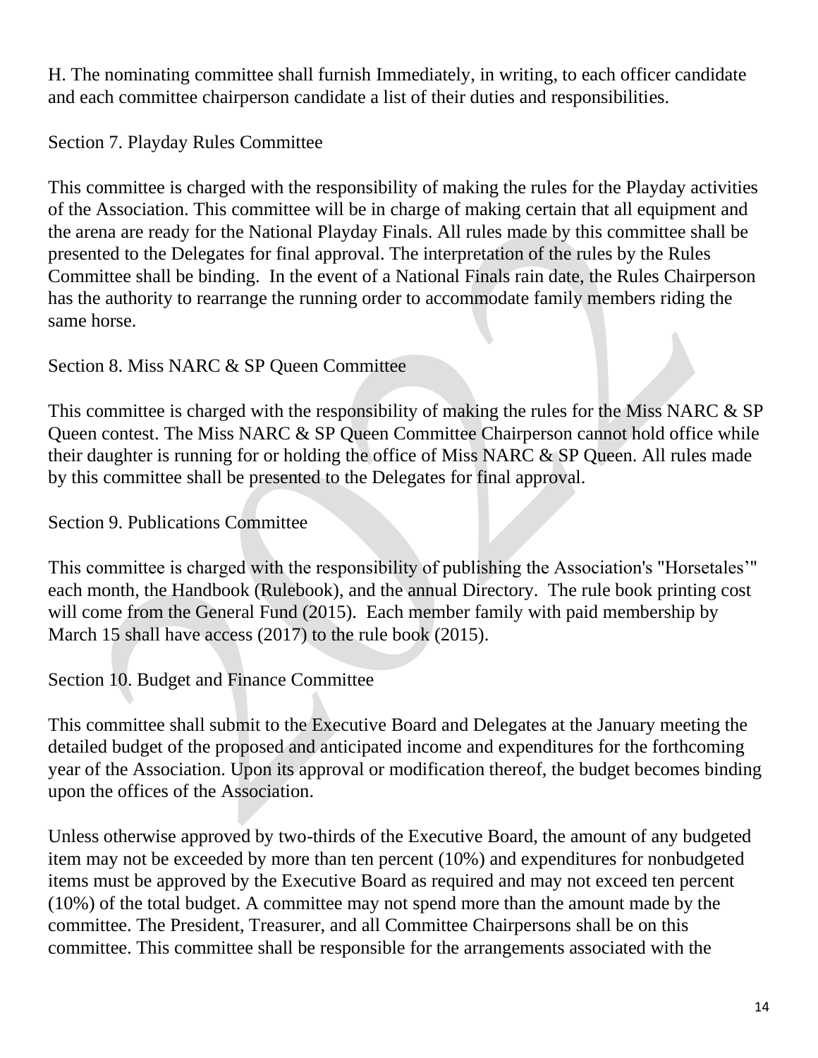H. The nominating committee shall furnish Immediately, in writing, to each officer candidate and each committee chairperson candidate a list of their duties and responsibilities.

## Section 7. Playday Rules Committee

This committee is charged with the responsibility of making the rules for the Playday activities of the Association. This committee will be in charge of making certain that all equipment and the arena are ready for the National Playday Finals. All rules made by this committee shall be presented to the Delegates for final approval. The interpretation of the rules by the Rules Committee shall be binding. In the event of a National Finals rain date, the Rules Chairperson has the authority to rearrange the running order to accommodate family members riding the same horse.

## Section 8. Miss NARC & SP Queen Committee

This committee is charged with the responsibility of making the rules for the Miss NARC & SP Queen contest. The Miss NARC & SP Queen Committee Chairperson cannot hold office while their daughter is running for or holding the office of Miss NARC & SP Queen. All rules made by this committee shall be presented to the Delegates for final approval.

## Section 9. Publications Committee

This committee is charged with the responsibility of publishing the Association's "Horsetales'" each month, the Handbook (Rulebook), and the annual Directory. The rule book printing cost will come from the General Fund (2015). Each member family with paid membership by March 15 shall have access (2017) to the rule book (2015).

## Section 10. Budget and Finance Committee

This committee shall submit to the Executive Board and Delegates at the January meeting the detailed budget of the proposed and anticipated income and expenditures for the forthcoming year of the Association. Upon its approval or modification thereof, the budget becomes binding upon the offices of the Association.

Unless otherwise approved by two-thirds of the Executive Board, the amount of any budgeted item may not be exceeded by more than ten percent (10%) and expenditures for nonbudgeted items must be approved by the Executive Board as required and may not exceed ten percent (10%) of the total budget. A committee may not spend more than the amount made by the committee. The President, Treasurer, and all Committee Chairpersons shall be on this committee. This committee shall be responsible for the arrangements associated with the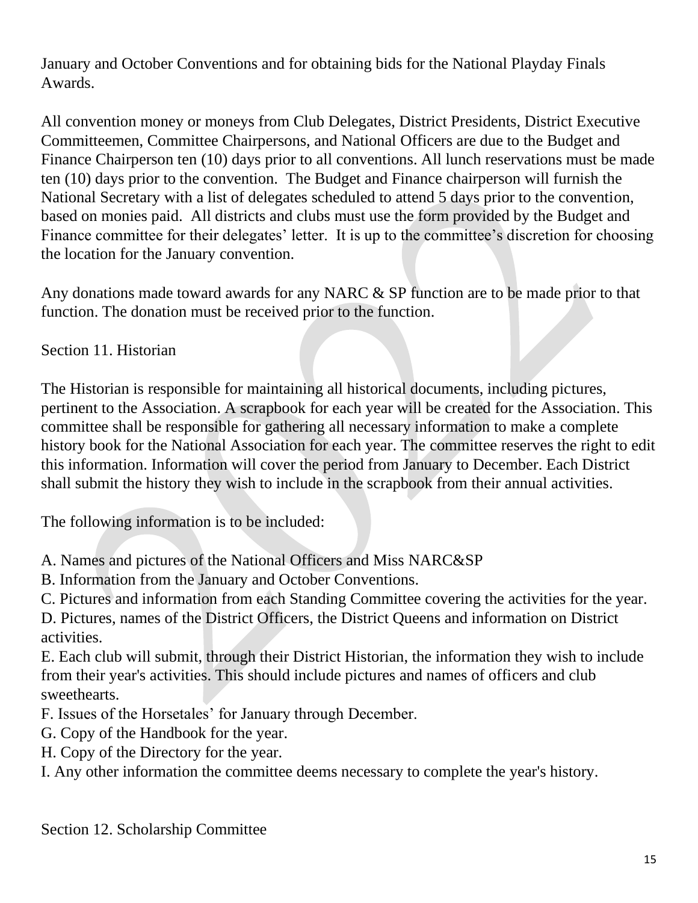January and October Conventions and for obtaining bids for the National Playday Finals Awards.

All convention money or moneys from Club Delegates, District Presidents, District Executive Committeemen, Committee Chairpersons, and National Officers are due to the Budget and Finance Chairperson ten (10) days prior to all conventions. All lunch reservations must be made ten (10) days prior to the convention. The Budget and Finance chairperson will furnish the National Secretary with a list of delegates scheduled to attend 5 days prior to the convention, based on monies paid. All districts and clubs must use the form provided by the Budget and Finance committee for their delegates' letter. It is up to the committee's discretion for choosing the location for the January convention.

Any donations made toward awards for any NARC & SP function are to be made prior to that function. The donation must be received prior to the function.

Section 11. Historian

The Historian is responsible for maintaining all historical documents, including pictures, pertinent to the Association. A scrapbook for each year will be created for the Association. This committee shall be responsible for gathering all necessary information to make a complete history book for the National Association for each year. The committee reserves the right to edit this information. Information will cover the period from January to December. Each District shall submit the history they wish to include in the scrapbook from their annual activities.

The following information is to be included:

A. Names and pictures of the National Officers and Miss NARC&SP
B. Information from the January and October Conventions.
C. Pictures and information from each Standing Committee covering the activities for the year.
D. Pictures, names of the District Officers, the District Queens and information on District activities.
E. Each club will submit, through their District Historian, the information they wish to include from their year's activities. This should include pictures and names of officers and club sweethearts.
F. Issues of the Horsetales' for January through December.
G. Copy of the Handbook for the year.
H. Copy of the Directory for the year.
I. Any other information the committee deems necessary to complete the year's history.

Section 12. Scholarship Committee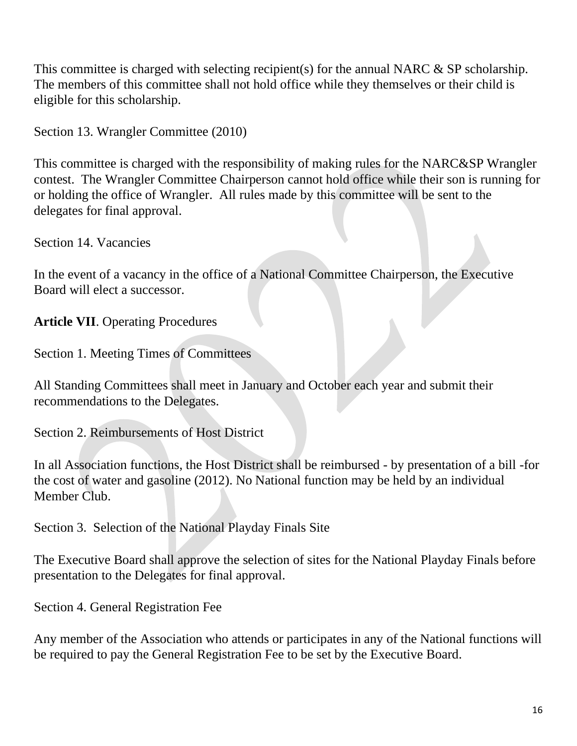This committee is charged with selecting recipient(s) for the annual NARC & SP scholarship. The members of this committee shall not hold office while they themselves or their child is eligible for this scholarship.

Section 13. Wrangler Committee (2010)

This committee is charged with the responsibility of making rules for the NARC&SP Wrangler contest. The Wrangler Committee Chairperson cannot hold office while their son is running for or holding the office of Wrangler. All rules made by this committee will be sent to the delegates for final approval.

Section 14. Vacancies

In the event of a vacancy in the office of a National Committee Chairperson, the Executive Board will elect a successor.

**Article VII**. Operating Procedures

Section 1. Meeting Times of Committees

All Standing Committees shall meet in January and October each year and submit their recommendations to the Delegates.

Section 2. Reimbursements of Host District

In all Association functions, the Host District shall be reimbursed - by presentation of a bill -for the cost of water and gasoline (2012). No National function may be held by an individual Member Club.

Section 3. Selection of the National Playday Finals Site

The Executive Board shall approve the selection of sites for the National Playday Finals before presentation to the Delegates for final approval.

Section 4. General Registration Fee

Any member of the Association who attends or participates in any of the National functions will be required to pay the General Registration Fee to be set by the Executive Board.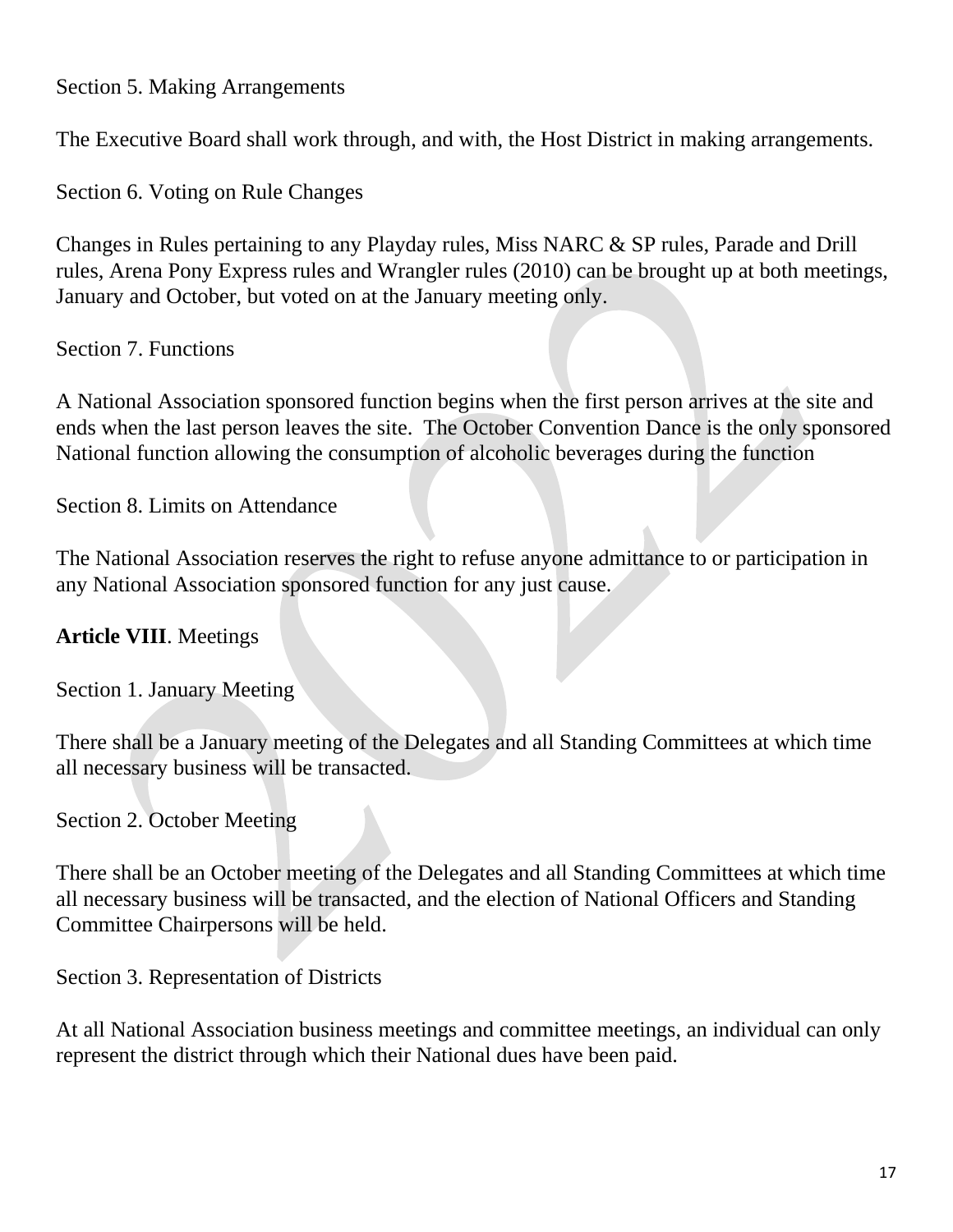Section 5. Making Arrangements

The Executive Board shall work through, and with, the Host District in making arrangements.

Section 6. Voting on Rule Changes

Changes in Rules pertaining to any Playday rules, Miss NARC & SP rules, Parade and Drill rules, Arena Pony Express rules and Wrangler rules (2010) can be brought up at both meetings, January and October, but voted on at the January meeting only.

Section 7. Functions

A National Association sponsored function begins when the first person arrives at the site and ends when the last person leaves the site. The October Convention Dance is the only sponsored National function allowing the consumption of alcoholic beverages during the function

Section 8. Limits on Attendance

The National Association reserves the right to refuse anyone admittance to or participation in any National Association sponsored function for any just cause.

**Article VIII**. Meetings

Section 1. January Meeting

There shall be a January meeting of the Delegates and all Standing Committees at which time all necessary business will be transacted.

Section 2. October Meeting

There shall be an October meeting of the Delegates and all Standing Committees at which time all necessary business will be transacted, and the election of National Officers and Standing Committee Chairpersons will be held.

Section 3. Representation of Districts

At all National Association business meetings and committee meetings, an individual can only represent the district through which their National dues have been paid.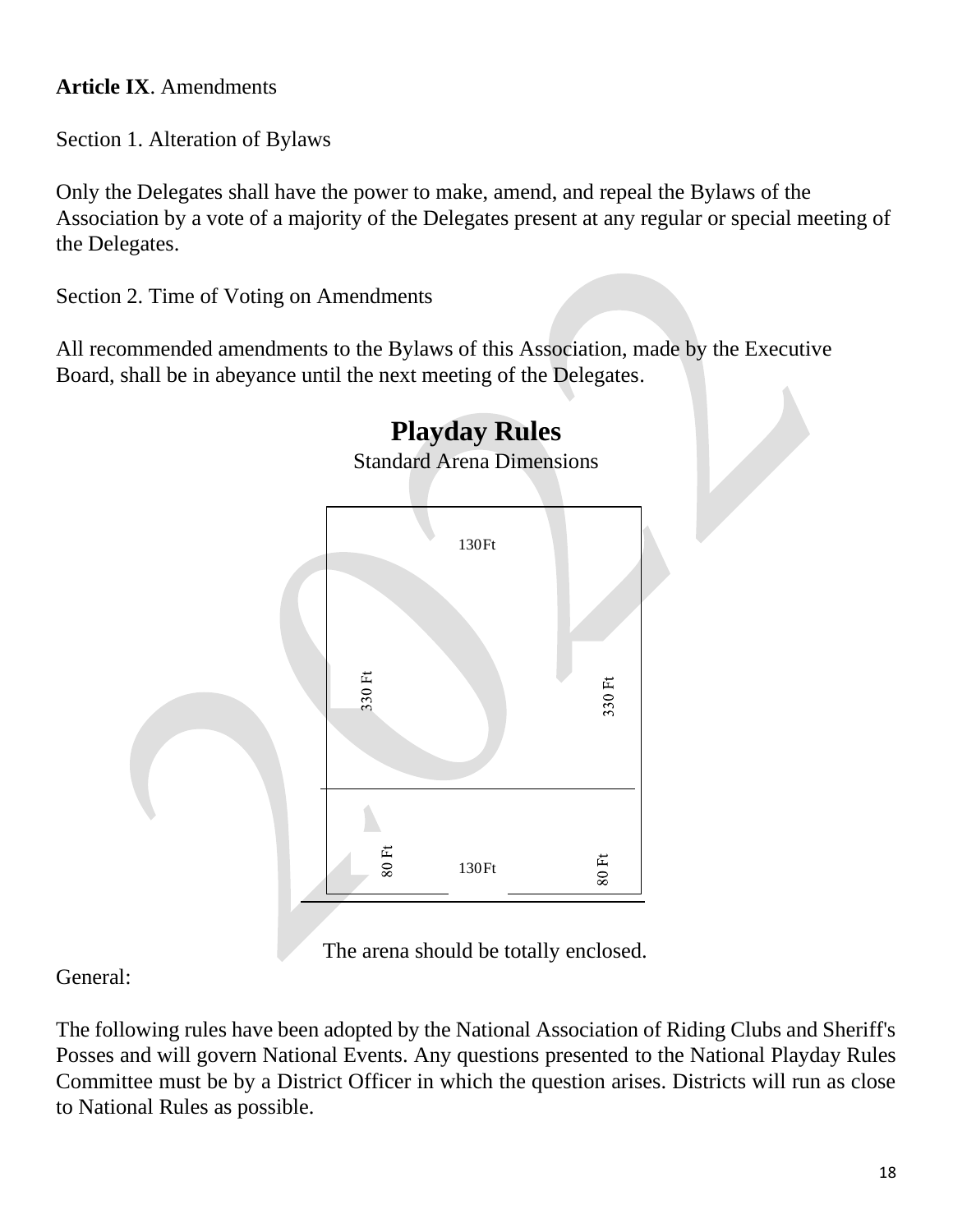**Article IX**. Amendments

Section 1. Alteration of Bylaws

Only the Delegates shall have the power to make, amend, and repeal the Bylaws of the Association by a vote of a majority of the Delegates present at any regular or special meeting of the Delegates.

Section 2. Time of Voting on Amendments

All recommended amendments to the Bylaws of this Association, made by the Executive Board, shall be in abeyance until the next meeting of the Delegates.

# Playday Rules

Standard Arena Dimensions

130Ft

330 Ft

330 Ft

80 Ft

130Ft

80 Ft

The arena should be totally enclosed.

General:

The following rules have been adopted by the National Association of Riding Clubs and Sheriff's Posses and will govern National Events. Any questions presented to the National Playday Rules Committee must be by a District Officer in which the question arises. Districts will run as close to National Rules as possible.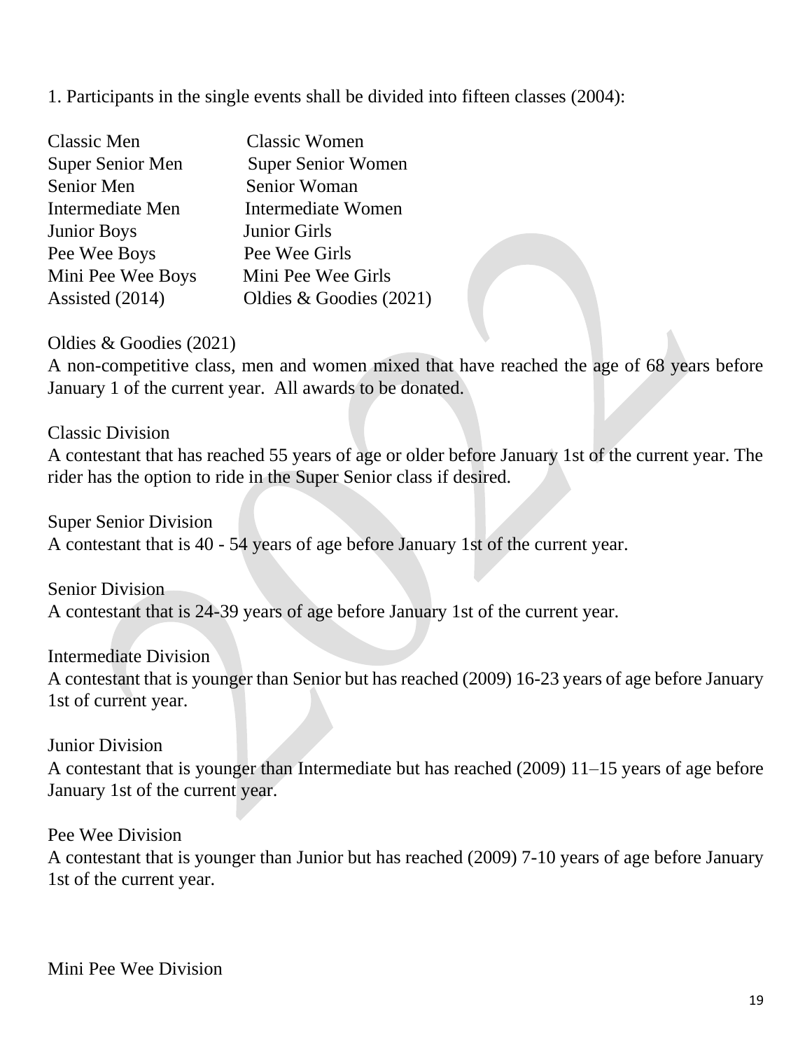1. Participants in the single events shall be divided into fifteen classes (2004):

| | |
|---|---|
| Classic Men | Classic Women |
| Super Senior Men | Super Senior Women |
| Senior Men | Senior Woman |
| Intermediate Men | Intermediate Women |
| Junior Boys | Junior Girls |
| Pee Wee Boys | Pee Wee Girls |
| Mini Pee Wee Boys | Mini Pee Wee Girls |
| Assisted (2014) | Oldies & Goodies (2021) |

Oldies & Goodies (2021)
A non-competitive class, men and women mixed that have reached the age of 68 years before January 1 of the current year. All awards to be donated.

Classic Division
A contestant that has reached 55 years of age or older before January 1st of the current year. The rider has the option to ride in the Super Senior class if desired.

Super Senior Division
A contestant that is 40 - 54 years of age before January 1st of the current year.

Senior Division
A contestant that is 24-39 years of age before January 1st of the current year.

Intermediate Division
A contestant that is younger than Senior but has reached (2009) 16-23 years of age before January 1st of current year.

Junior Division
A contestant that is younger than Intermediate but has reached (2009) 11–15 years of age before January 1st of the current year.

Pee Wee Division
A contestant that is younger than Junior but has reached (2009) 7-10 years of age before January 1st of the current year.

Mini Pee Wee Division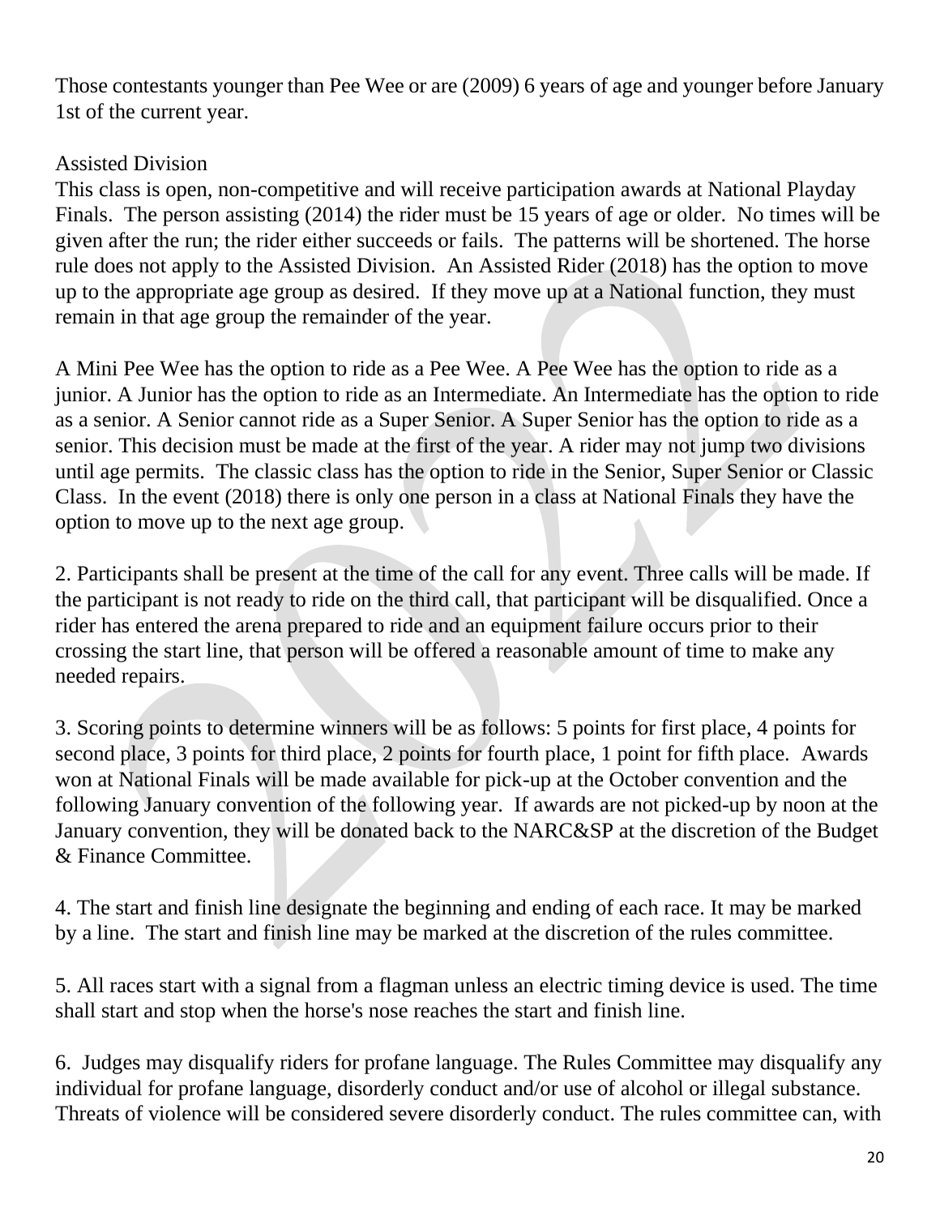Those contestants younger than Pee Wee or are (2009) 6 years of age and younger before January 1st of the current year.

Assisted Division

This class is open, non-competitive and will receive participation awards at National Playday Finals. The person assisting (2014) the rider must be 15 years of age or older. No times will be given after the run; the rider either succeeds or fails. The patterns will be shortened. The horse rule does not apply to the Assisted Division. An Assisted Rider (2018) has the option to move up to the appropriate age group as desired. If they move up at a National function, they must remain in that age group the remainder of the year.

A Mini Pee Wee has the option to ride as a Pee Wee. A Pee Wee has the option to ride as a junior. A Junior has the option to ride as an Intermediate. An Intermediate has the option to ride as a senior. A Senior cannot ride as a Super Senior. A Super Senior has the option to ride as a senior. This decision must be made at the first of the year. A rider may not jump two divisions until age permits. The classic class has the option to ride in the Senior, Super Senior or Classic Class. In the event (2018) there is only one person in a class at National Finals they have the option to move up to the next age group.

2. Participants shall be present at the time of the call for any event. Three calls will be made. If the participant is not ready to ride on the third call, that participant will be disqualified. Once a rider has entered the arena prepared to ride and an equipment failure occurs prior to their crossing the start line, that person will be offered a reasonable amount of time to make any needed repairs.

3. Scoring points to determine winners will be as follows: 5 points for first place, 4 points for second place, 3 points for third place, 2 points for fourth place, 1 point for fifth place. Awards won at National Finals will be made available for pick-up at the October convention and the following January convention of the following year. If awards are not picked-up by noon at the January convention, they will be donated back to the NARC&SP at the discretion of the Budget & Finance Committee.

4. The start and finish line designate the beginning and ending of each race. It may be marked by a line. The start and finish line may be marked at the discretion of the rules committee.

5. All races start with a signal from a flagman unless an electric timing device is used. The time shall start and stop when the horse's nose reaches the start and finish line.

6. Judges may disqualify riders for profane language. The Rules Committee may disqualify any individual for profane language, disorderly conduct and/or use of alcohol or illegal substance. Threats of violence will be considered severe disorderly conduct. The rules committee can, with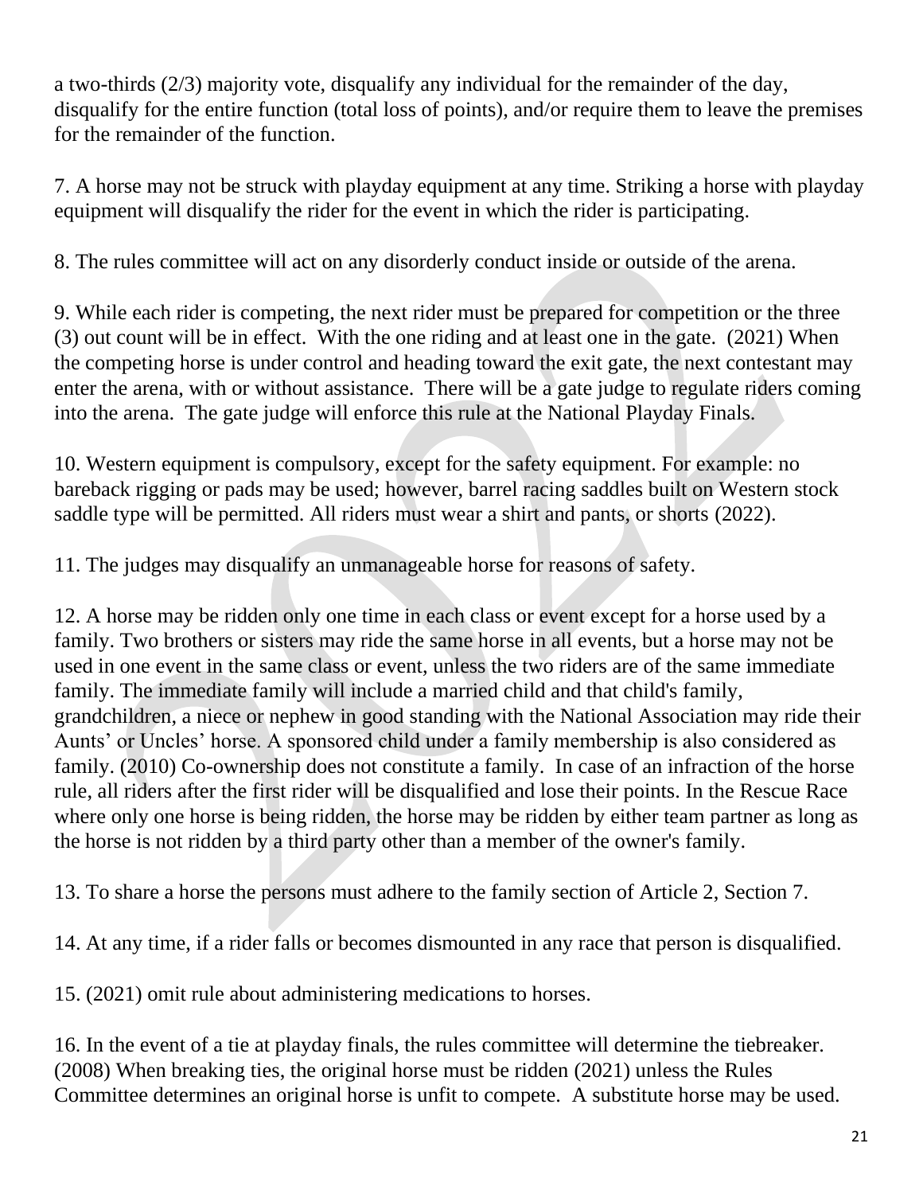a two-thirds (2/3) majority vote, disqualify any individual for the remainder of the day, disqualify for the entire function (total loss of points), and/or require them to leave the premises for the remainder of the function.

7. A horse may not be struck with playday equipment at any time. Striking a horse with playday equipment will disqualify the rider for the event in which the rider is participating.

8. The rules committee will act on any disorderly conduct inside or outside of the arena.

9. While each rider is competing, the next rider must be prepared for competition or the three (3) out count will be in effect. With the one riding and at least one in the gate. (2021) When the competing horse is under control and heading toward the exit gate, the next contestant may enter the arena, with or without assistance. There will be a gate judge to regulate riders coming into the arena. The gate judge will enforce this rule at the National Playday Finals.

10. Western equipment is compulsory, except for the safety equipment. For example: no bareback rigging or pads may be used; however, barrel racing saddles built on Western stock saddle type will be permitted. All riders must wear a shirt and pants, or shorts (2022).

11. The judges may disqualify an unmanageable horse for reasons of safety.

12. A horse may be ridden only one time in each class or event except for a horse used by a family. Two brothers or sisters may ride the same horse in all events, but a horse may not be used in one event in the same class or event, unless the two riders are of the same immediate family. The immediate family will include a married child and that child's family, grandchildren, a niece or nephew in good standing with the National Association may ride their Aunts' or Uncles' horse. A sponsored child under a family membership is also considered as family. (2010) Co-ownership does not constitute a family. In case of an infraction of the horse rule, all riders after the first rider will be disqualified and lose their points. In the Rescue Race where only one horse is being ridden, the horse may be ridden by either team partner as long as the horse is not ridden by a third party other than a member of the owner's family.

13. To share a horse the persons must adhere to the family section of Article 2, Section 7.

14. At any time, if a rider falls or becomes dismounted in any race that person is disqualified.

15. (2021) omit rule about administering medications to horses.

16. In the event of a tie at playday finals, the rules committee will determine the tiebreaker. (2008) When breaking ties, the original horse must be ridden (2021) unless the Rules Committee determines an original horse is unfit to compete. A substitute horse may be used.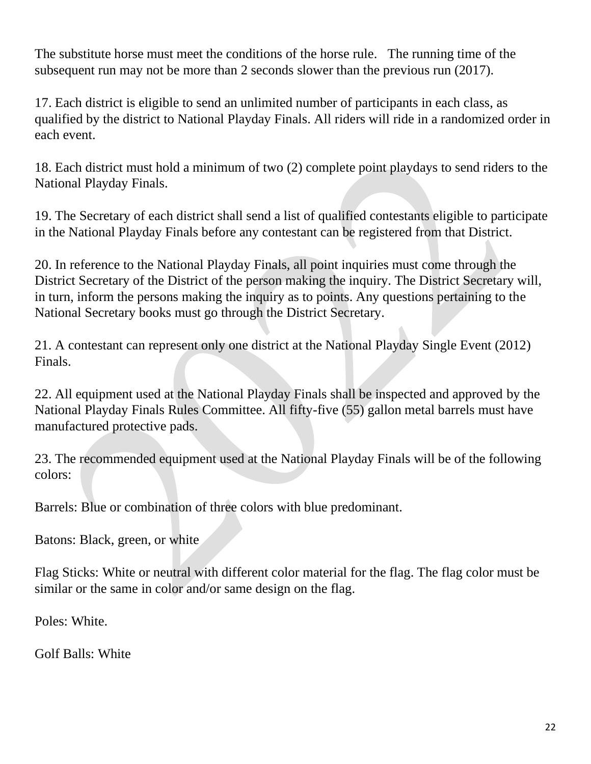The substitute horse must meet the conditions of the horse rule. The running time of the subsequent run may not be more than 2 seconds slower than the previous run (2017).

17. Each district is eligible to send an unlimited number of participants in each class, as qualified by the district to National Playday Finals. All riders will ride in a randomized order in each event.

18. Each district must hold a minimum of two (2) complete point playdays to send riders to the National Playday Finals.

19. The Secretary of each district shall send a list of qualified contestants eligible to participate in the National Playday Finals before any contestant can be registered from that District.

20. In reference to the National Playday Finals, all point inquiries must come through the District Secretary of the District of the person making the inquiry. The District Secretary will, in turn, inform the persons making the inquiry as to points. Any questions pertaining to the National Secretary books must go through the District Secretary.

21. A contestant can represent only one district at the National Playday Single Event (2012) Finals.

22. All equipment used at the National Playday Finals shall be inspected and approved by the National Playday Finals Rules Committee. All fifty-five (55) gallon metal barrels must have manufactured protective pads.

23. The recommended equipment used at the National Playday Finals will be of the following colors:

Barrels: Blue or combination of three colors with blue predominant.

Batons: Black, green, or white

Flag Sticks: White or neutral with different color material for the flag. The flag color must be similar or the same in color and/or same design on the flag.

Poles: White.

Golf Balls: White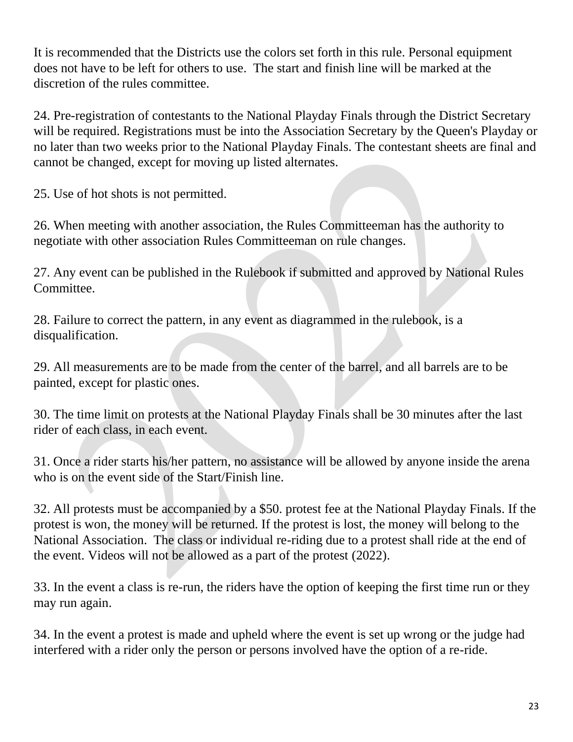It is recommended that the Districts use the colors set forth in this rule. Personal equipment does not have to be left for others to use. The start and finish line will be marked at the discretion of the rules committee.

24. Pre-registration of contestants to the National Playday Finals through the District Secretary will be required. Registrations must be into the Association Secretary by the Queen's Playday or no later than two weeks prior to the National Playday Finals. The contestant sheets are final and cannot be changed, except for moving up listed alternates.

25. Use of hot shots is not permitted.

26. When meeting with another association, the Rules Committeeman has the authority to negotiate with other association Rules Committeeman on rule changes.

27. Any event can be published in the Rulebook if submitted and approved by National Rules Committee.

28. Failure to correct the pattern, in any event as diagrammed in the rulebook, is a disqualification.

29. All measurements are to be made from the center of the barrel, and all barrels are to be painted, except for plastic ones.

30. The time limit on protests at the National Playday Finals shall be 30 minutes after the last rider of each class, in each event.

31. Once a rider starts his/her pattern, no assistance will be allowed by anyone inside the arena who is on the event side of the Start/Finish line.

32. All protests must be accompanied by a $50. protest fee at the National Playday Finals. If the protest is won, the money will be returned. If the protest is lost, the money will belong to the National Association. The class or individual re-riding due to a protest shall ride at the end of the event. Videos will not be allowed as a part of the protest (2022).

33. In the event a class is re-run, the riders have the option of keeping the first time run or they may run again.

34. In the event a protest is made and upheld where the event is set up wrong or the judge had interfered with a rider only the person or persons involved have the option of a re-ride.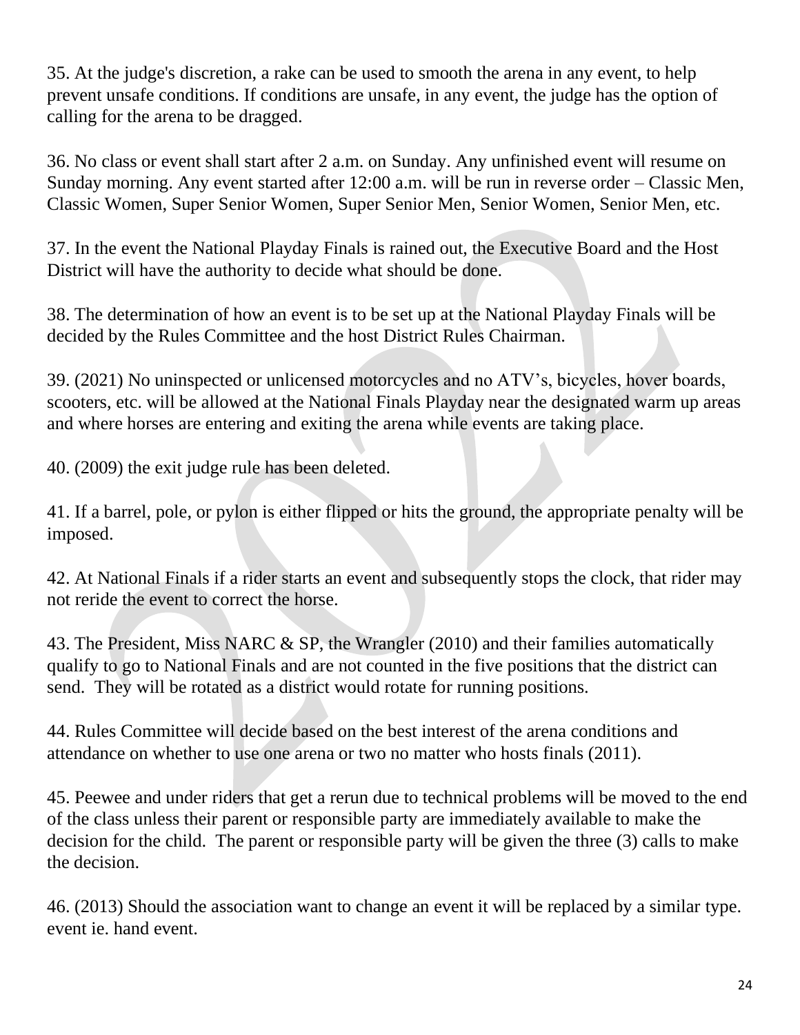35. At the judge's discretion, a rake can be used to smooth the arena in any event, to help prevent unsafe conditions. If conditions are unsafe, in any event, the judge has the option of calling for the arena to be dragged.

36. No class or event shall start after 2 a.m. on Sunday. Any unfinished event will resume on Sunday morning. Any event started after 12:00 a.m. will be run in reverse order – Classic Men, Classic Women, Super Senior Women, Super Senior Men, Senior Women, Senior Men, etc.

37. In the event the National Playday Finals is rained out, the Executive Board and the Host District will have the authority to decide what should be done.

38. The determination of how an event is to be set up at the National Playday Finals will be decided by the Rules Committee and the host District Rules Chairman.

39. (2021) No uninspected or unlicensed motorcycles and no ATV's, bicycles, hover boards, scooters, etc. will be allowed at the National Finals Playday near the designated warm up areas and where horses are entering and exiting the arena while events are taking place.

40. (2009) the exit judge rule has been deleted.

41. If a barrel, pole, or pylon is either flipped or hits the ground, the appropriate penalty will be imposed.

42. At National Finals if a rider starts an event and subsequently stops the clock, that rider may not reride the event to correct the horse.

43. The President, Miss NARC & SP, the Wrangler (2010) and their families automatically qualify to go to National Finals and are not counted in the five positions that the district can send. They will be rotated as a district would rotate for running positions.

44. Rules Committee will decide based on the best interest of the arena conditions and attendance on whether to use one arena or two no matter who hosts finals (2011).

45. Peewee and under riders that get a rerun due to technical problems will be moved to the end of the class unless their parent or responsible party are immediately available to make the decision for the child. The parent or responsible party will be given the three (3) calls to make the decision.

46. (2013) Should the association want to change an event it will be replaced by a similar type. event ie. hand event.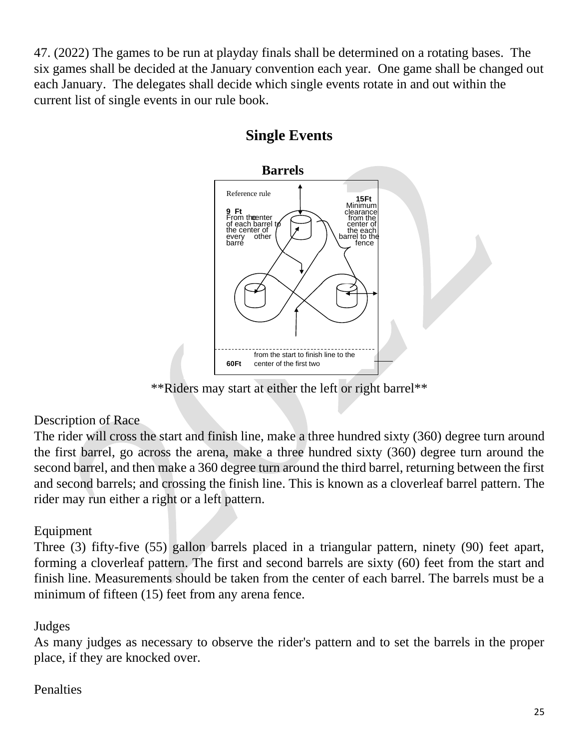47. (2022) The games to be run at playday finals shall be determined on a rotating bases. The six games shall be decided at the January convention each year. One game shall be changed out each January. The delegates shall decide which single events rotate in and out within the current list of single events in our rule book.

# Single Events

## Barrels

Reference rule

**9 Ft** From the center of each barrel to the center of every other barre

**15Ft** Minimum clearance from the center of the each barrel to the fence

**60Ft** from the start to finish line to the center of the first two

**Riders may start at either the left or right barrel**

Description of Race

The rider will cross the start and finish line, make a three hundred sixty (360) degree turn around the first barrel, go across the arena, make a three hundred sixty (360) degree turn around the second barrel, and then make a 360 degree turn around the third barrel, returning between the first and second barrels; and crossing the finish line. This is known as a cloverleaf barrel pattern. The rider may run either a right or a left pattern.

Equipment

Three (3) fifty-five (55) gallon barrels placed in a triangular pattern, ninety (90) feet apart, forming a cloverleaf pattern. The first and second barrels are sixty (60) feet from the start and finish line. Measurements should be taken from the center of each barrel. The barrels must be a minimum of fifteen (15) feet from any arena fence.

Judges

As many judges as necessary to observe the rider's pattern and to set the barrels in the proper place, if they are knocked over.

Penalties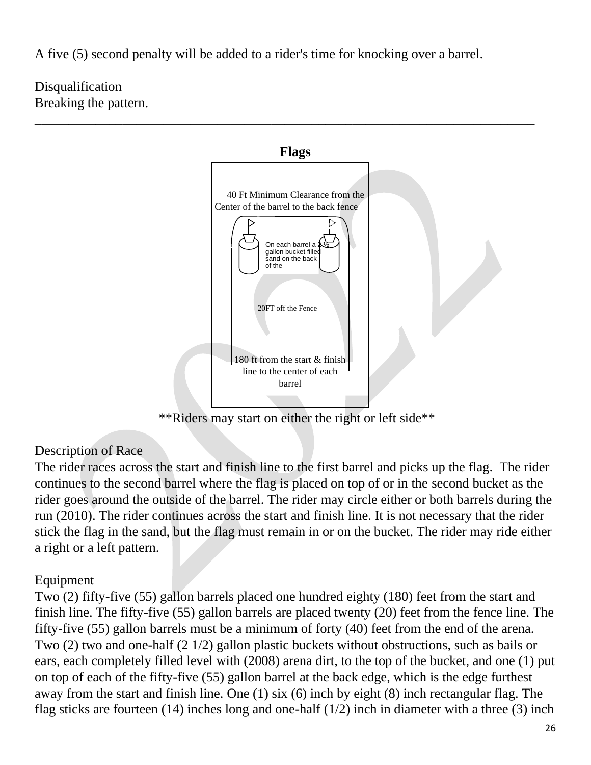A five (5) second penalty will be added to a rider's time for knocking over a barrel.

Disqualification
Breaking the pattern.

---

## Flags

40 Ft Minimum Clearance from the Center of the barrel to the back fence

On each barrel a 2 ½ gallon bucket filled sand on the back of the

20FT off the Fence

180 ft from the start & finish line to the center of each barrel

**Riders may start on either the right or left side**

Description of Race
The rider races across the start and finish line to the first barrel and picks up the flag. The rider continues to the second barrel where the flag is placed on top of or in the second bucket as the rider goes around the outside of the barrel. The rider may circle either or both barrels during the run (2010). The rider continues across the start and finish line. It is not necessary that the rider stick the flag in the sand, but the flag must remain in or on the bucket. The rider may ride either a right or a left pattern.

Equipment
Two (2) fifty-five (55) gallon barrels placed one hundred eighty (180) feet from the start and finish line. The fifty-five (55) gallon barrels are placed twenty (20) feet from the fence line. The fifty-five (55) gallon barrels must be a minimum of forty (40) feet from the end of the arena. Two (2) two and one-half (2 1/2) gallon plastic buckets without obstructions, such as bails or ears, each completely filled level with (2008) arena dirt, to the top of the bucket, and one (1) put on top of each of the fifty-five (55) gallon barrel at the back edge, which is the edge furthest away from the start and finish line. One (1) six (6) inch by eight (8) inch rectangular flag. The flag sticks are fourteen (14) inches long and one-half (1/2) inch in diameter with a three (3) inch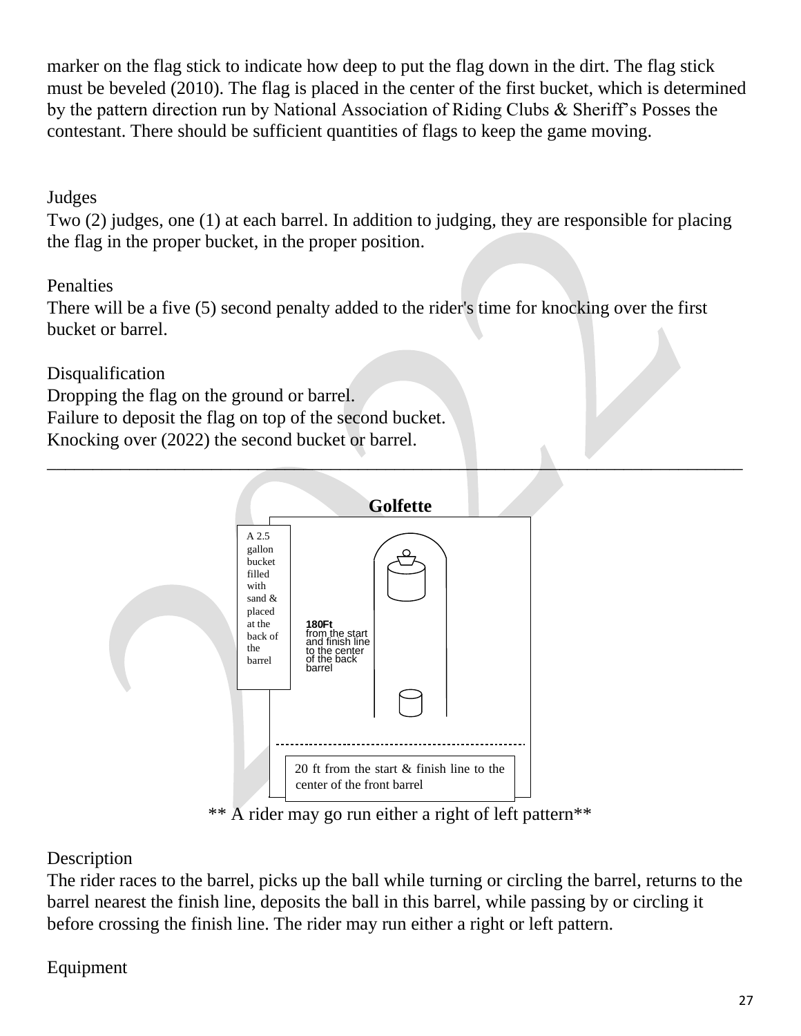marker on the flag stick to indicate how deep to put the flag down in the dirt. The flag stick must be beveled (2010). The flag is placed in the center of the first bucket, which is determined by the pattern direction run by National Association of Riding Clubs & Sheriff's Posses the contestant. There should be sufficient quantities of flags to keep the game moving.

Judges

Two (2) judges, one (1) at each barrel. In addition to judging, they are responsible for placing the flag in the proper bucket, in the proper position.

Penalties

There will be a five (5) second penalty added to the rider's time for knocking over the first bucket or barrel.

Disqualification

Dropping the flag on the ground or barrel.

Failure to deposit the flag on top of the second bucket.

Knocking over (2022) the second bucket or barrel.

---

## Golfette

A 2.5 gallon bucket filled with sand & placed at the back of the barrel

**180Ft** from the start and finish line to the center of the back barrel

20 ft from the start & finish line to the center of the front barrel

** A rider may go run either a right of left pattern**

Description

The rider races to the barrel, picks up the ball while turning or circling the barrel, returns to the barrel nearest the finish line, deposits the ball in this barrel, while passing by or circling it before crossing the finish line. The rider may run either a right or left pattern.

Equipment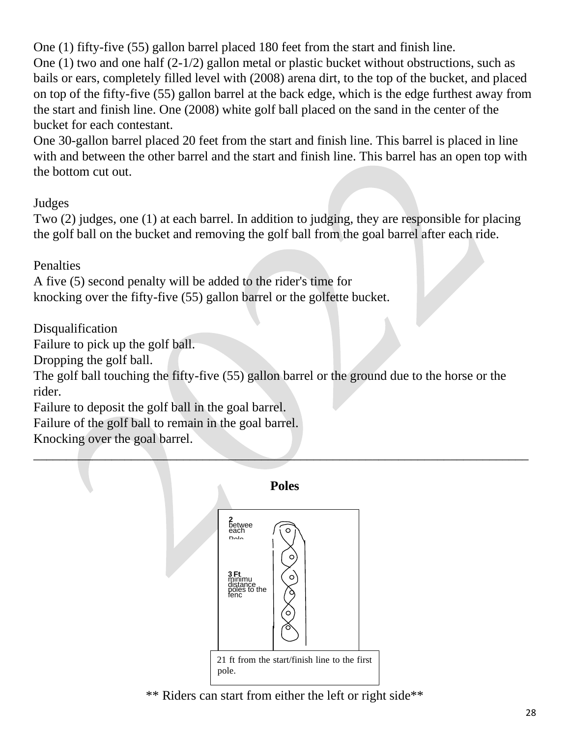One (1) fifty-five (55) gallon barrel placed 180 feet from the start and finish line.
One (1) two and one half (2-1/2) gallon metal or plastic bucket without obstructions, such as bails or ears, completely filled level with (2008) arena dirt, to the top of the bucket, and placed on top of the fifty-five (55) gallon barrel at the back edge, which is the edge furthest away from the start and finish line. One (2008) white golf ball placed on the sand in the center of the bucket for each contestant.
One 30-gallon barrel placed 20 feet from the start and finish line. This barrel is placed in line with and between the other barrel and the start and finish line. This barrel has an open top with the bottom cut out.

Judges
Two (2) judges, one (1) at each barrel. In addition to judging, they are responsible for placing the golf ball on the bucket and removing the golf ball from the goal barrel after each ride.

Penalties
A five (5) second penalty will be added to the rider's time for knocking over the fifty-five (55) gallon barrel or the golfette bucket.

Disqualification
Failure to pick up the golf ball.
Dropping the golf ball.
The golf ball touching the fifty-five (55) gallon barrel or the ground due to the horse or the rider.
Failure to deposit the golf ball in the goal barrel.
Failure of the golf ball to remain in the goal barrel.
Knocking over the goal barrel.

---

## Poles

2 between each Pole

3 Ft minimum distance poles to the fence

21 ft from the start/finish line to the first pole.

** Riders can start from either the left or right side**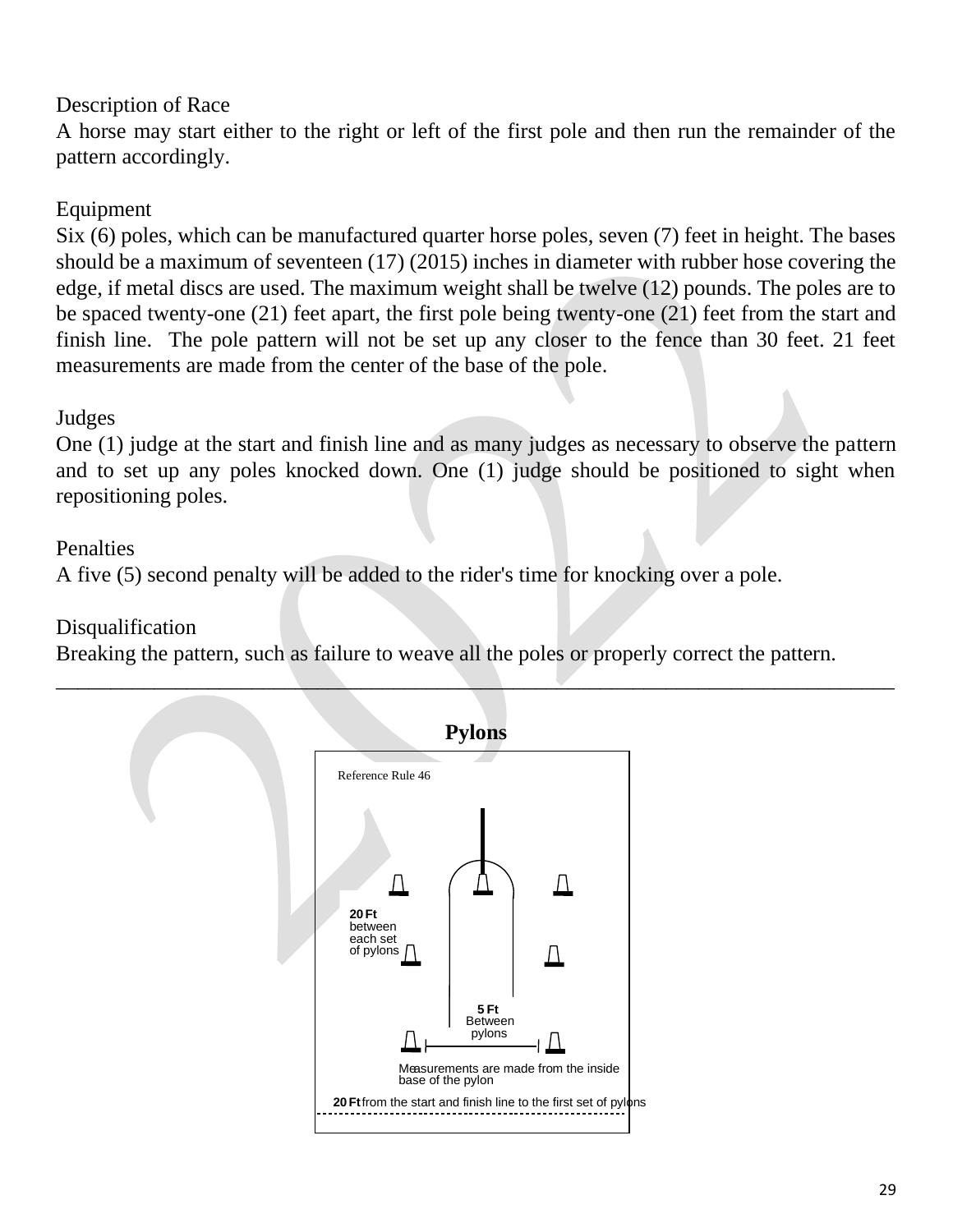Description of Race

A horse may start either to the right or left of the first pole and then run the remainder of the pattern accordingly.

Equipment

Six (6) poles, which can be manufactured quarter horse poles, seven (7) feet in height. The bases should be a maximum of seventeen (17) (2015) inches in diameter with rubber hose covering the edge, if metal discs are used. The maximum weight shall be twelve (12) pounds. The poles are to be spaced twenty-one (21) feet apart, the first pole being twenty-one (21) feet from the start and finish line. The pole pattern will not be set up any closer to the fence than 30 feet. 21 feet measurements are made from the center of the base of the pole.

Judges

One (1) judge at the start and finish line and as many judges as necessary to observe the pattern and to set up any poles knocked down. One (1) judge should be positioned to sight when repositioning poles.

Penalties

A five (5) second penalty will be added to the rider's time for knocking over a pole.

Disqualification

Breaking the pattern, such as failure to weave all the poles or properly correct the pattern.

---

## Pylons

Reference Rule 46

**20 Ft** between each set of pylons

**5 Ft** Between pylons

Measurements are made from the inside base of the pylon

**20 Ft** from the start and finish line to the first set of pylons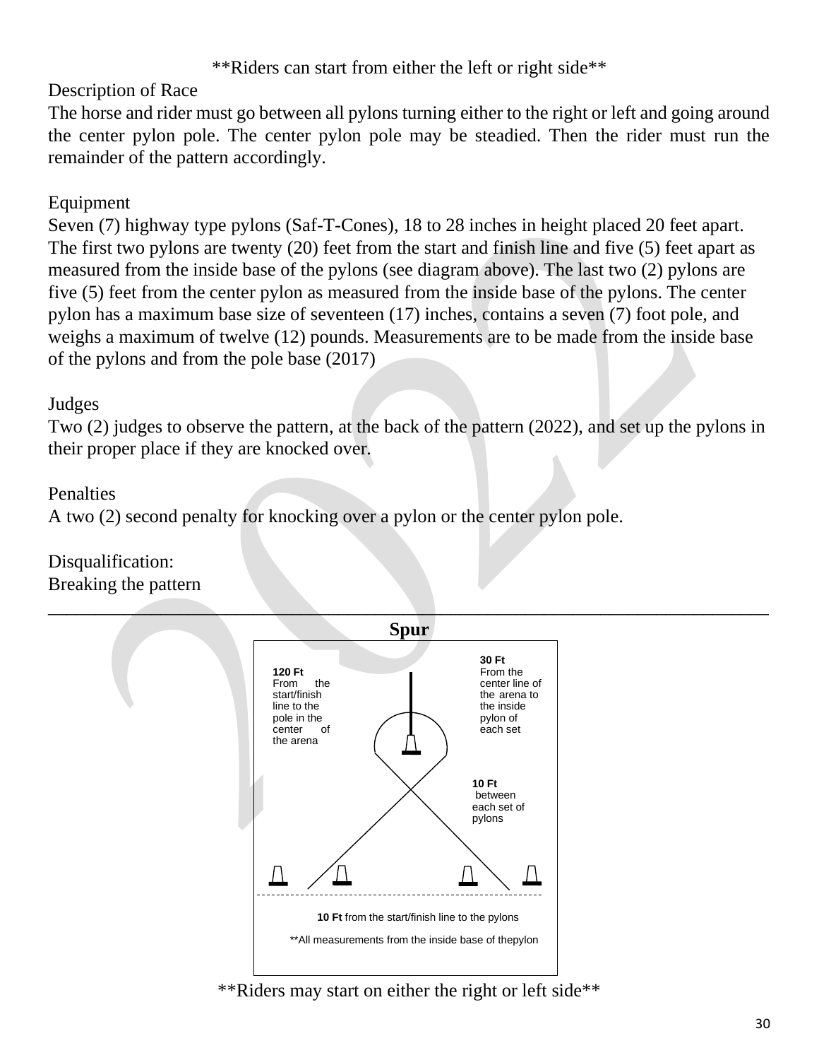**Riders can start from either the left or right side**

Description of Race
The horse and rider must go between all pylons turning either to the right or left and going around the center pylon pole. The center pylon pole may be steadied. Then the rider must run the remainder of the pattern accordingly.

Equipment
Seven (7) highway type pylons (Saf-T-Cones), 18 to 28 inches in height placed 20 feet apart. The first two pylons are twenty (20) feet from the start and finish line and five (5) feet apart as measured from the inside base of the pylons (see diagram above). The last two (2) pylons are five (5) feet from the center pylon as measured from the inside base of the pylons. The center pylon has a maximum base size of seventeen (17) inches, contains a seven (7) foot pole, and weighs a maximum of twelve (12) pounds. Measurements are to be made from the inside base of the pylons and from the pole base (2017)

Judges
Two (2) judges to observe the pattern, at the back of the pattern (2022), and set up the pylons in their proper place if they are knocked over.

Penalties
A two (2) second penalty for knocking over a pylon or the center pylon pole.

Disqualification:
Breaking the pattern

---

## Spur

**120 Ft** From the start/finish line to the pole in the center of the arena

**30 Ft** From the center line of the arena to the inside pylon of each set

**10 Ft** between each set of pylons

**10 Ft** from the start/finish line to the pylons

**All measurements from the inside base of thepylon

**Riders may start on either the right or left side**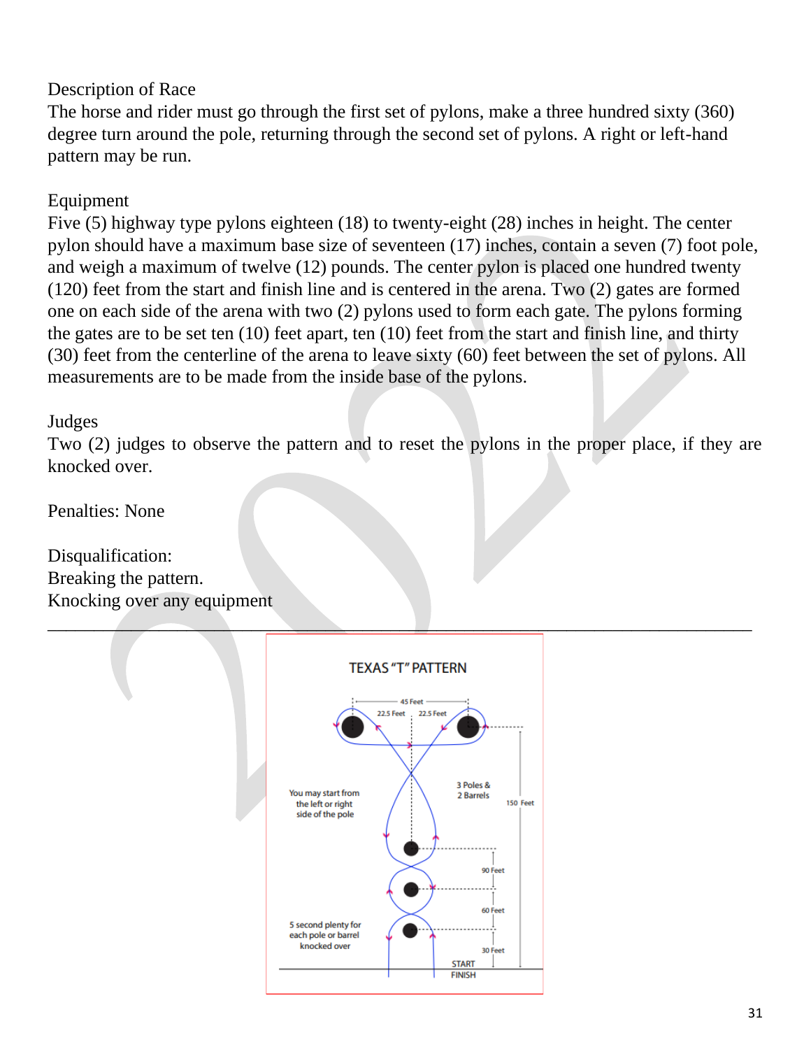Description of Race

The horse and rider must go through the first set of pylons, make a three hundred sixty (360) degree turn around the pole, returning through the second set of pylons. A right or left-hand pattern may be run.

Equipment

Five (5) highway type pylons eighteen (18) to twenty-eight (28) inches in height. The center pylon should have a maximum base size of seventeen (17) inches, contain a seven (7) foot pole, and weigh a maximum of twelve (12) pounds. The center pylon is placed one hundred twenty (120) feet from the start and finish line and is centered in the arena. Two (2) gates are formed one on each side of the arena with two (2) pylons used to form each gate. The pylons forming the gates are to be set ten (10) feet apart, ten (10) feet from the start and finish line, and thirty (30) feet from the centerline of the arena to leave sixty (60) feet between the set of pylons. All measurements are to be made from the inside base of the pylons.

Judges

Two (2) judges to observe the pattern and to reset the pylons in the proper place, if they are knocked over.

Penalties: None

Disqualification:

Breaking the pattern.

Knocking over any equipment

---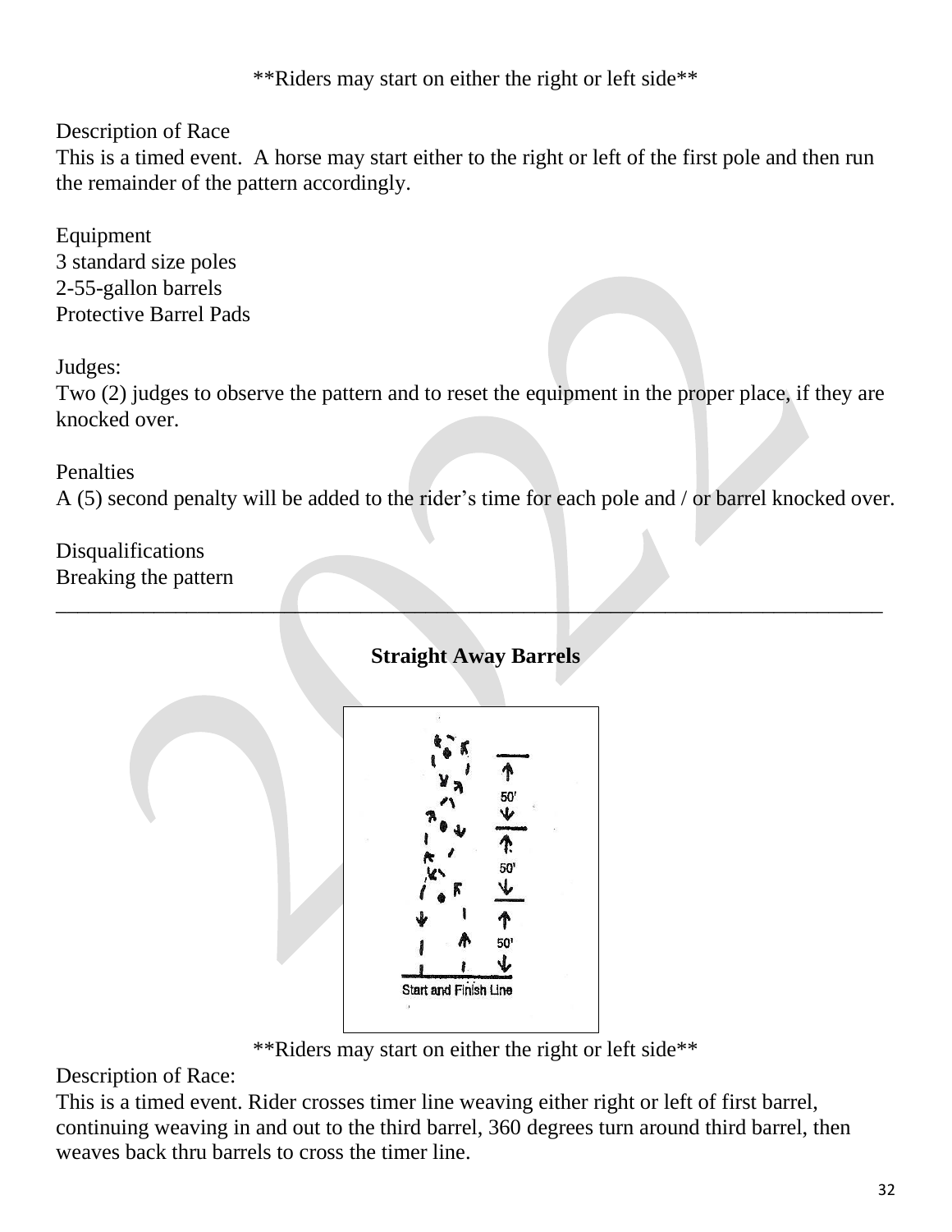**Riders may start on either the right or left side**

Description of Race
This is a timed event. A horse may start either to the right or left of the first pole and then run the remainder of the pattern accordingly.

Equipment
3 standard size poles
2-55-gallon barrels
Protective Barrel Pads

Judges:
Two (2) judges to observe the pattern and to reset the equipment in the proper place, if they are knocked over.

Penalties
A (5) second penalty will be added to the rider's time for each pole and / or barrel knocked over.

Disqualifications
Breaking the pattern

---

## Straight Away Barrels

**Riders may start on either the right or left side**

Description of Race:
This is a timed event. Rider crosses timer line weaving either right or left of first barrel, continuing weaving in and out to the third barrel, 360 degrees turn around third barrel, then weaves back thru barrels to cross the timer line.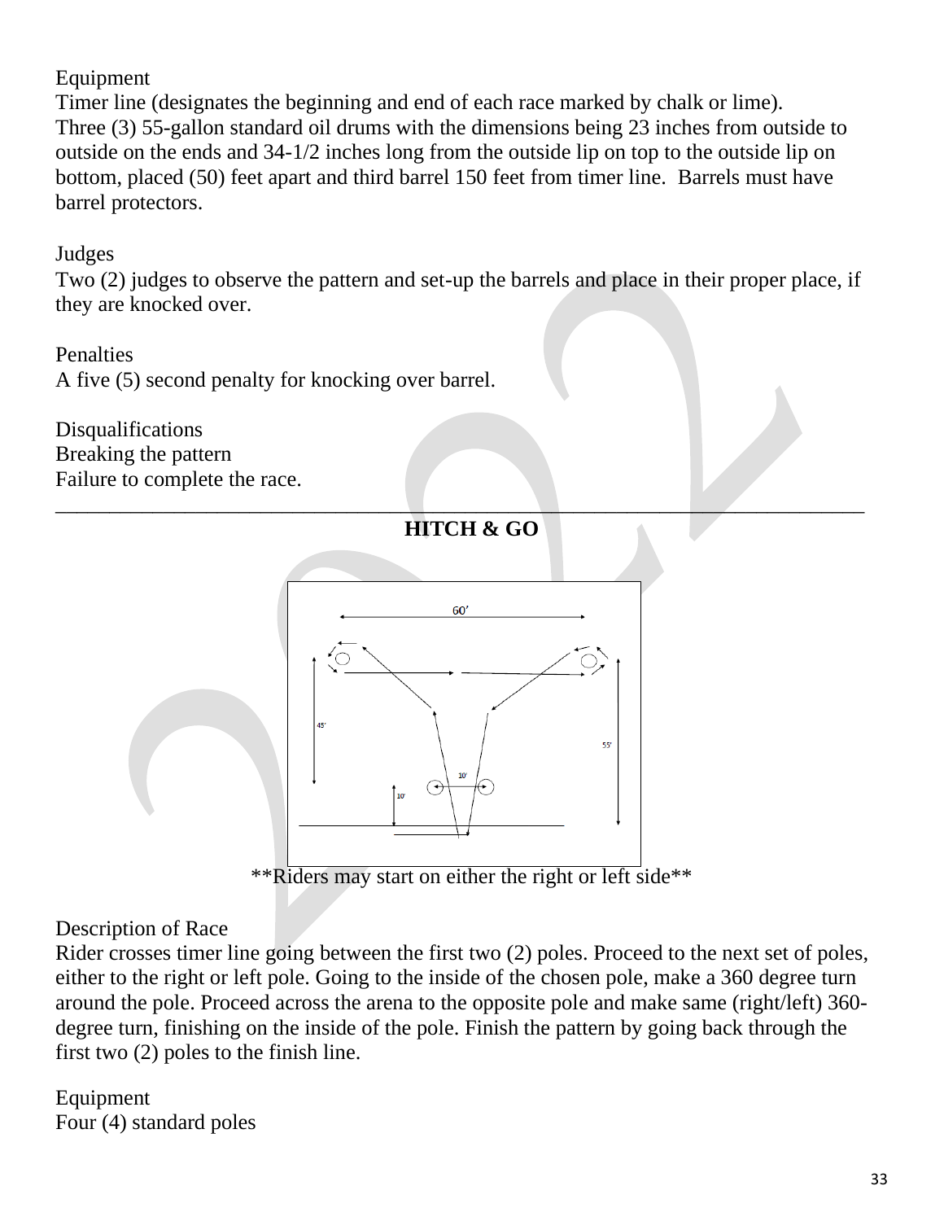Equipment
Timer line (designates the beginning and end of each race marked by chalk or lime).
Three (3) 55-gallon standard oil drums with the dimensions being 23 inches from outside to outside on the ends and 34-1/2 inches long from the outside lip on top to the outside lip on bottom, placed (50) feet apart and third barrel 150 feet from timer line. Barrels must have barrel protectors.

Judges
Two (2) judges to observe the pattern and set-up the barrels and place in their proper place, if they are knocked over.

Penalties
A five (5) second penalty for knocking over barrel.

Disqualifications
Breaking the pattern
Failure to complete the race.

---

## HITCH & GO

**Riders may start on either the right or left side**

Description of Race
Rider crosses timer line going between the first two (2) poles. Proceed to the next set of poles, either to the right or left pole. Going to the inside of the chosen pole, make a 360 degree turn around the pole. Proceed across the arena to the opposite pole and make same (right/left) 360-degree turn, finishing on the inside of the pole. Finish the pattern by going back through the first two (2) poles to the finish line.

Equipment
Four (4) standard poles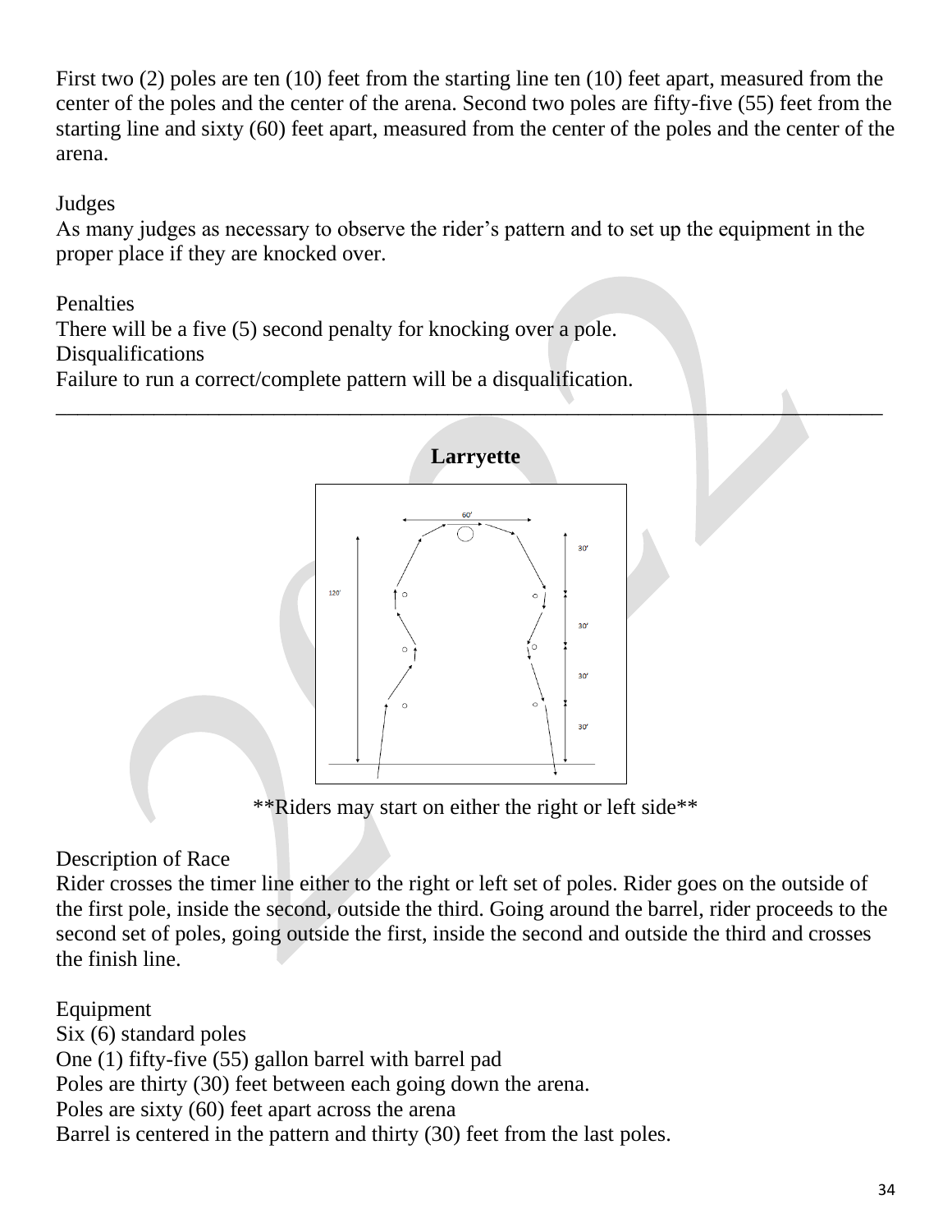First two (2) poles are ten (10) feet from the starting line ten (10) feet apart, measured from the center of the poles and the center of the arena. Second two poles are fifty-five (55) feet from the starting line and sixty (60) feet apart, measured from the center of the poles and the center of the arena.

Judges
As many judges as necessary to observe the rider's pattern and to set up the equipment in the proper place if they are knocked over.

Penalties
There will be a five (5) second penalty for knocking over a pole.
Disqualifications
Failure to run a correct/complete pattern will be a disqualification.

---

## Larryette

**Riders may start on either the right or left side**

Description of Race
Rider crosses the timer line either to the right or left set of poles. Rider goes on the outside of the first pole, inside the second, outside the third. Going around the barrel, rider proceeds to the second set of poles, going outside the first, inside the second and outside the third and crosses the finish line.

Equipment
Six (6) standard poles
One (1) fifty-five (55) gallon barrel with barrel pad
Poles are thirty (30) feet between each going down the arena.
Poles are sixty (60) feet apart across the arena
Barrel is centered in the pattern and thirty (30) feet from the last poles.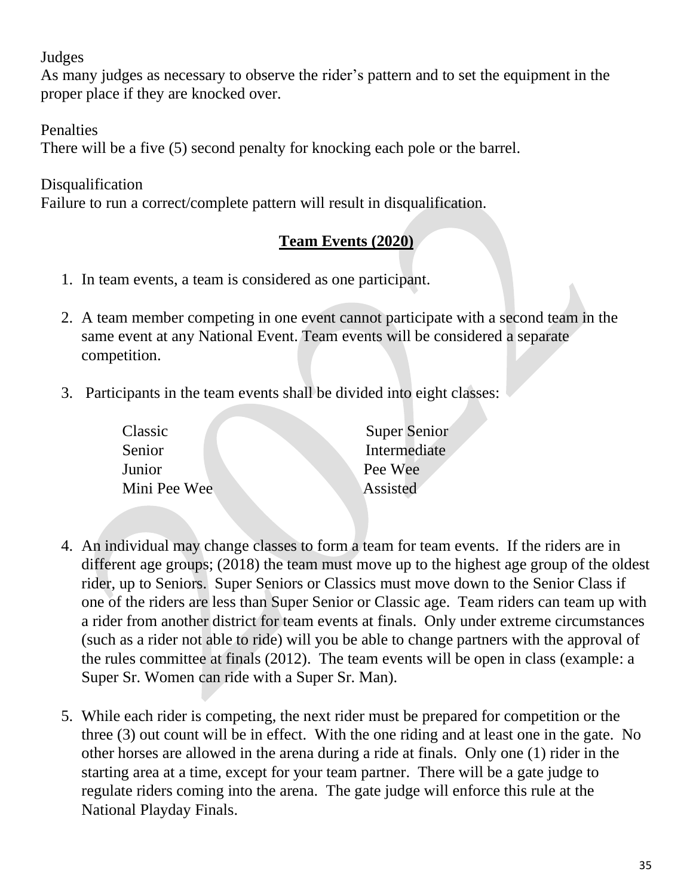Judges

As many judges as necessary to observe the rider's pattern and to set the equipment in the proper place if they are knocked over.

Penalties

There will be a five (5) second penalty for knocking each pole or the barrel.

Disqualification

Failure to run a correct/complete pattern will result in disqualification.

## **Team Events (2020)**

1. In team events, a team is considered as one participant.

2. A team member competing in one event cannot participate with a second team in the same event at any National Event. Team events will be considered a separate competition.

3. Participants in the team events shall be divided into eight classes:

| | |
|---|---|
| Classic | Super Senior |
| Senior | Intermediate |
| Junior | Pee Wee |
| Mini Pee Wee | Assisted |

4. An individual may change classes to form a team for team events. If the riders are in different age groups; (2018) the team must move up to the highest age group of the oldest rider, up to Seniors. Super Seniors or Classics must move down to the Senior Class if one of the riders are less than Super Senior or Classic age. Team riders can team up with a rider from another district for team events at finals. Only under extreme circumstances (such as a rider not able to ride) will you be able to change partners with the approval of the rules committee at finals (2012). The team events will be open in class (example: a Super Sr. Women can ride with a Super Sr. Man).

5. While each rider is competing, the next rider must be prepared for competition or the three (3) out count will be in effect. With the one riding and at least one in the gate. No other horses are allowed in the arena during a ride at finals. Only one (1) rider in the starting area at a time, except for your team partner. There will be a gate judge to regulate riders coming into the arena. The gate judge will enforce this rule at the National Playday Finals.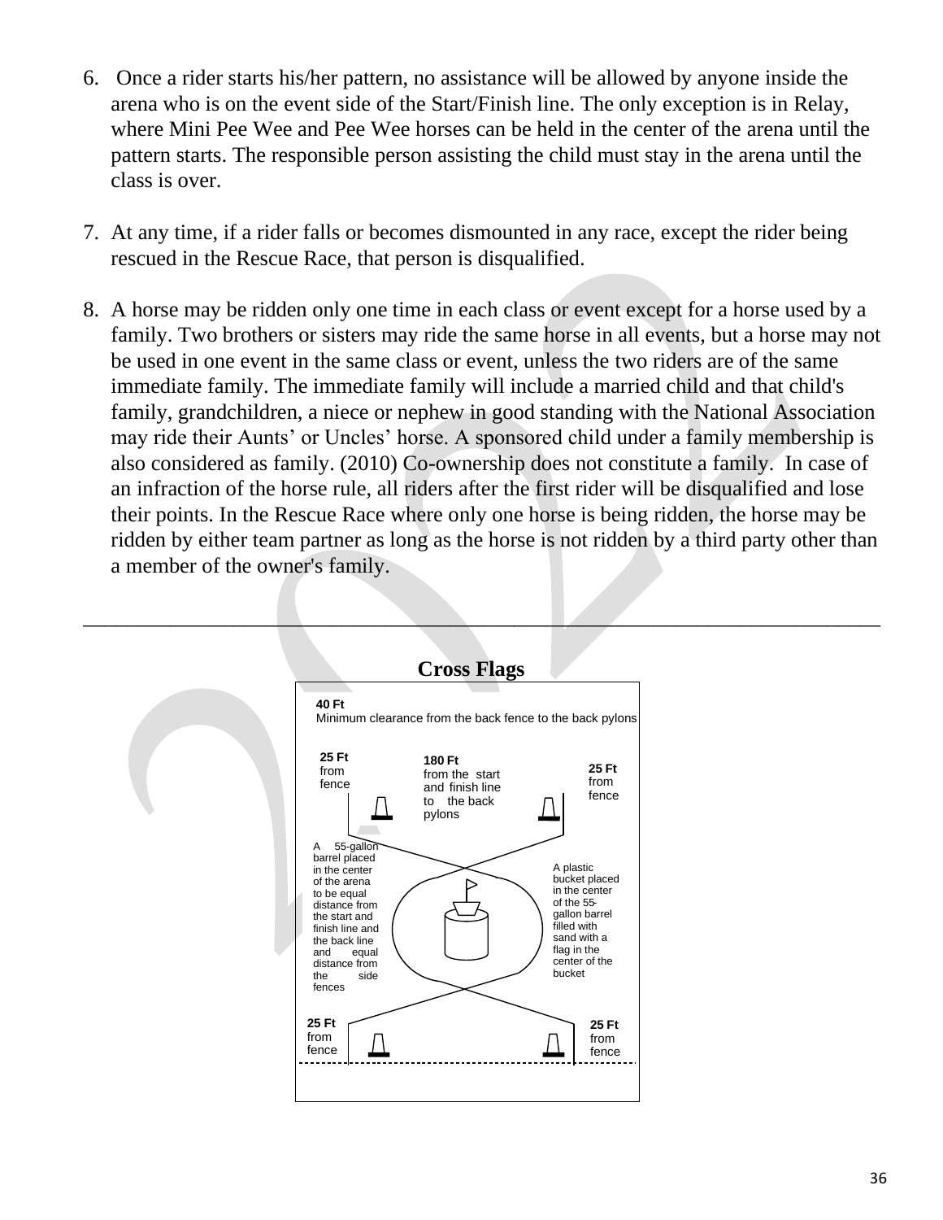6. Once a rider starts his/her pattern, no assistance will be allowed by anyone inside the arena who is on the event side of the Start/Finish line. The only exception is in Relay, where Mini Pee Wee and Pee Wee horses can be held in the center of the arena until the pattern starts. The responsible person assisting the child must stay in the arena until the class is over.

7. At any time, if a rider falls or becomes dismounted in any race, except the rider being rescued in the Rescue Race, that person is disqualified.

8. A horse may be ridden only one time in each class or event except for a horse used by a family. Two brothers or sisters may ride the same horse in all events, but a horse may not be used in one event in the same class or event, unless the two riders are of the same immediate family. The immediate family will include a married child and that child's family, grandchildren, a niece or nephew in good standing with the National Association may ride their Aunts' or Uncles' horse. A sponsored child under a family membership is also considered as family. (2010) Co-ownership does not constitute a family. In case of an infraction of the horse rule, all riders after the first rider will be disqualified and lose their points. In the Rescue Race where only one horse is being ridden, the horse may be ridden by either team partner as long as the horse is not ridden by a third party other than a member of the owner's family.

---

## Cross Flags

**40 Ft**
Minimum clearance from the back fence to the back pylons

**25 Ft** from fence

**180 Ft** from the start and finish line to the back pylons

**25 Ft** from fence

A 55-gallon barrel placed in the center of the arena to be equal distance from the start and finish line and the back line and equal distance from the side fences

A plastic bucket placed in the center of the 55-gallon barrel filled with sand with a flag in the center of the bucket

**25 Ft** from fence

**25 Ft** from fence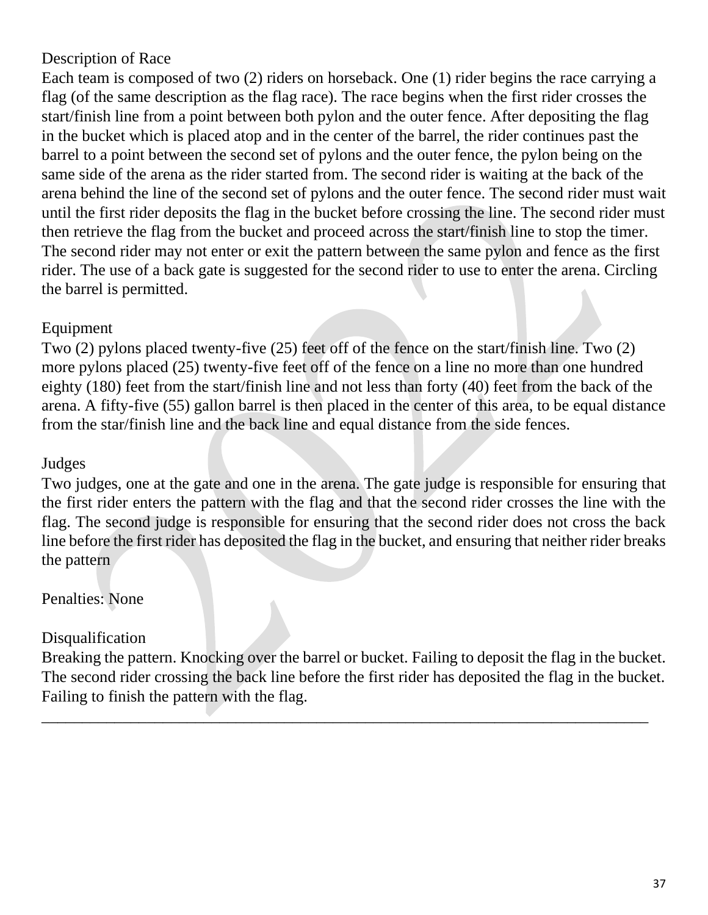Description of Race

Each team is composed of two (2) riders on horseback. One (1) rider begins the race carrying a flag (of the same description as the flag race). The race begins when the first rider crosses the start/finish line from a point between both pylon and the outer fence. After depositing the flag in the bucket which is placed atop and in the center of the barrel, the rider continues past the barrel to a point between the second set of pylons and the outer fence, the pylon being on the same side of the arena as the rider started from. The second rider is waiting at the back of the arena behind the line of the second set of pylons and the outer fence. The second rider must wait until the first rider deposits the flag in the bucket before crossing the line. The second rider must then retrieve the flag from the bucket and proceed across the start/finish line to stop the timer. The second rider may not enter or exit the pattern between the same pylon and fence as the first rider. The use of a back gate is suggested for the second rider to use to enter the arena. Circling the barrel is permitted.

Equipment

Two (2) pylons placed twenty-five (25) feet off of the fence on the start/finish line. Two (2) more pylons placed (25) twenty-five feet off of the fence on a line no more than one hundred eighty (180) feet from the start/finish line and not less than forty (40) feet from the back of the arena. A fifty-five (55) gallon barrel is then placed in the center of this area, to be equal distance from the star/finish line and the back line and equal distance from the side fences.

Judges

Two judges, one at the gate and one in the arena. The gate judge is responsible for ensuring that the first rider enters the pattern with the flag and that the second rider crosses the line with the flag. The second judge is responsible for ensuring that the second rider does not cross the back line before the first rider has deposited the flag in the bucket, and ensuring that neither rider breaks the pattern

Penalties: None

Disqualification

Breaking the pattern. Knocking over the barrel or bucket. Failing to deposit the flag in the bucket. The second rider crossing the back line before the first rider has deposited the flag in the bucket. Failing to finish the pattern with the flag.

---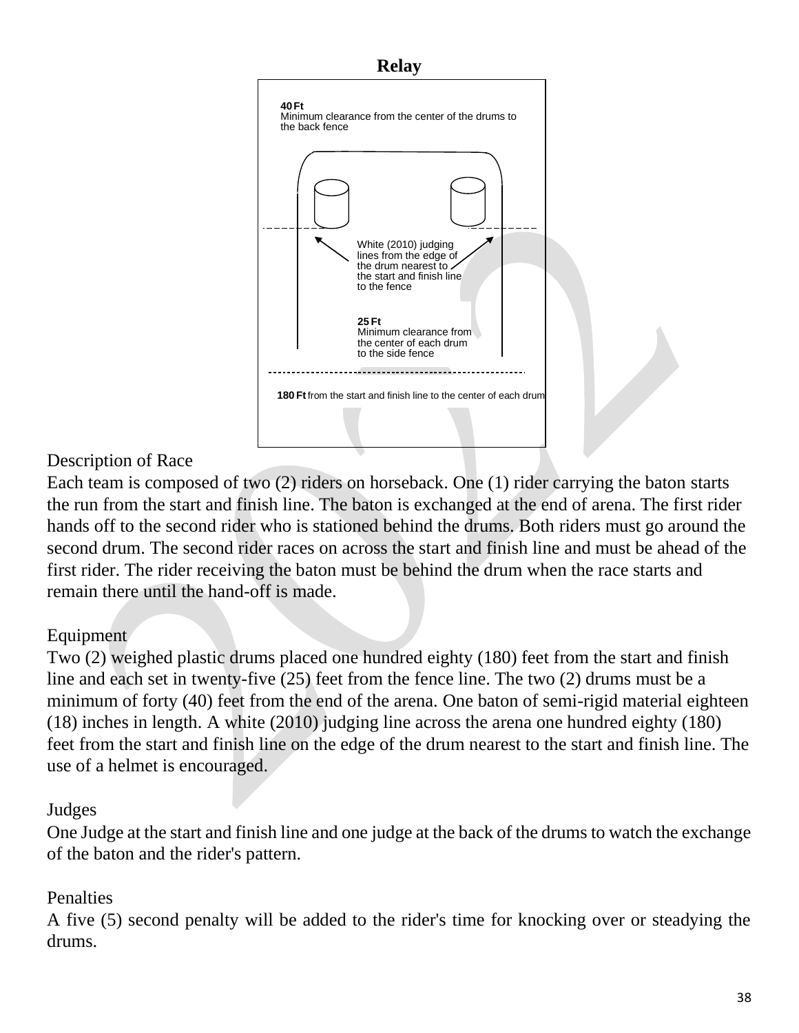# Relay

40 Ft
Minimum clearance from the center of the drums to the back fence

White (2010) judging lines from the edge of the drum nearest to the start and finish line to the fence

25 Ft
Minimum clearance from the center of each drum to the side fence

180 Ft from the start and finish line to the center of each drum

Description of Race

Each team is composed of two (2) riders on horseback. One (1) rider carrying the baton starts the run from the start and finish line. The baton is exchanged at the end of arena. The first rider hands off to the second rider who is stationed behind the drums. Both riders must go around the second drum. The second rider races on across the start and finish line and must be ahead of the first rider. The rider receiving the baton must be behind the drum when the race starts and remain there until the hand-off is made.

Equipment

Two (2) weighed plastic drums placed one hundred eighty (180) feet from the start and finish line and each set in twenty-five (25) feet from the fence line. The two (2) drums must be a minimum of forty (40) feet from the end of the arena. One baton of semi-rigid material eighteen (18) inches in length. A white (2010) judging line across the arena one hundred eighty (180) feet from the start and finish line on the edge of the drum nearest to the start and finish line. The use of a helmet is encouraged.

Judges

One Judge at the start and finish line and one judge at the back of the drums to watch the exchange of the baton and the rider's pattern.

Penalties

A five (5) second penalty will be added to the rider's time for knocking over or steadying the drums.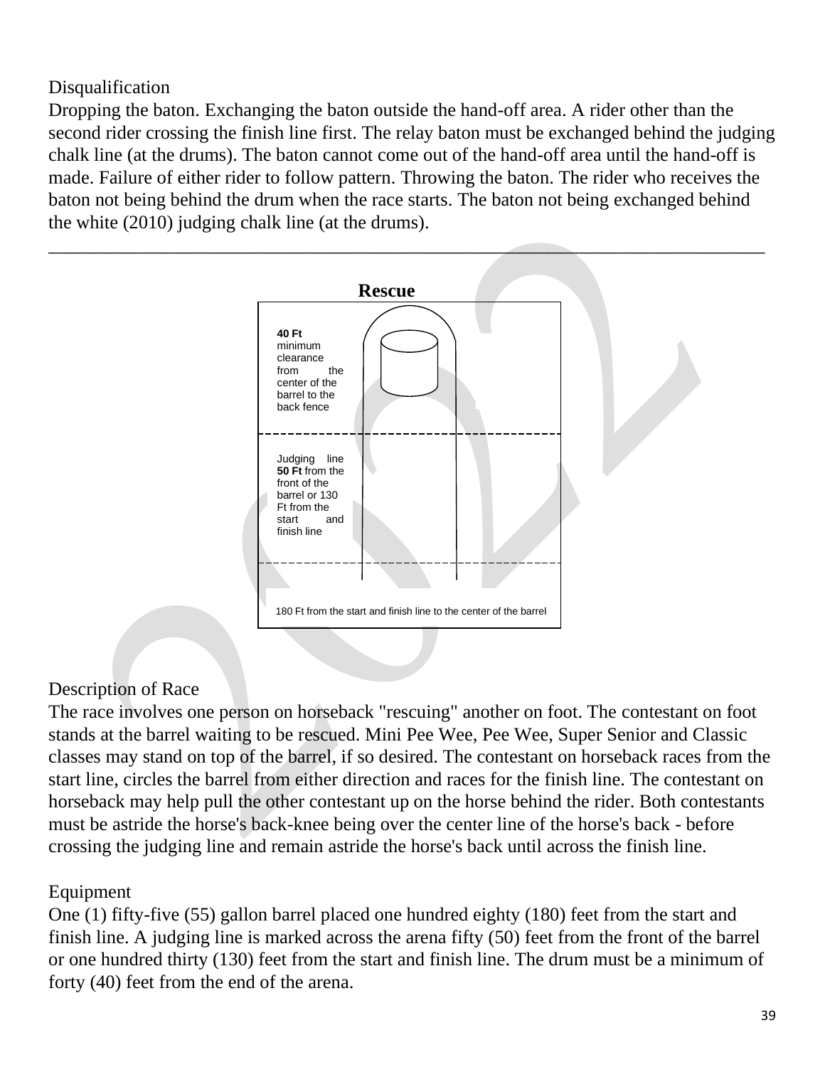Disqualification

Dropping the baton. Exchanging the baton outside the hand-off area. A rider other than the second rider crossing the finish line first. The relay baton must be exchanged behind the judging chalk line (at the drums). The baton cannot come out of the hand-off area until the hand-off is made. Failure of either rider to follow pattern. Throwing the baton. The rider who receives the baton not being behind the drum when the race starts. The baton not being exchanged behind the white (2010) judging chalk line (at the drums).

---

## Rescue

**40 Ft** minimum clearance from the center of the barrel to the back fence

Judging line **50 Ft** from the front of the barrel or 130 Ft from the start and finish line

180 Ft from the start and finish line to the center of the barrel

Description of Race

The race involves one person on horseback "rescuing" another on foot. The contestant on foot stands at the barrel waiting to be rescued. Mini Pee Wee, Pee Wee, Super Senior and Classic classes may stand on top of the barrel, if so desired. The contestant on horseback races from the start line, circles the barrel from either direction and races for the finish line. The contestant on horseback may help pull the other contestant up on the horse behind the rider. Both contestants must be astride the horse's back-knee being over the center line of the horse's back - before crossing the judging line and remain astride the horse's back until across the finish line.

Equipment

One (1) fifty-five (55) gallon barrel placed one hundred eighty (180) feet from the start and finish line. A judging line is marked across the arena fifty (50) feet from the front of the barrel or one hundred thirty (130) feet from the start and finish line. The drum must be a minimum of forty (40) feet from the end of the arena.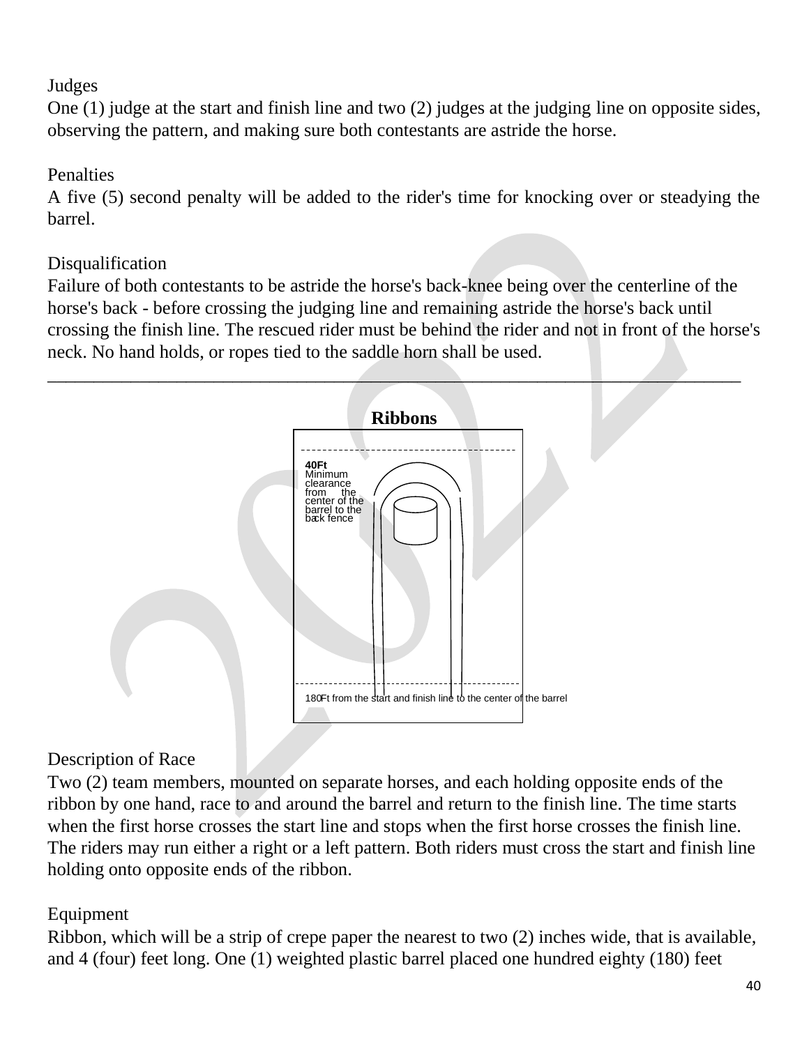Judges

One (1) judge at the start and finish line and two (2) judges at the judging line on opposite sides, observing the pattern, and making sure both contestants are astride the horse.

Penalties

A five (5) second penalty will be added to the rider's time for knocking over or steadying the barrel.

Disqualification

Failure of both contestants to be astride the horse's back-knee being over the centerline of the horse's back - before crossing the judging line and remaining astride the horse's back until crossing the finish line. The rescued rider must be behind the rider and not in front of the horse's neck. No hand holds, or ropes tied to the saddle horn shall be used.

---

## Ribbons

**40Ft** Minimum clearance from the center of the barrel to the back fence

180Ft from the start and finish line to the center of the barrel

Description of Race

Two (2) team members, mounted on separate horses, and each holding opposite ends of the ribbon by one hand, race to and around the barrel and return to the finish line. The time starts when the first horse crosses the start line and stops when the first horse crosses the finish line. The riders may run either a right or a left pattern. Both riders must cross the start and finish line holding onto opposite ends of the ribbon.

Equipment

Ribbon, which will be a strip of crepe paper the nearest to two (2) inches wide, that is available, and 4 (four) feet long. One (1) weighted plastic barrel placed one hundred eighty (180) feet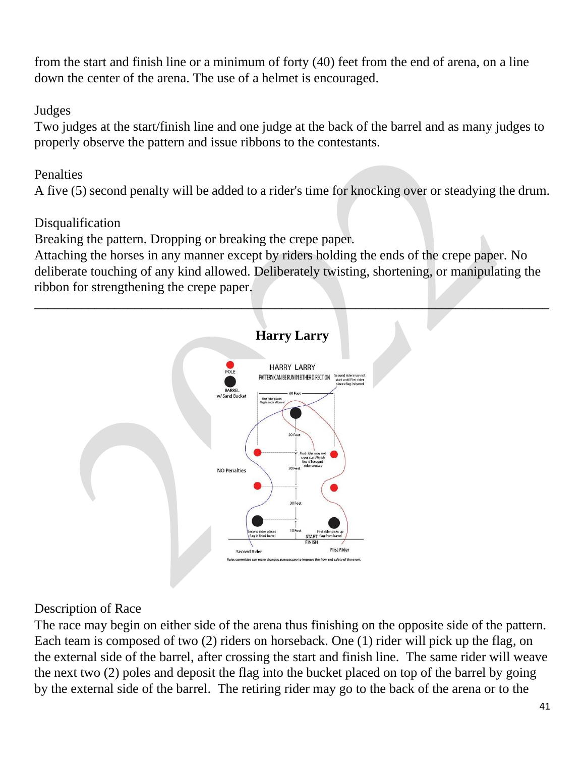from the start and finish line or a minimum of forty (40) feet from the end of arena, on a line down the center of the arena. The use of a helmet is encouraged.

Judges

Two judges at the start/finish line and one judge at the back of the barrel and as many judges to properly observe the pattern and issue ribbons to the contestants.

Penalties

A five (5) second penalty will be added to a rider's time for knocking over or steadying the drum.

Disqualification

Breaking the pattern. Dropping or breaking the crepe paper.

Attaching the horses in any manner except by riders holding the ends of the crepe paper. No deliberate touching of any kind allowed. Deliberately twisting, shortening, or manipulating the ribbon for strengthening the crepe paper.

---

## Harry Larry

Description of Race

The race may begin on either side of the arena thus finishing on the opposite side of the pattern. Each team is composed of two (2) riders on horseback. One (1) rider will pick up the flag, on the external side of the barrel, after crossing the start and finish line. The same rider will weave the next two (2) poles and deposit the flag into the bucket placed on top of the barrel by going by the external side of the barrel. The retiring rider may go to the back of the arena or to the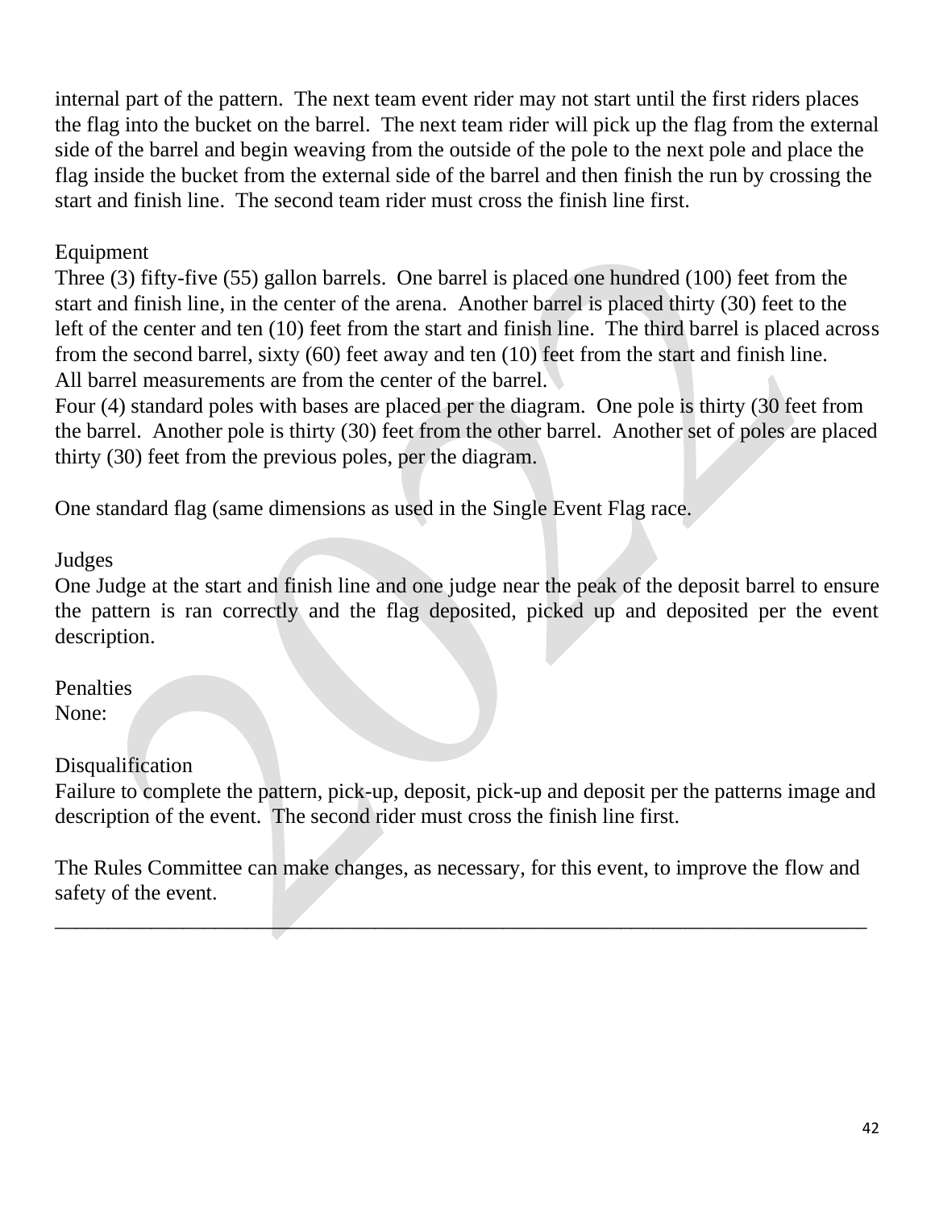internal part of the pattern. The next team event rider may not start until the first riders places the flag into the bucket on the barrel. The next team rider will pick up the flag from the external side of the barrel and begin weaving from the outside of the pole to the next pole and place the flag inside the bucket from the external side of the barrel and then finish the run by crossing the start and finish line. The second team rider must cross the finish line first.

Equipment

Three (3) fifty-five (55) gallon barrels. One barrel is placed one hundred (100) feet from the start and finish line, in the center of the arena. Another barrel is placed thirty (30) feet to the left of the center and ten (10) feet from the start and finish line. The third barrel is placed across from the second barrel, sixty (60) feet away and ten (10) feet from the start and finish line. All barrel measurements are from the center of the barrel.

Four (4) standard poles with bases are placed per the diagram. One pole is thirty (30 feet from the barrel. Another pole is thirty (30) feet from the other barrel. Another set of poles are placed thirty (30) feet from the previous poles, per the diagram.

One standard flag (same dimensions as used in the Single Event Flag race.

Judges

One Judge at the start and finish line and one judge near the peak of the deposit barrel to ensure the pattern is ran correctly and the flag deposited, picked up and deposited per the event description.

Penalties

None:

Disqualification

Failure to complete the pattern, pick-up, deposit, pick-up and deposit per the patterns image and description of the event. The second rider must cross the finish line first.

The Rules Committee can make changes, as necessary, for this event, to improve the flow and safety of the event.

---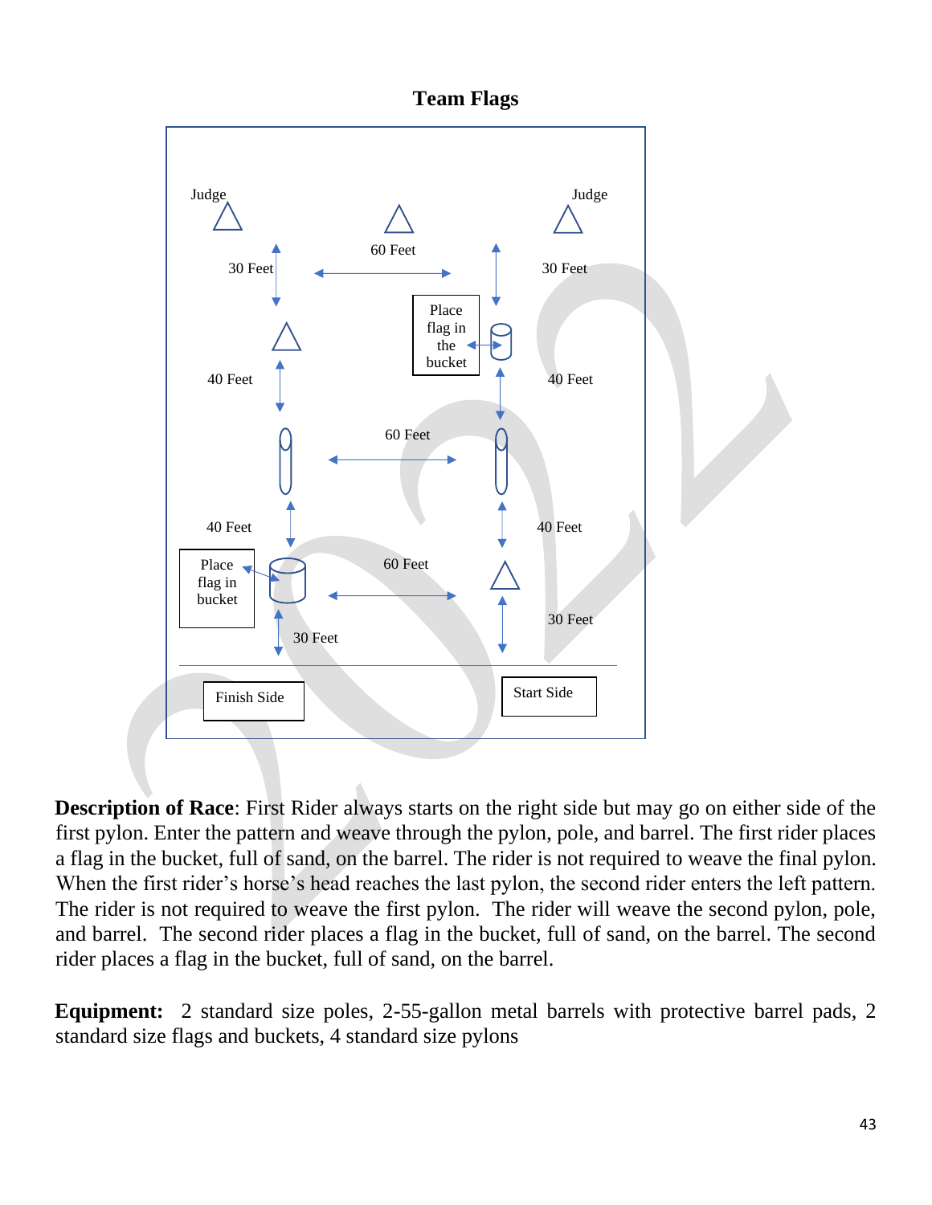# Team Flags

Judge | Judge

30 Feet | 60 Feet | 30 Feet

Place flag in the bucket

40 Feet | 60 Feet | 40 Feet

40 Feet | 60 Feet | 40 Feet

Place flag in bucket

30 Feet | 30 Feet

Finish Side | Start Side

**Description of Race**: First Rider always starts on the right side but may go on either side of the first pylon. Enter the pattern and weave through the pylon, pole, and barrel. The first rider places a flag in the bucket, full of sand, on the barrel. The rider is not required to weave the final pylon. When the first rider's horse's head reaches the last pylon, the second rider enters the left pattern. The rider is not required to weave the first pylon. The rider will weave the second pylon, pole, and barrel. The second rider places a flag in the bucket, full of sand, on the barrel. The second rider places a flag in the bucket, full of sand, on the barrel.

**Equipment:** 2 standard size poles, 2-55-gallon metal barrels with protective barrel pads, 2 standard size flags and buckets, 4 standard size pylons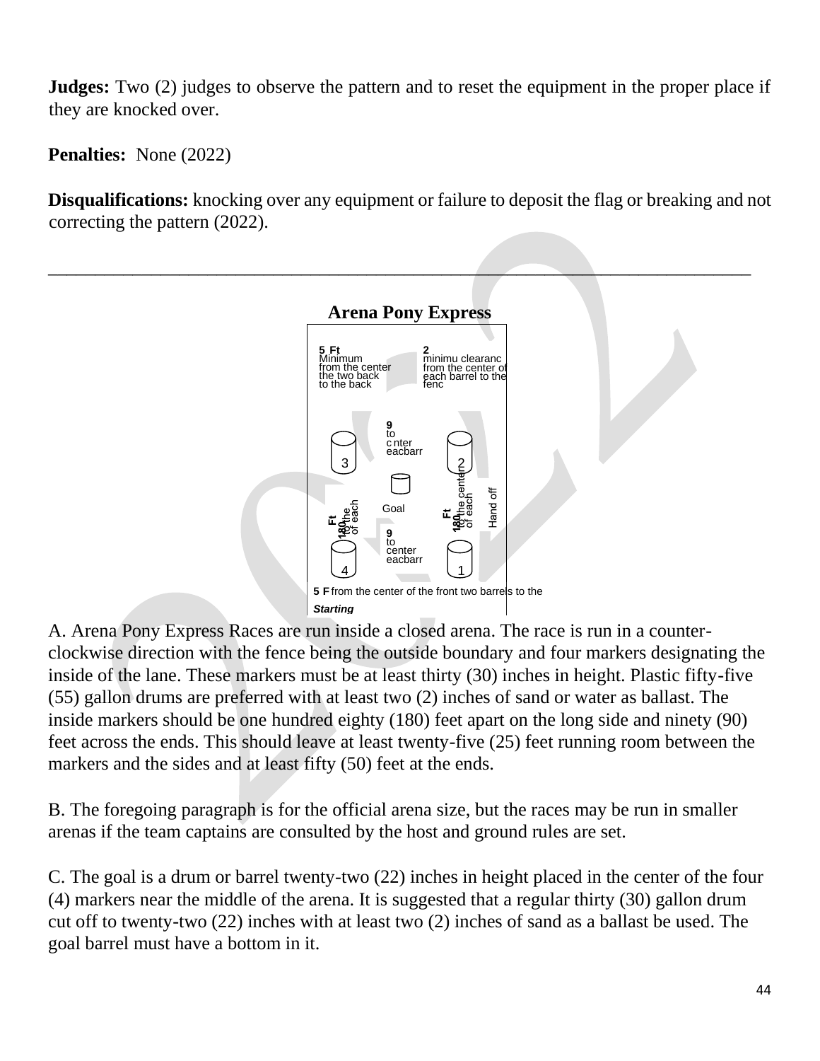**Judges:** Two (2) judges to observe the pattern and to reset the equipment in the proper place if they are knocked over.

**Penalties:** None (2022)

**Disqualifications:** knocking over any equipment or failure to deposit the flag or breaking and not correcting the pattern (2022).

---

## Arena Pony Express

**5 Ft** Minimum from the center the two back to the back

**2** minimu clearanc from the center of each barrel to the fenc

**9** to c nter eacbarr

3 2

Goal

**Ft 180** to the of each

**Ft 180** to the center of each

Hand off

**9** to center eacbarr

4 1

**5 F** from the center of the front two barrels to the

***Starting***

A. Arena Pony Express Races are run inside a closed arena. The race is run in a counter-clockwise direction with the fence being the outside boundary and four markers designating the inside of the lane. These markers must be at least thirty (30) inches in height. Plastic fifty-five (55) gallon drums are preferred with at least two (2) inches of sand or water as ballast. The inside markers should be one hundred eighty (180) feet apart on the long side and ninety (90) feet across the ends. This should leave at least twenty-five (25) feet running room between the markers and the sides and at least fifty (50) feet at the ends.

B. The foregoing paragraph is for the official arena size, but the races may be run in smaller arenas if the team captains are consulted by the host and ground rules are set.

C. The goal is a drum or barrel twenty-two (22) inches in height placed in the center of the four (4) markers near the middle of the arena. It is suggested that a regular thirty (30) gallon drum cut off to twenty-two (22) inches with at least two (2) inches of sand as a ballast be used. The goal barrel must have a bottom in it.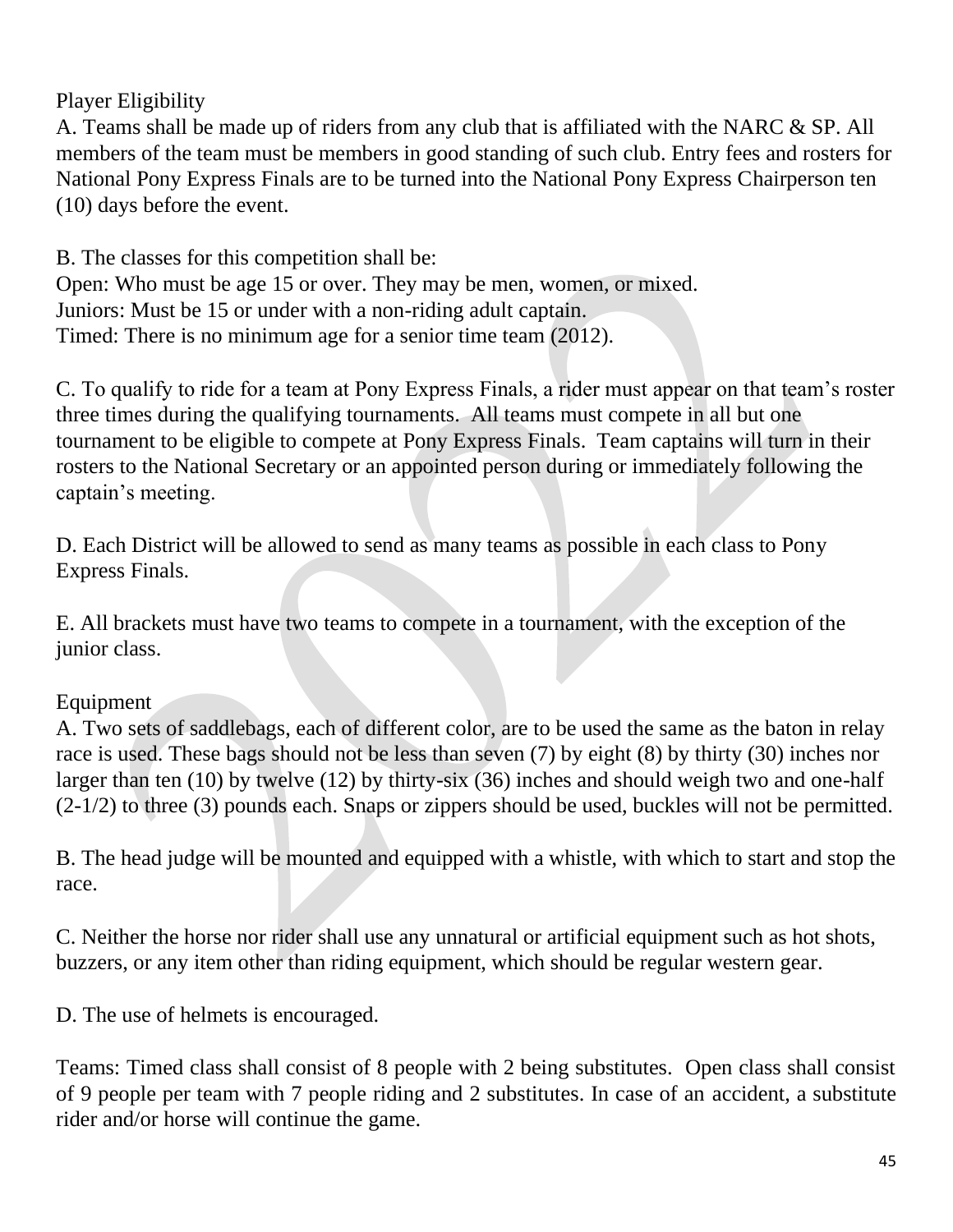## Player Eligibility

A. Teams shall be made up of riders from any club that is affiliated with the NARC & SP. All members of the team must be members in good standing of such club. Entry fees and rosters for National Pony Express Finals are to be turned into the National Pony Express Chairperson ten (10) days before the event.

B. The classes for this competition shall be:
Open: Who must be age 15 or over. They may be men, women, or mixed.
Juniors: Must be 15 or under with a non-riding adult captain.
Timed: There is no minimum age for a senior time team (2012).

C. To qualify to ride for a team at Pony Express Finals, a rider must appear on that team's roster three times during the qualifying tournaments. All teams must compete in all but one tournament to be eligible to compete at Pony Express Finals. Team captains will turn in their rosters to the National Secretary or an appointed person during or immediately following the captain's meeting.

D. Each District will be allowed to send as many teams as possible in each class to Pony Express Finals.

E. All brackets must have two teams to compete in a tournament, with the exception of the junior class.

## Equipment

A. Two sets of saddlebags, each of different color, are to be used the same as the baton in relay race is used. These bags should not be less than seven (7) by eight (8) by thirty (30) inches nor larger than ten (10) by twelve (12) by thirty-six (36) inches and should weigh two and one-half (2-1/2) to three (3) pounds each. Snaps or zippers should be used, buckles will not be permitted.

B. The head judge will be mounted and equipped with a whistle, with which to start and stop the race.

C. Neither the horse nor rider shall use any unnatural or artificial equipment such as hot shots, buzzers, or any item other than riding equipment, which should be regular western gear.

D. The use of helmets is encouraged.

Teams: Timed class shall consist of 8 people with 2 being substitutes. Open class shall consist of 9 people per team with 7 people riding and 2 substitutes. In case of an accident, a substitute rider and/or horse will continue the game.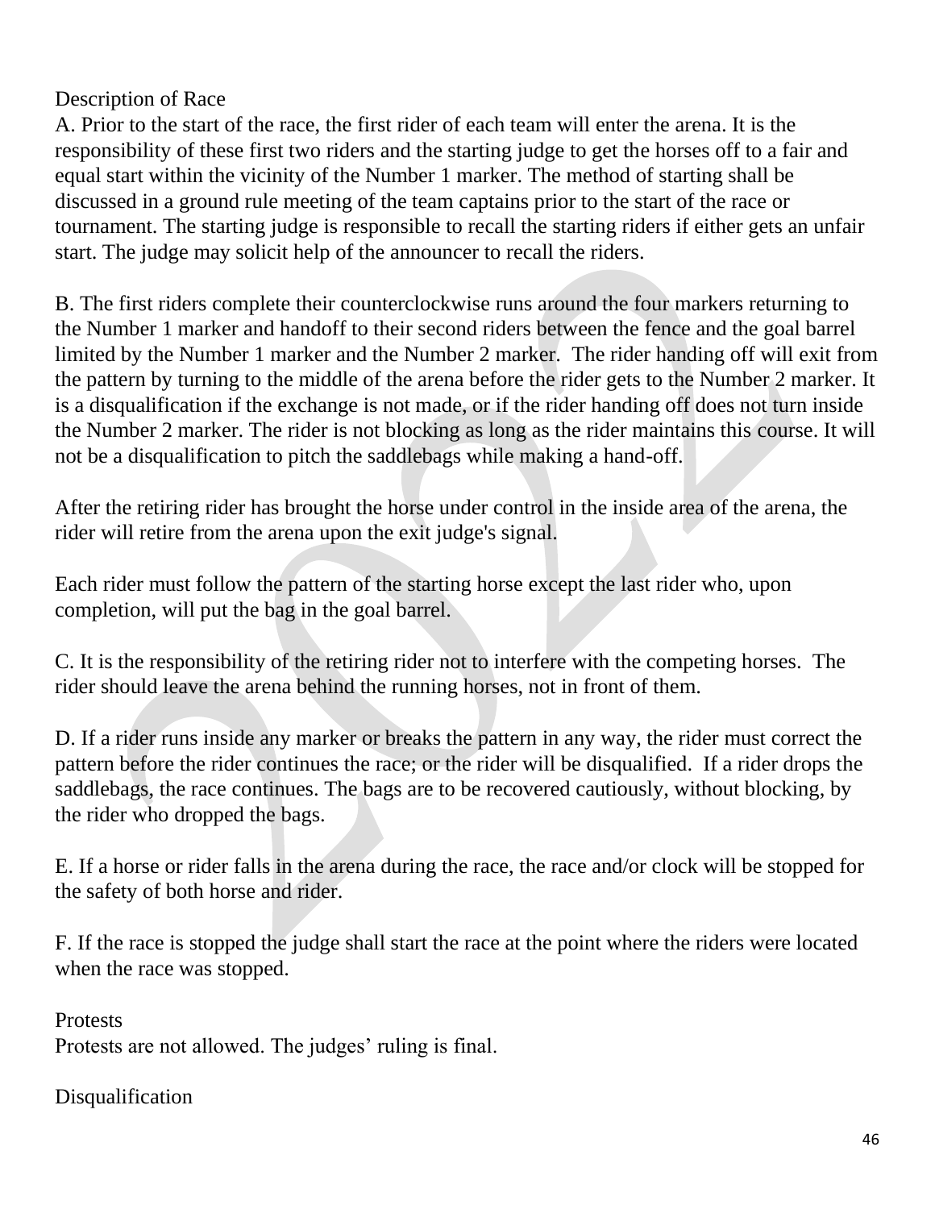## Description of Race

A. Prior to the start of the race, the first rider of each team will enter the arena. It is the responsibility of these first two riders and the starting judge to get the horses off to a fair and equal start within the vicinity of the Number 1 marker. The method of starting shall be discussed in a ground rule meeting of the team captains prior to the start of the race or tournament. The starting judge is responsible to recall the starting riders if either gets an unfair start. The judge may solicit help of the announcer to recall the riders.

B. The first riders complete their counterclockwise runs around the four markers returning to the Number 1 marker and handoff to their second riders between the fence and the goal barrel limited by the Number 1 marker and the Number 2 marker. The rider handing off will exit from the pattern by turning to the middle of the arena before the rider gets to the Number 2 marker. It is a disqualification if the exchange is not made, or if the rider handing off does not turn inside the Number 2 marker. The rider is not blocking as long as the rider maintains this course. It will not be a disqualification to pitch the saddlebags while making a hand-off.

After the retiring rider has brought the horse under control in the inside area of the arena, the rider will retire from the arena upon the exit judge's signal.

Each rider must follow the pattern of the starting horse except the last rider who, upon completion, will put the bag in the goal barrel.

C. It is the responsibility of the retiring rider not to interfere with the competing horses. The rider should leave the arena behind the running horses, not in front of them.

D. If a rider runs inside any marker or breaks the pattern in any way, the rider must correct the pattern before the rider continues the race; or the rider will be disqualified. If a rider drops the saddlebags, the race continues. The bags are to be recovered cautiously, without blocking, by the rider who dropped the bags.

E. If a horse or rider falls in the arena during the race, the race and/or clock will be stopped for the safety of both horse and rider.

F. If the race is stopped the judge shall start the race at the point where the riders were located when the race was stopped.

## Protests

Protests are not allowed. The judges' ruling is final.

## Disqualification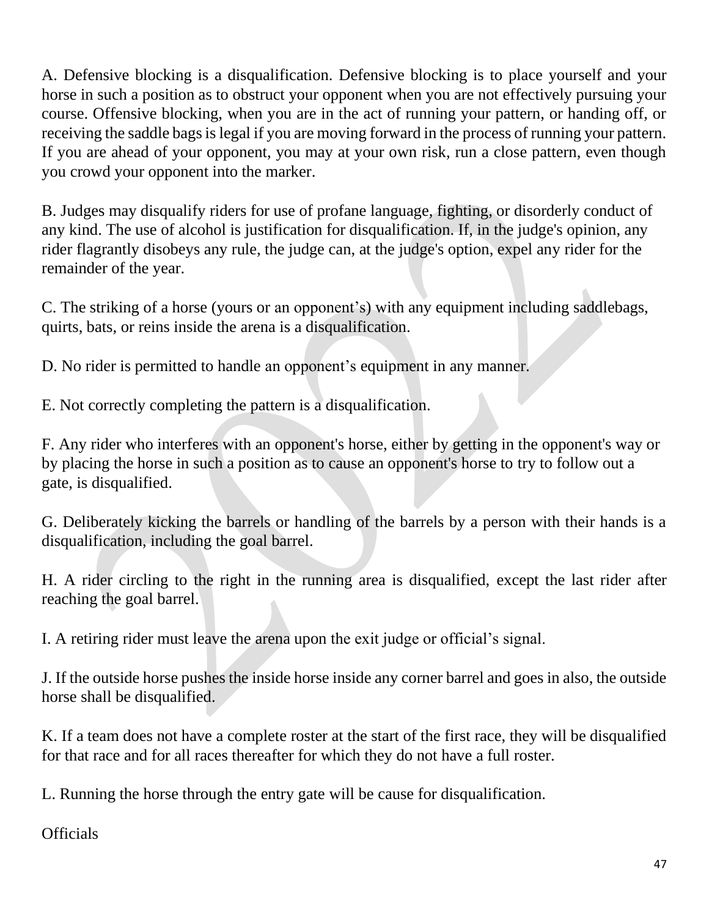A. Defensive blocking is a disqualification. Defensive blocking is to place yourself and your horse in such a position as to obstruct your opponent when you are not effectively pursuing your course. Offensive blocking, when you are in the act of running your pattern, or handing off, or receiving the saddle bags is legal if you are moving forward in the process of running your pattern. If you are ahead of your opponent, you may at your own risk, run a close pattern, even though you crowd your opponent into the marker.

B. Judges may disqualify riders for use of profane language, fighting, or disorderly conduct of any kind. The use of alcohol is justification for disqualification. If, in the judge's opinion, any rider flagrantly disobeys any rule, the judge can, at the judge's option, expel any rider for the remainder of the year.

C. The striking of a horse (yours or an opponent's) with any equipment including saddlebags, quirts, bats, or reins inside the arena is a disqualification.

D. No rider is permitted to handle an opponent's equipment in any manner.

E. Not correctly completing the pattern is a disqualification.

F. Any rider who interferes with an opponent's horse, either by getting in the opponent's way or by placing the horse in such a position as to cause an opponent's horse to try to follow out a gate, is disqualified.

G. Deliberately kicking the barrels or handling of the barrels by a person with their hands is a disqualification, including the goal barrel.

H. A rider circling to the right in the running area is disqualified, except the last rider after reaching the goal barrel.

I. A retiring rider must leave the arena upon the exit judge or official's signal.

J. If the outside horse pushes the inside horse inside any corner barrel and goes in also, the outside horse shall be disqualified.

K. If a team does not have a complete roster at the start of the first race, they will be disqualified for that race and for all races thereafter for which they do not have a full roster.

L. Running the horse through the entry gate will be cause for disqualification.

Officials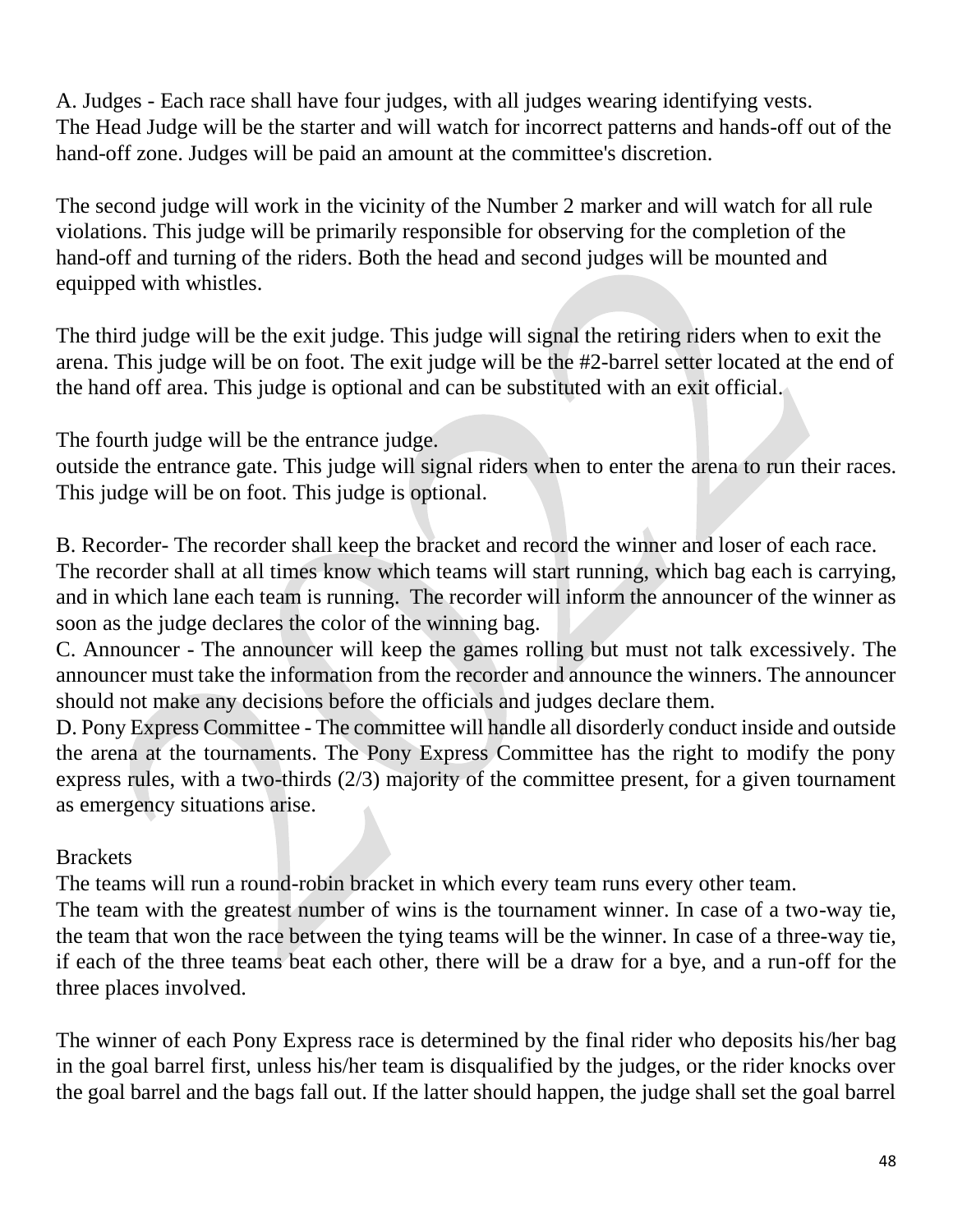A. Judges - Each race shall have four judges, with all judges wearing identifying vests. The Head Judge will be the starter and will watch for incorrect patterns and hands-off out of the hand-off zone. Judges will be paid an amount at the committee's discretion.

The second judge will work in the vicinity of the Number 2 marker and will watch for all rule violations. This judge will be primarily responsible for observing for the completion of the hand-off and turning of the riders. Both the head and second judges will be mounted and equipped with whistles.

The third judge will be the exit judge. This judge will signal the retiring riders when to exit the arena. This judge will be on foot. The exit judge will be the #2-barrel setter located at the end of the hand off area. This judge is optional and can be substituted with an exit official.

The fourth judge will be the entrance judge.
outside the entrance gate. This judge will signal riders when to enter the arena to run their races. This judge will be on foot. This judge is optional.

B. Recorder- The recorder shall keep the bracket and record the winner and loser of each race. The recorder shall at all times know which teams will start running, which bag each is carrying, and in which lane each team is running. The recorder will inform the announcer of the winner as soon as the judge declares the color of the winning bag.

C. Announcer - The announcer will keep the games rolling but must not talk excessively. The announcer must take the information from the recorder and announce the winners. The announcer should not make any decisions before the officials and judges declare them.

D. Pony Express Committee - The committee will handle all disorderly conduct inside and outside the arena at the tournaments. The Pony Express Committee has the right to modify the pony express rules, with a two-thirds (2/3) majority of the committee present, for a given tournament as emergency situations arise.

Brackets

The teams will run a round-robin bracket in which every team runs every other team.

The team with the greatest number of wins is the tournament winner. In case of a two-way tie, the team that won the race between the tying teams will be the winner. In case of a three-way tie, if each of the three teams beat each other, there will be a draw for a bye, and a run-off for the three places involved.

The winner of each Pony Express race is determined by the final rider who deposits his/her bag in the goal barrel first, unless his/her team is disqualified by the judges, or the rider knocks over the goal barrel and the bags fall out. If the latter should happen, the judge shall set the goal barrel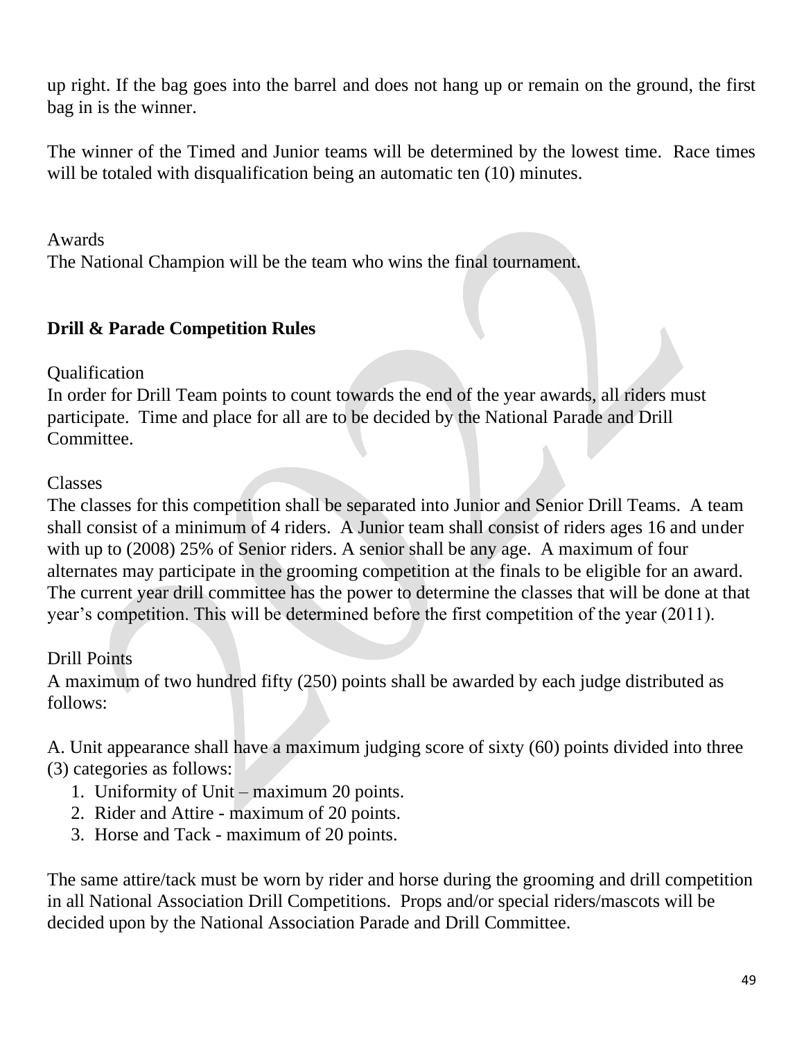up right. If the bag goes into the barrel and does not hang up or remain on the ground, the first bag in is the winner.

The winner of the Timed and Junior teams will be determined by the lowest time. Race times will be totaled with disqualification being an automatic ten (10) minutes.

Awards

The National Champion will be the team who wins the final tournament.

**Drill & Parade Competition Rules**

Qualification

In order for Drill Team points to count towards the end of the year awards, all riders must participate. Time and place for all are to be decided by the National Parade and Drill Committee.

Classes

The classes for this competition shall be separated into Junior and Senior Drill Teams. A team shall consist of a minimum of 4 riders. A Junior team shall consist of riders ages 16 and under with up to (2008) 25% of Senior riders. A senior shall be any age. A maximum of four alternates may participate in the grooming competition at the finals to be eligible for an award. The current year drill committee has the power to determine the classes that will be done at that year's competition. This will be determined before the first competition of the year (2011).

Drill Points

A maximum of two hundred fifty (250) points shall be awarded by each judge distributed as follows:

A. Unit appearance shall have a maximum judging score of sixty (60) points divided into three (3) categories as follows:

1. Uniformity of Unit – maximum 20 points.
2. Rider and Attire - maximum of 20 points.
3. Horse and Tack - maximum of 20 points.

The same attire/tack must be worn by rider and horse during the grooming and drill competition in all National Association Drill Competitions. Props and/or special riders/mascots will be decided upon by the National Association Parade and Drill Committee.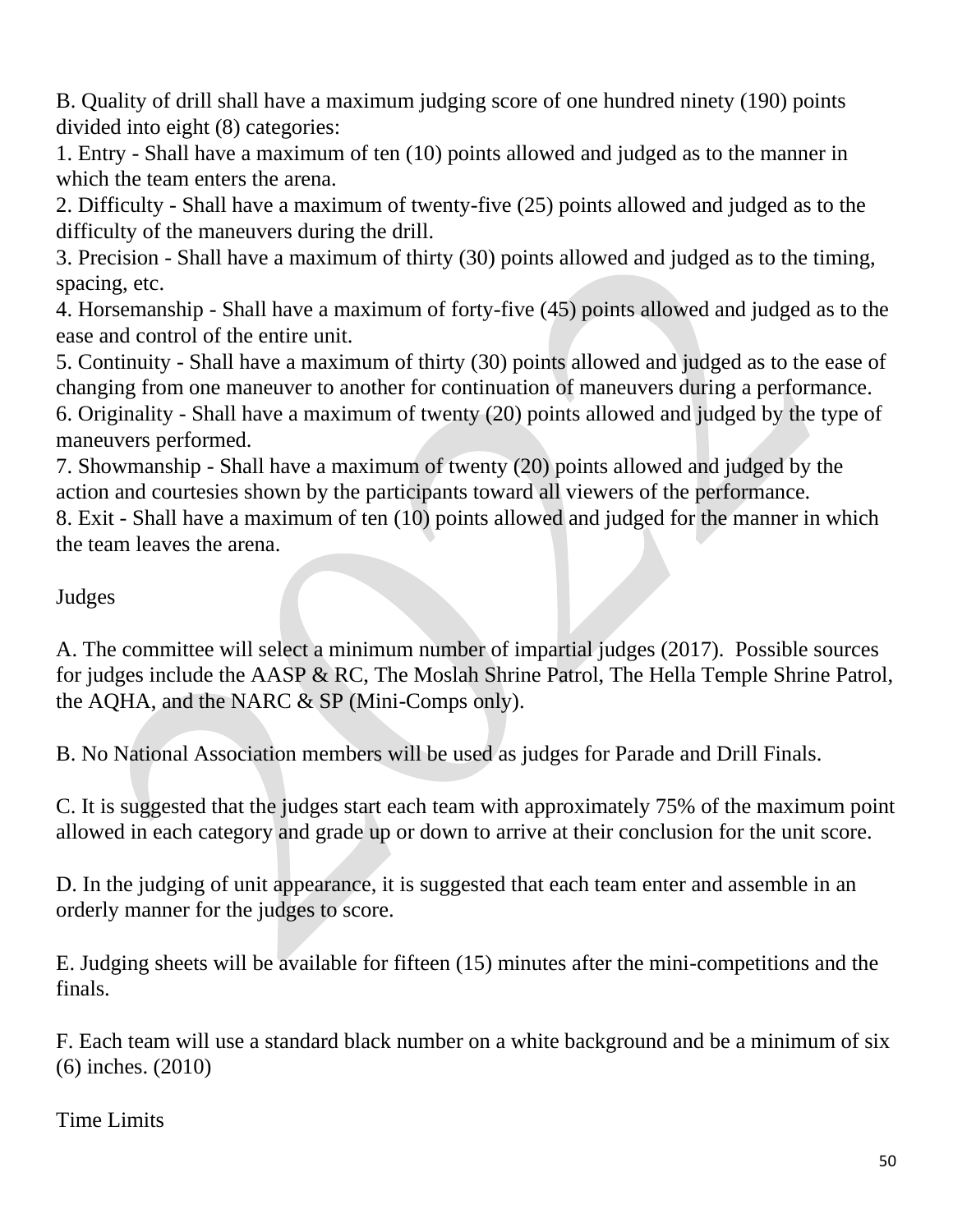B. Quality of drill shall have a maximum judging score of one hundred ninety (190) points divided into eight (8) categories:

1. Entry - Shall have a maximum of ten (10) points allowed and judged as to the manner in which the team enters the arena.
2. Difficulty - Shall have a maximum of twenty-five (25) points allowed and judged as to the difficulty of the maneuvers during the drill.
3. Precision - Shall have a maximum of thirty (30) points allowed and judged as to the timing, spacing, etc.
4. Horsemanship - Shall have a maximum of forty-five (45) points allowed and judged as to the ease and control of the entire unit.
5. Continuity - Shall have a maximum of thirty (30) points allowed and judged as to the ease of changing from one maneuver to another for continuation of maneuvers during a performance.
6. Originality - Shall have a maximum of twenty (20) points allowed and judged by the type of maneuvers performed.
7. Showmanship - Shall have a maximum of twenty (20) points allowed and judged by the action and courtesies shown by the participants toward all viewers of the performance.
8. Exit - Shall have a maximum of ten (10) points allowed and judged for the manner in which the team leaves the arena.

Judges

A. The committee will select a minimum number of impartial judges (2017). Possible sources for judges include the AASP & RC, The Moslah Shrine Patrol, The Hella Temple Shrine Patrol, the AQHA, and the NARC & SP (Mini-Comps only).

B. No National Association members will be used as judges for Parade and Drill Finals.

C. It is suggested that the judges start each team with approximately 75% of the maximum point allowed in each category and grade up or down to arrive at their conclusion for the unit score.

D. In the judging of unit appearance, it is suggested that each team enter and assemble in an orderly manner for the judges to score.

E. Judging sheets will be available for fifteen (15) minutes after the mini-competitions and the finals.

F. Each team will use a standard black number on a white background and be a minimum of six (6) inches. (2010)

Time Limits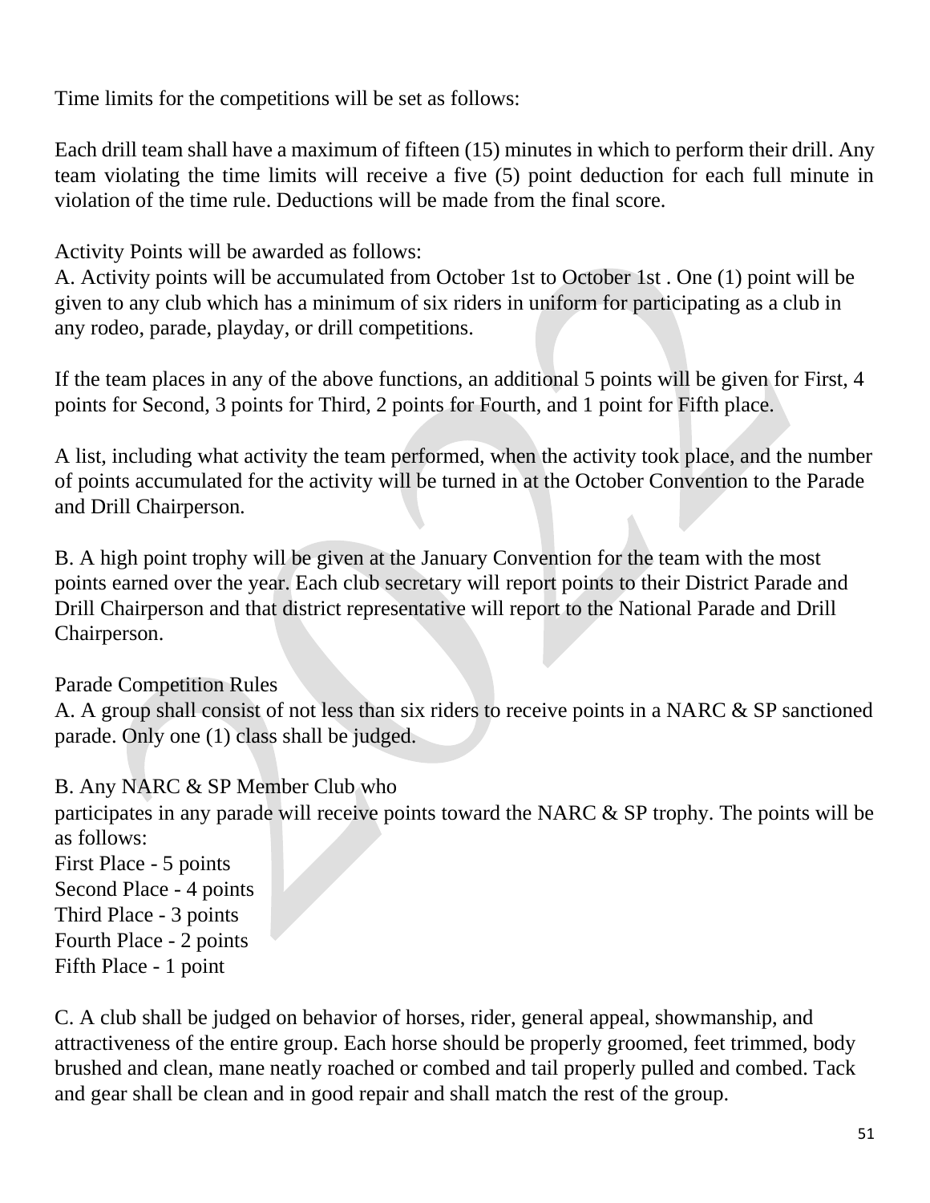Time limits for the competitions will be set as follows:

Each drill team shall have a maximum of fifteen (15) minutes in which to perform their drill. Any team violating the time limits will receive a five (5) point deduction for each full minute in violation of the time rule. Deductions will be made from the final score.

Activity Points will be awarded as follows:

A. Activity points will be accumulated from October 1st to October 1st . One (1) point will be given to any club which has a minimum of six riders in uniform for participating as a club in any rodeo, parade, playday, or drill competitions.

If the team places in any of the above functions, an additional 5 points will be given for First, 4 points for Second, 3 points for Third, 2 points for Fourth, and 1 point for Fifth place.

A list, including what activity the team performed, when the activity took place, and the number of points accumulated for the activity will be turned in at the October Convention to the Parade and Drill Chairperson.

B. A high point trophy will be given at the January Convention for the team with the most points earned over the year. Each club secretary will report points to their District Parade and Drill Chairperson and that district representative will report to the National Parade and Drill Chairperson.

Parade Competition Rules

A. A group shall consist of not less than six riders to receive points in a NARC & SP sanctioned parade. Only one (1) class shall be judged.

B. Any NARC & SP Member Club who
participates in any parade will receive points toward the NARC & SP trophy. The points will be as follows:
First Place - 5 points
Second Place - 4 points
Third Place - 3 points
Fourth Place - 2 points
Fifth Place - 1 point

C. A club shall be judged on behavior of horses, rider, general appeal, showmanship, and attractiveness of the entire group. Each horse should be properly groomed, feet trimmed, body brushed and clean, mane neatly roached or combed and tail properly pulled and combed. Tack and gear shall be clean and in good repair and shall match the rest of the group.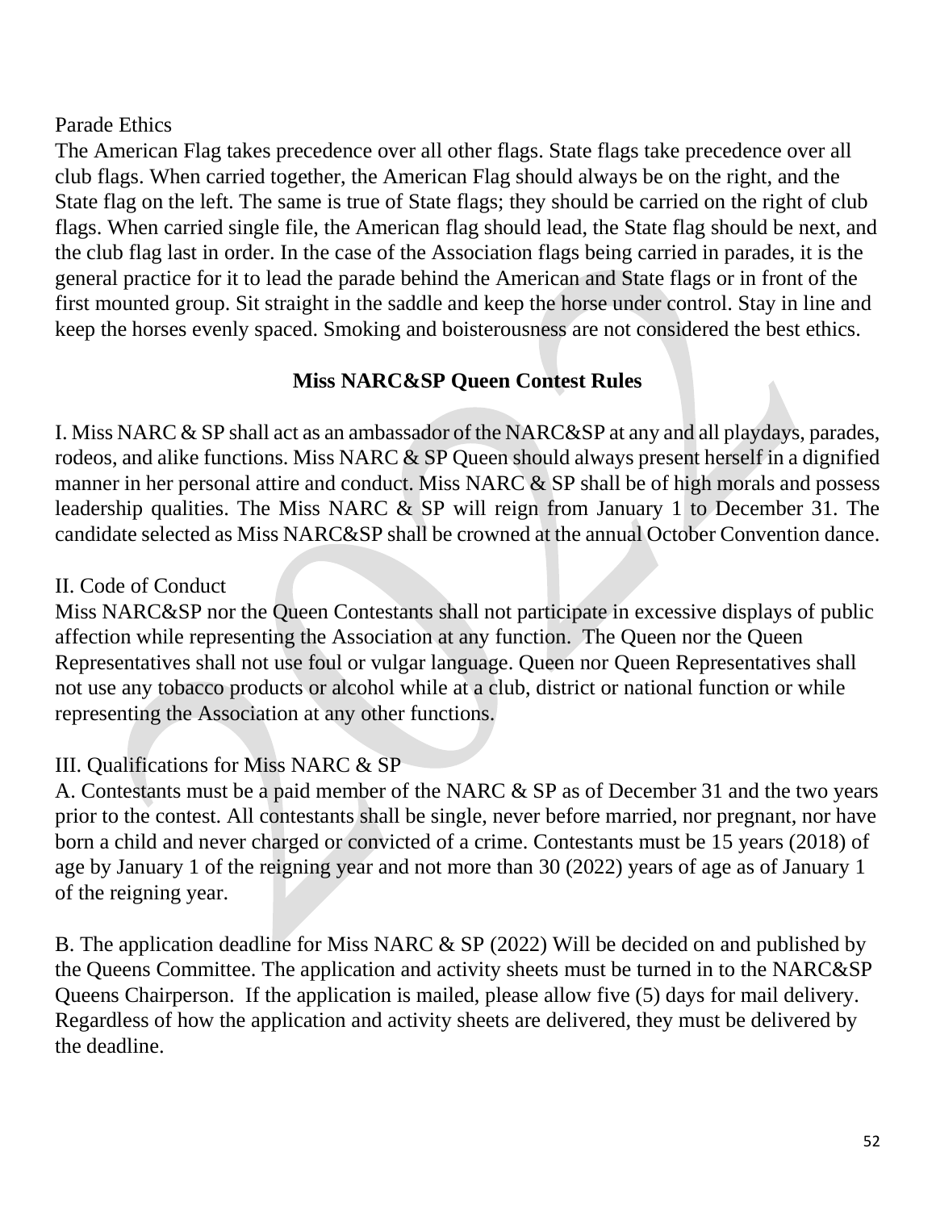Parade Ethics

The American Flag takes precedence over all other flags. State flags take precedence over all club flags. When carried together, the American Flag should always be on the right, and the State flag on the left. The same is true of State flags; they should be carried on the right of club flags. When carried single file, the American flag should lead, the State flag should be next, and the club flag last in order. In the case of the Association flags being carried in parades, it is the general practice for it to lead the parade behind the American and State flags or in front of the first mounted group. Sit straight in the saddle and keep the horse under control. Stay in line and keep the horses evenly spaced. Smoking and boisterousness are not considered the best ethics.

## Miss NARC&SP Queen Contest Rules

I. Miss NARC & SP shall act as an ambassador of the NARC&SP at any and all playdays, parades, rodeos, and alike functions. Miss NARC & SP Queen should always present herself in a dignified manner in her personal attire and conduct. Miss NARC & SP shall be of high morals and possess leadership qualities. The Miss NARC & SP will reign from January 1 to December 31. The candidate selected as Miss NARC&SP shall be crowned at the annual October Convention dance.

II. Code of Conduct

Miss NARC&SP nor the Queen Contestants shall not participate in excessive displays of public affection while representing the Association at any function. The Queen nor the Queen Representatives shall not use foul or vulgar language. Queen nor Queen Representatives shall not use any tobacco products or alcohol while at a club, district or national function or while representing the Association at any other functions.

III. Qualifications for Miss NARC & SP

A. Contestants must be a paid member of the NARC & SP as of December 31 and the two years prior to the contest. All contestants shall be single, never before married, nor pregnant, nor have born a child and never charged or convicted of a crime. Contestants must be 15 years (2018) of age by January 1 of the reigning year and not more than 30 (2022) years of age as of January 1 of the reigning year.

B. The application deadline for Miss NARC & SP (2022) Will be decided on and published by the Queens Committee. The application and activity sheets must be turned in to the NARC&SP Queens Chairperson. If the application is mailed, please allow five (5) days for mail delivery. Regardless of how the application and activity sheets are delivered, they must be delivered by the deadline.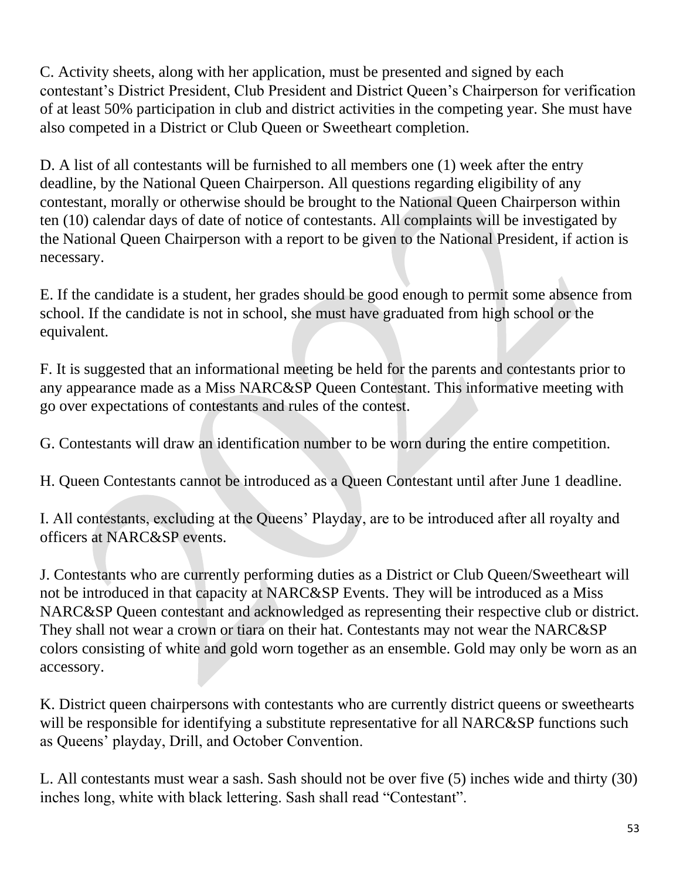C. Activity sheets, along with her application, must be presented and signed by each contestant's District President, Club President and District Queen's Chairperson for verification of at least 50% participation in club and district activities in the competing year. She must have also competed in a District or Club Queen or Sweetheart completion.

D. A list of all contestants will be furnished to all members one (1) week after the entry deadline, by the National Queen Chairperson. All questions regarding eligibility of any contestant, morally or otherwise should be brought to the National Queen Chairperson within ten (10) calendar days of date of notice of contestants. All complaints will be investigated by the National Queen Chairperson with a report to be given to the National President, if action is necessary.

E. If the candidate is a student, her grades should be good enough to permit some absence from school. If the candidate is not in school, she must have graduated from high school or the equivalent.

F. It is suggested that an informational meeting be held for the parents and contestants prior to any appearance made as a Miss NARC&SP Queen Contestant. This informative meeting with go over expectations of contestants and rules of the contest.

G. Contestants will draw an identification number to be worn during the entire competition.

H. Queen Contestants cannot be introduced as a Queen Contestant until after June 1 deadline.

I. All contestants, excluding at the Queens' Playday, are to be introduced after all royalty and officers at NARC&SP events.

J. Contestants who are currently performing duties as a District or Club Queen/Sweetheart will not be introduced in that capacity at NARC&SP Events. They will be introduced as a Miss NARC&SP Queen contestant and acknowledged as representing their respective club or district. They shall not wear a crown or tiara on their hat. Contestants may not wear the NARC&SP colors consisting of white and gold worn together as an ensemble. Gold may only be worn as an accessory.

K. District queen chairpersons with contestants who are currently district queens or sweethearts will be responsible for identifying a substitute representative for all NARC&SP functions such as Queens' playday, Drill, and October Convention.

L. All contestants must wear a sash. Sash should not be over five (5) inches wide and thirty (30) inches long, white with black lettering. Sash shall read "Contestant".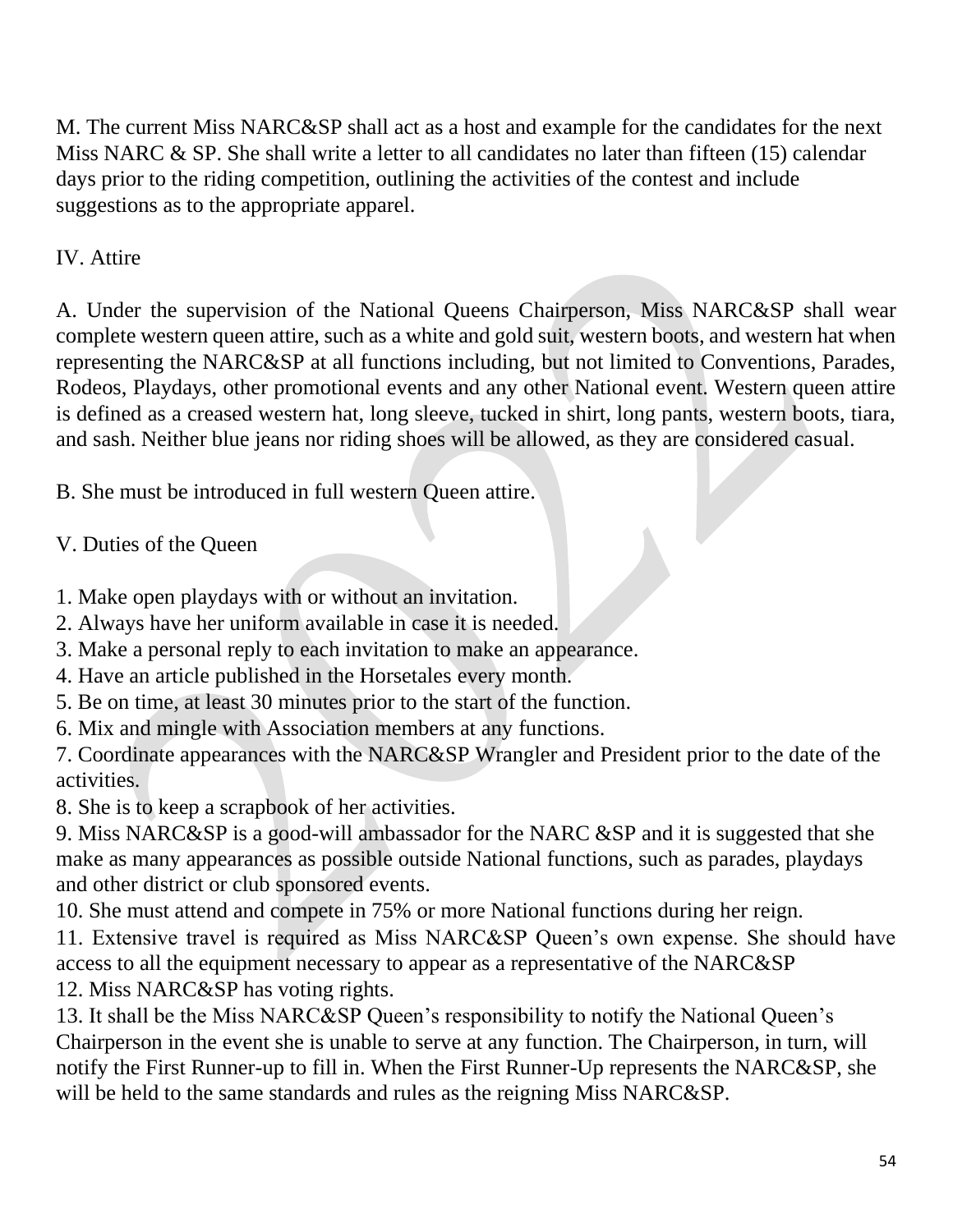M. The current Miss NARC&SP shall act as a host and example for the candidates for the next Miss NARC & SP. She shall write a letter to all candidates no later than fifteen (15) calendar days prior to the riding competition, outlining the activities of the contest and include suggestions as to the appropriate apparel.

## IV. Attire

A. Under the supervision of the National Queens Chairperson, Miss NARC&SP shall wear complete western queen attire, such as a white and gold suit, western boots, and western hat when representing the NARC&SP at all functions including, but not limited to Conventions, Parades, Rodeos, Playdays, other promotional events and any other National event. Western queen attire is defined as a creased western hat, long sleeve, tucked in shirt, long pants, western boots, tiara, and sash. Neither blue jeans nor riding shoes will be allowed, as they are considered casual.

B. She must be introduced in full western Queen attire.

## V. Duties of the Queen

1. Make open playdays with or without an invitation.
2. Always have her uniform available in case it is needed.
3. Make a personal reply to each invitation to make an appearance.
4. Have an article published in the Horsetales every month.
5. Be on time, at least 30 minutes prior to the start of the function.
6. Mix and mingle with Association members at any functions.
7. Coordinate appearances with the NARC&SP Wrangler and President prior to the date of the activities.
8. She is to keep a scrapbook of her activities.
9. Miss NARC&SP is a good-will ambassador for the NARC &SP and it is suggested that she make as many appearances as possible outside National functions, such as parades, playdays and other district or club sponsored events.
10. She must attend and compete in 75% or more National functions during her reign.
11. Extensive travel is required as Miss NARC&SP Queen's own expense. She should have access to all the equipment necessary to appear as a representative of the NARC&SP
12. Miss NARC&SP has voting rights.
13. It shall be the Miss NARC&SP Queen's responsibility to notify the National Queen's Chairperson in the event she is unable to serve at any function. The Chairperson, in turn, will notify the First Runner-up to fill in. When the First Runner-Up represents the NARC&SP, she will be held to the same standards and rules as the reigning Miss NARC&SP.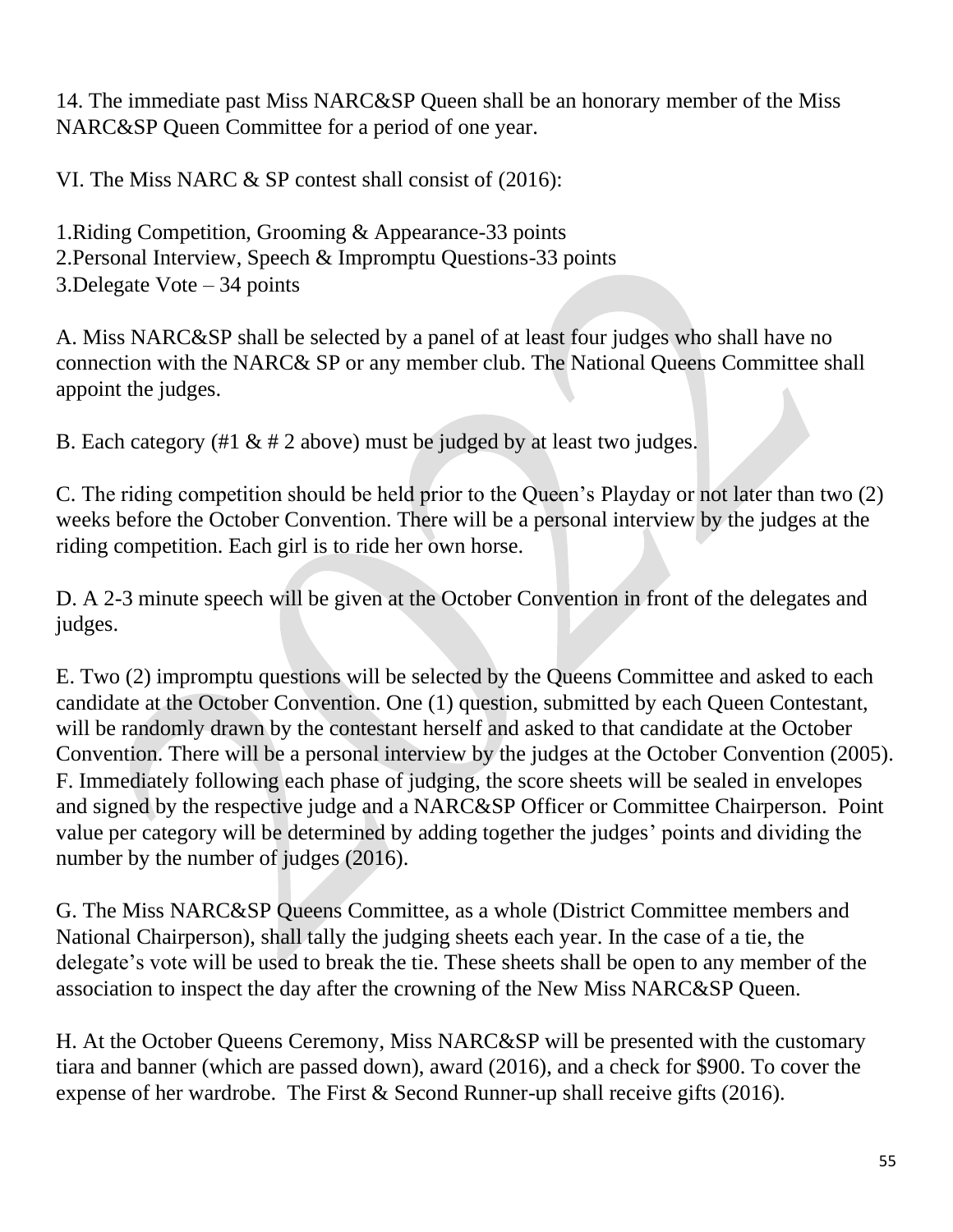14. The immediate past Miss NARC&SP Queen shall be an honorary member of the Miss NARC&SP Queen Committee for a period of one year.

VI. The Miss NARC & SP contest shall consist of (2016):

1.Riding Competition, Grooming & Appearance-33 points
2.Personal Interview, Speech & Impromptu Questions-33 points
3.Delegate Vote – 34 points

A. Miss NARC&SP shall be selected by a panel of at least four judges who shall have no connection with the NARC& SP or any member club. The National Queens Committee shall appoint the judges.

B. Each category (#1 & # 2 above) must be judged by at least two judges.

C. The riding competition should be held prior to the Queen's Playday or not later than two (2) weeks before the October Convention. There will be a personal interview by the judges at the riding competition. Each girl is to ride her own horse.

D. A 2-3 minute speech will be given at the October Convention in front of the delegates and judges.

E. Two (2) impromptu questions will be selected by the Queens Committee and asked to each candidate at the October Convention. One (1) question, submitted by each Queen Contestant, will be randomly drawn by the contestant herself and asked to that candidate at the October Convention. There will be a personal interview by the judges at the October Convention (2005).

F. Immediately following each phase of judging, the score sheets will be sealed in envelopes and signed by the respective judge and a NARC&SP Officer or Committee Chairperson. Point value per category will be determined by adding together the judges' points and dividing the number by the number of judges (2016).

G. The Miss NARC&SP Queens Committee, as a whole (District Committee members and National Chairperson), shall tally the judging sheets each year. In the case of a tie, the delegate's vote will be used to break the tie. These sheets shall be open to any member of the association to inspect the day after the crowning of the New Miss NARC&SP Queen.

H. At the October Queens Ceremony, Miss NARC&SP will be presented with the customary tiara and banner (which are passed down), award (2016), and a check for $900. To cover the expense of her wardrobe. The First & Second Runner-up shall receive gifts (2016).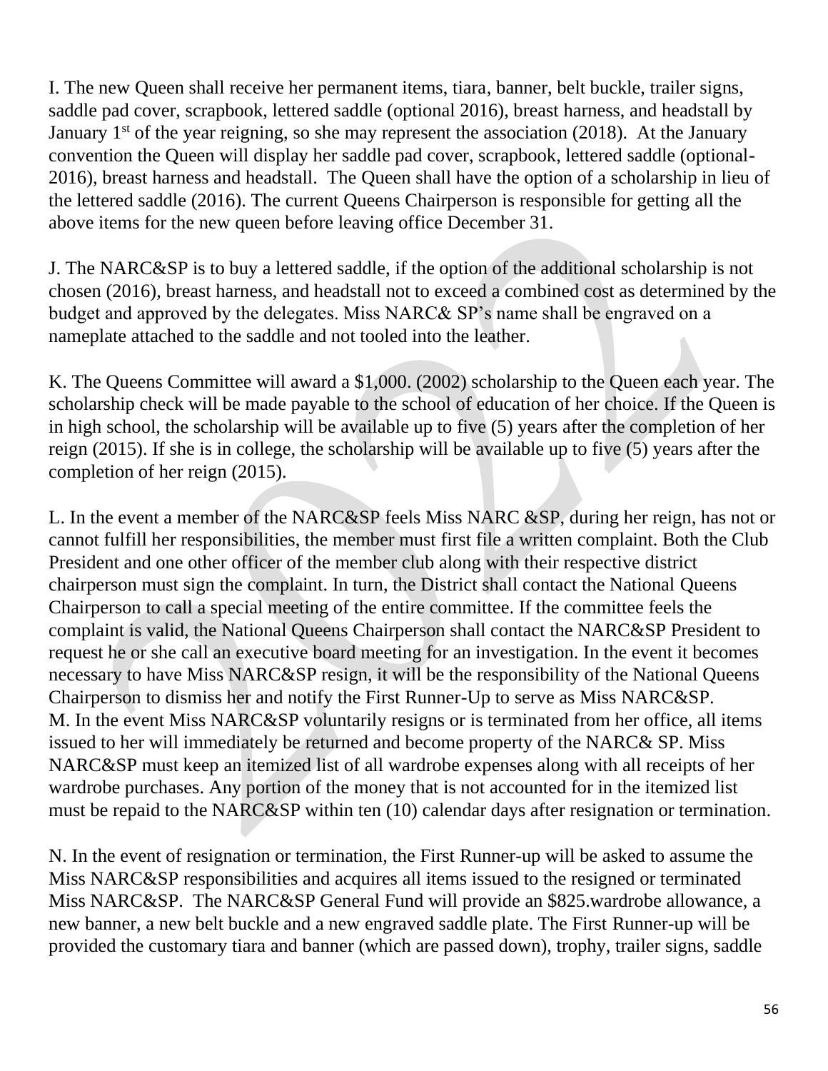I. The new Queen shall receive her permanent items, tiara, banner, belt buckle, trailer signs, saddle pad cover, scrapbook, lettered saddle (optional 2016), breast harness, and headstall by January 1st of the year reigning, so she may represent the association (2018). At the January convention the Queen will display her saddle pad cover, scrapbook, lettered saddle (optional-2016), breast harness and headstall. The Queen shall have the option of a scholarship in lieu of the lettered saddle (2016). The current Queens Chairperson is responsible for getting all the above items for the new queen before leaving office December 31.

J. The NARC&SP is to buy a lettered saddle, if the option of the additional scholarship is not chosen (2016), breast harness, and headstall not to exceed a combined cost as determined by the budget and approved by the delegates. Miss NARC& SP's name shall be engraved on a nameplate attached to the saddle and not tooled into the leather.

K. The Queens Committee will award a $1,000. (2002) scholarship to the Queen each year. The scholarship check will be made payable to the school of education of her choice. If the Queen is in high school, the scholarship will be available up to five (5) years after the completion of her reign (2015). If she is in college, the scholarship will be available up to five (5) years after the completion of her reign (2015).

L. In the event a member of the NARC&SP feels Miss NARC &SP, during her reign, has not or cannot fulfill her responsibilities, the member must first file a written complaint. Both the Club President and one other officer of the member club along with their respective district chairperson must sign the complaint. In turn, the District shall contact the National Queens Chairperson to call a special meeting of the entire committee. If the committee feels the complaint is valid, the National Queens Chairperson shall contact the NARC&SP President to request he or she call an executive board meeting for an investigation. In the event it becomes necessary to have Miss NARC&SP resign, it will be the responsibility of the National Queens Chairperson to dismiss her and notify the First Runner-Up to serve as Miss NARC&SP.

M. In the event Miss NARC&SP voluntarily resigns or is terminated from her office, all items issued to her will immediately be returned and become property of the NARC& SP. Miss NARC&SP must keep an itemized list of all wardrobe expenses along with all receipts of her wardrobe purchases. Any portion of the money that is not accounted for in the itemized list must be repaid to the NARC&SP within ten (10) calendar days after resignation or termination.

N. In the event of resignation or termination, the First Runner-up will be asked to assume the Miss NARC&SP responsibilities and acquires all items issued to the resigned or terminated Miss NARC&SP. The NARC&SP General Fund will provide an $825.wardrobe allowance, a new banner, a new belt buckle and a new engraved saddle plate. The First Runner-up will be provided the customary tiara and banner (which are passed down), trophy, trailer signs, saddle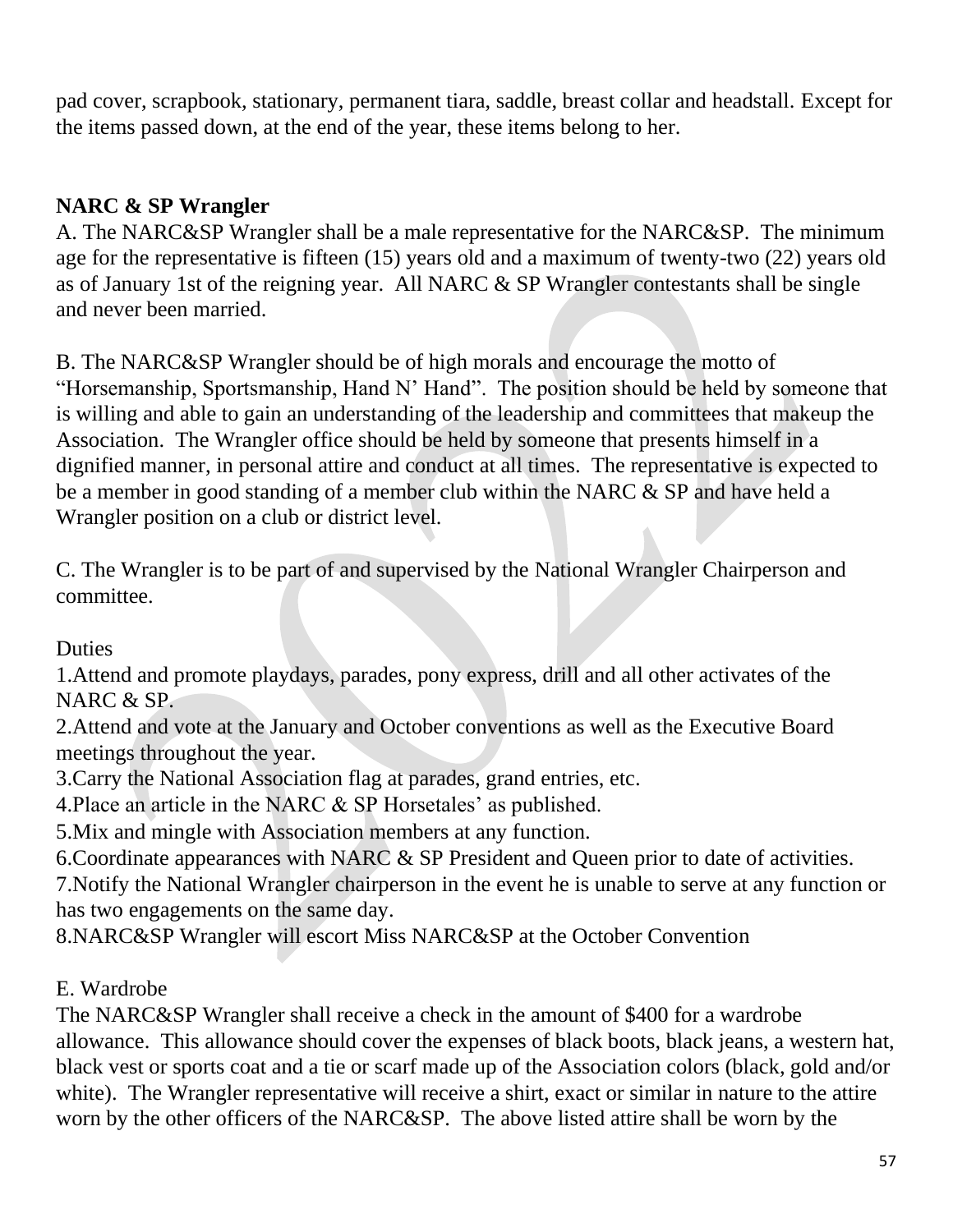pad cover, scrapbook, stationary, permanent tiara, saddle, breast collar and headstall. Except for the items passed down, at the end of the year, these items belong to her.

**NARC & SP Wrangler**

A. The NARC&SP Wrangler shall be a male representative for the NARC&SP. The minimum age for the representative is fifteen (15) years old and a maximum of twenty-two (22) years old as of January 1st of the reigning year. All NARC & SP Wrangler contestants shall be single and never been married.

B. The NARC&SP Wrangler should be of high morals and encourage the motto of "Horsemanship, Sportsmanship, Hand N' Hand". The position should be held by someone that is willing and able to gain an understanding of the leadership and committees that makeup the Association. The Wrangler office should be held by someone that presents himself in a dignified manner, in personal attire and conduct at all times. The representative is expected to be a member in good standing of a member club within the NARC & SP and have held a Wrangler position on a club or district level.

C. The Wrangler is to be part of and supervised by the National Wrangler Chairperson and committee.

Duties

1.Attend and promote playdays, parades, pony express, drill and all other activates of the NARC & SP.
2.Attend and vote at the January and October conventions as well as the Executive Board meetings throughout the year.
3.Carry the National Association flag at parades, grand entries, etc.
4.Place an article in the NARC & SP Horsetales' as published.
5.Mix and mingle with Association members at any function.
6.Coordinate appearances with NARC & SP President and Queen prior to date of activities.
7.Notify the National Wrangler chairperson in the event he is unable to serve at any function or has two engagements on the same day.
8.NARC&SP Wrangler will escort Miss NARC&SP at the October Convention

E. Wardrobe

The NARC&SP Wrangler shall receive a check in the amount of $400 for a wardrobe allowance. This allowance should cover the expenses of black boots, black jeans, a western hat, black vest or sports coat and a tie or scarf made up of the Association colors (black, gold and/or white). The Wrangler representative will receive a shirt, exact or similar in nature to the attire worn by the other officers of the NARC&SP. The above listed attire shall be worn by the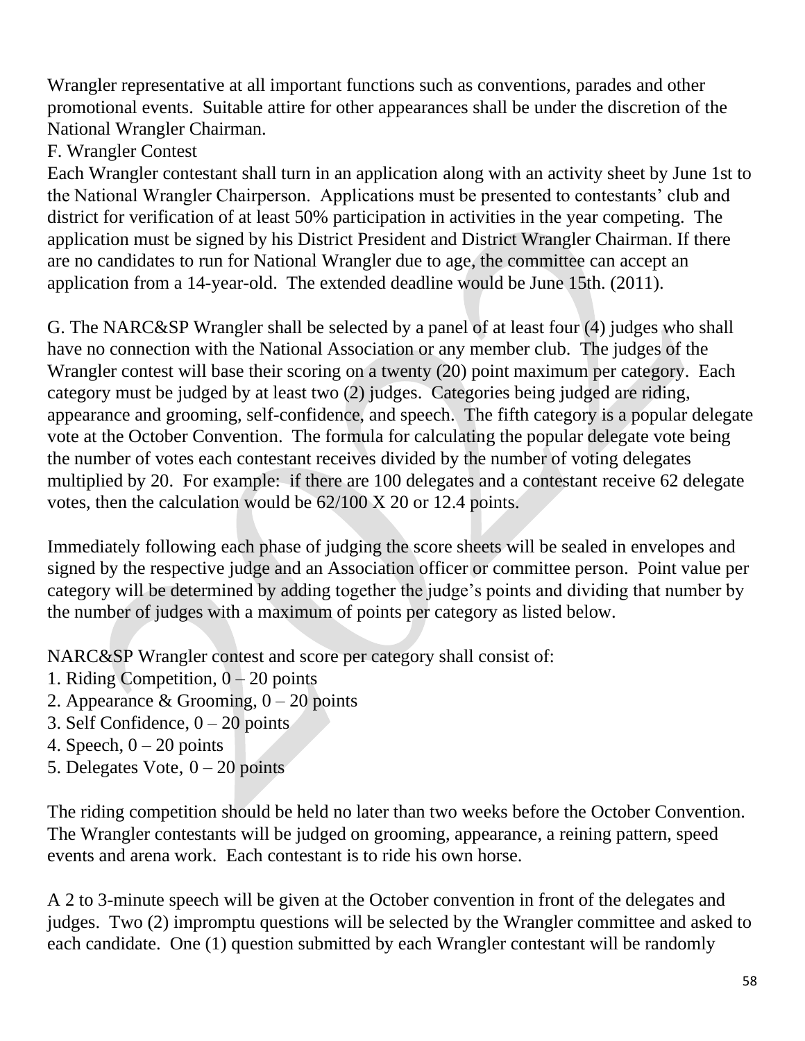Wrangler representative at all important functions such as conventions, parades and other promotional events. Suitable attire for other appearances shall be under the discretion of the National Wrangler Chairman.

F. Wrangler Contest

Each Wrangler contestant shall turn in an application along with an activity sheet by June 1st to the National Wrangler Chairperson. Applications must be presented to contestants' club and district for verification of at least 50% participation in activities in the year competing. The application must be signed by his District President and District Wrangler Chairman. If there are no candidates to run for National Wrangler due to age, the committee can accept an application from a 14-year-old. The extended deadline would be June 15th. (2011).

G. The NARC&SP Wrangler shall be selected by a panel of at least four (4) judges who shall have no connection with the National Association or any member club. The judges of the Wrangler contest will base their scoring on a twenty (20) point maximum per category. Each category must be judged by at least two (2) judges. Categories being judged are riding, appearance and grooming, self-confidence, and speech. The fifth category is a popular delegate vote at the October Convention. The formula for calculating the popular delegate vote being the number of votes each contestant receives divided by the number of voting delegates multiplied by 20. For example: if there are 100 delegates and a contestant receive 62 delegate votes, then the calculation would be 62/100 X 20 or 12.4 points.

Immediately following each phase of judging the score sheets will be sealed in envelopes and signed by the respective judge and an Association officer or committee person. Point value per category will be determined by adding together the judge's points and dividing that number by the number of judges with a maximum of points per category as listed below.

NARC&SP Wrangler contest and score per category shall consist of:

1. Riding Competition, 0 – 20 points
2. Appearance & Grooming, 0 – 20 points
3. Self Confidence, 0 – 20 points
4. Speech, 0 – 20 points
5. Delegates Vote, 0 – 20 points

The riding competition should be held no later than two weeks before the October Convention. The Wrangler contestants will be judged on grooming, appearance, a reining pattern, speed events and arena work. Each contestant is to ride his own horse.

A 2 to 3-minute speech will be given at the October convention in front of the delegates and judges. Two (2) impromptu questions will be selected by the Wrangler committee and asked to each candidate. One (1) question submitted by each Wrangler contestant will be randomly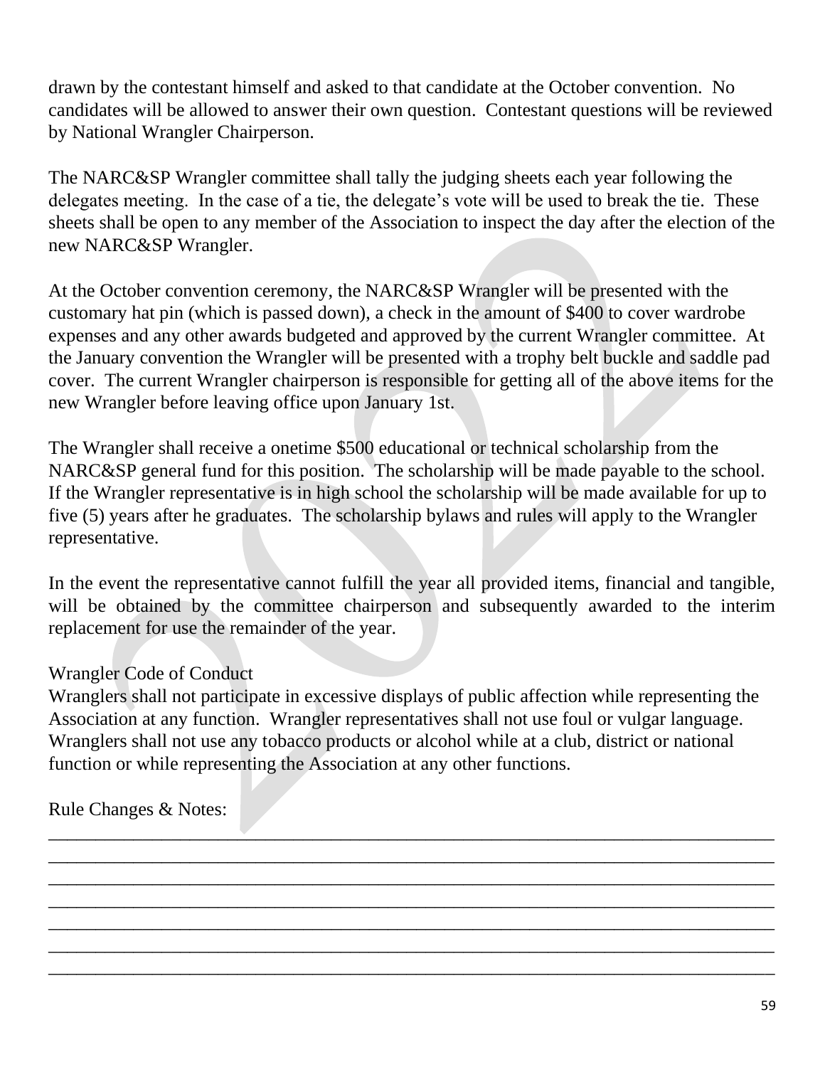drawn by the contestant himself and asked to that candidate at the October convention. No candidates will be allowed to answer their own question. Contestant questions will be reviewed by National Wrangler Chairperson.

The NARC&SP Wrangler committee shall tally the judging sheets each year following the delegates meeting. In the case of a tie, the delegate's vote will be used to break the tie. These sheets shall be open to any member of the Association to inspect the day after the election of the new NARC&SP Wrangler.

At the October convention ceremony, the NARC&SP Wrangler will be presented with the customary hat pin (which is passed down), a check in the amount of $400 to cover wardrobe expenses and any other awards budgeted and approved by the current Wrangler committee. At the January convention the Wrangler will be presented with a trophy belt buckle and saddle pad cover. The current Wrangler chairperson is responsible for getting all of the above items for the new Wrangler before leaving office upon January 1st.

The Wrangler shall receive a onetime $500 educational or technical scholarship from the NARC&SP general fund for this position. The scholarship will be made payable to the school. If the Wrangler representative is in high school the scholarship will be made available for up to five (5) years after he graduates. The scholarship bylaws and rules will apply to the Wrangler representative.

In the event the representative cannot fulfill the year all provided items, financial and tangible, will be obtained by the committee chairperson and subsequently awarded to the interim replacement for use the remainder of the year.

Wrangler Code of Conduct

Wranglers shall not participate in excessive displays of public affection while representing the Association at any function. Wrangler representatives shall not use foul or vulgar language. Wranglers shall not use any tobacco products or alcohol while at a club, district or national function or while representing the Association at any other functions.

Rule Changes & Notes:

______________________________________________________________________________
______________________________________________________________________________
______________________________________________________________________________
______________________________________________________________________________
______________________________________________________________________________
______________________________________________________________________________
______________________________________________________________________________